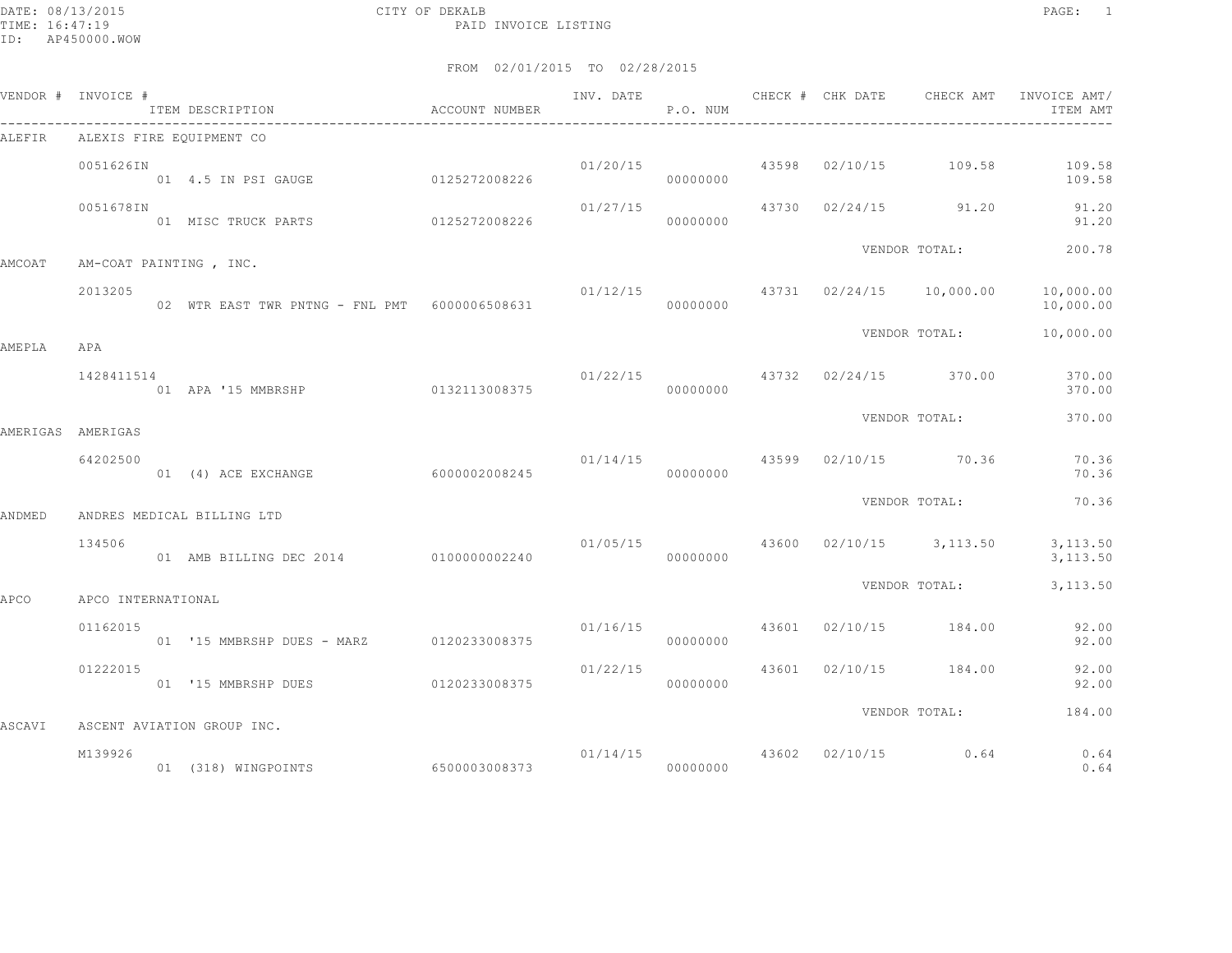DATE: 08/13/2015 CITY OF DEKALB
TIME: 16:47:19 PAID INVOICE LISTING
ID: AP450000.WOW

FROM 02/01/2015 TO 02/28/2015

| VENDOR # | INVOICE # / ITEM DESCRIPTION | ACCOUNT NUMBER | INV. DATE | P.O. NUM | CHECK # | CHK DATE | CHECK AMT | INVOICE AMT/ ITEM AMT |
|---|---|---|---|---|---|---|---|---|
| ALEFIR | ALEXIS FIRE EQUIPMENT CO | | | | | | | |
| | 0051626IN | | 01/20/15 | | 43598 | 02/10/15 | 109.58 | 109.58 |
| | 01 4.5 IN PSI GAUGE | 0125272008226 | | 00000000 | | | | 109.58 |
| | 0051678IN | | 01/27/15 | | 43730 | 02/24/15 | 91.20 | 91.20 |
| | 01 MISC TRUCK PARTS | 0125272008226 | | 00000000 | | | | 91.20 |
| | | | | | | VENDOR TOTAL: | | 200.78 |
| AMCOAT | AM-COAT PAINTING , INC. | | | | | | | |
| | 2013205 | | 01/12/15 | | 43731 | 02/24/15 | 10,000.00 | 10,000.00 |
| | 02 WTR EAST TWR PNTNG - FNL PMT | 6000006508631 | | 00000000 | | | | 10,000.00 |
| | | | | | | VENDOR TOTAL: | | 10,000.00 |
| AMEPLA | APA | | | | | | | |
| | 1428411514 | | 01/22/15 | | 43732 | 02/24/15 | 370.00 | 370.00 |
| | 01 APA '15 MMBRSHP | 0132113008375 | | 00000000 | | | | 370.00 |
| | | | | | | VENDOR TOTAL: | | 370.00 |
| AMERIGAS | AMERIGAS | | | | | | | |
| | 64202500 | | 01/14/15 | | 43599 | 02/10/15 | 70.36 | 70.36 |
| | 01 (4) ACE EXCHANGE | 6000002008245 | | 00000000 | | | | 70.36 |
| | | | | | | VENDOR TOTAL: | | 70.36 |
| ANDMED | ANDRES MEDICAL BILLING LTD | | | | | | | |
| | 134506 | | 01/05/15 | | 43600 | 02/10/15 | 3,113.50 | 3,113.50 |
| | 01 AMB BILLING DEC 2014 | 0100000002240 | | 00000000 | | | | 3,113.50 |
| | | | | | | VENDOR TOTAL: | | 3,113.50 |
| APCO | APCO INTERNATIONAL | | | | | | | |
| | 01162015 | | 01/16/15 | | 43601 | 02/10/15 | 184.00 | 92.00 |
| | 01 '15 MMBRSHP DUES - MARZ | 0120233008375 | | 00000000 | | | | 92.00 |
| | 01222015 | | 01/22/15 | | 43601 | 02/10/15 | 184.00 | 92.00 |
| | 01 '15 MMBRSHP DUES | 0120233008375 | | 00000000 | | | | 92.00 |
| | | | | | | VENDOR TOTAL: | | 184.00 |
| ASCAVI | ASCENT AVIATION GROUP INC. | | | | | | | |
| | M139926 | | 01/14/15 | | 43602 | 02/10/15 | 0.64 | 0.64 |
| | 01 (318) WINGPOINTS | 6500003008373 | | 00000000 | | | | 0.64 |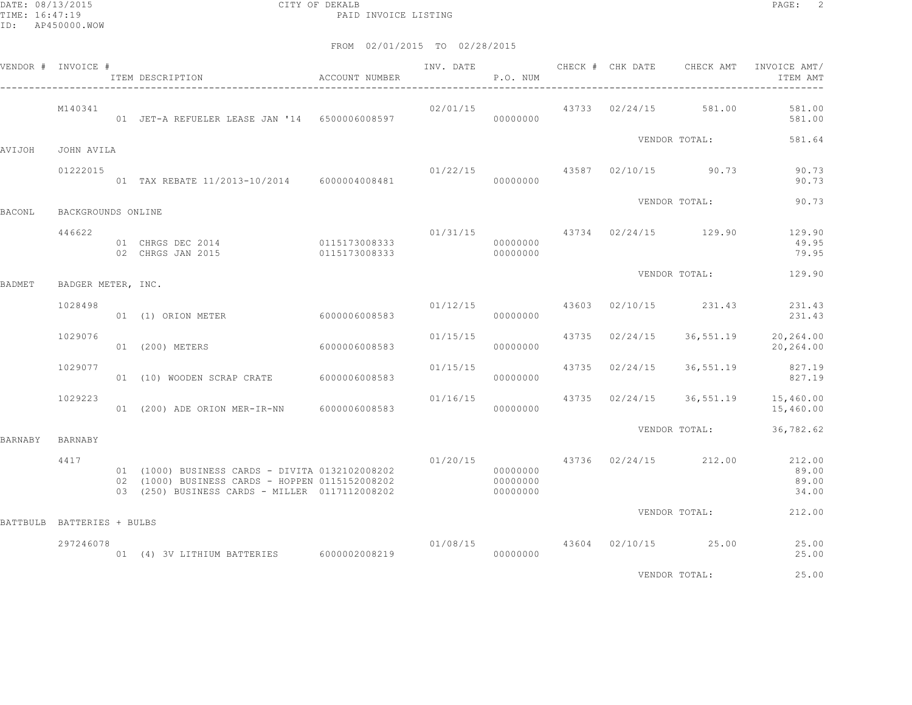CITY OF DEKALB

PAID INVOICE LISTING

FROM 02/01/2015 TO 02/28/2015

| VENDOR # | INVOICE # | ITEM DESCRIPTION | ACCOUNT NUMBER | INV. DATE | P.O. NUM | CHECK # | CHK DATE | CHECK AMT | INVOICE AMT/ ITEM AMT |
|---|---|---|---|---|---|---|---|---|---|
| | M140341 | | | 02/01/15 | | 43733 | 02/24/15 | 581.00 | 581.00 |
| | | 01 JET-A REFUELER LEASE JAN '14 | 6500006008597 | | 00000000 | | | | 581.00 |
| | | | | | | | VENDOR TOTAL: | | 581.64 |
| AVIJOH | JOHN AVILA | | | | | | | | |
| | 01222015 | | | 01/22/15 | | 43587 | 02/10/15 | 90.73 | 90.73 |
| | | 01 TAX REBATE 11/2013-10/2014 | 6000004008481 | | 00000000 | | | | 90.73 |
| | | | | | | | VENDOR TOTAL: | | 90.73 |
| BACONL | BACKGROUNDS ONLINE | | | | | | | | |
| | 446622 | | | 01/31/15 | | 43734 | 02/24/15 | 129.90 | 129.90 |
| | | 01 CHRGS DEC 2014 | 0115173008333 | | 00000000 | | | | 49.95 |
| | | 02 CHRGS JAN 2015 | 0115173008333 | | 00000000 | | | | 79.95 |
| | | | | | | | VENDOR TOTAL: | | 129.90 |
| BADMET | BADGER METER, INC. | | | | | | | | |
| | 1028498 | | | 01/12/15 | | 43603 | 02/10/15 | 231.43 | 231.43 |
| | | 01 (1) ORION METER | 6000006008583 | | 00000000 | | | | 231.43 |
| | 1029076 | | | 01/15/15 | | 43735 | 02/24/15 | 36,551.19 | 20,264.00 |
| | | 01 (200) METERS | 6000006008583 | | 00000000 | | | | 20,264.00 |
| | 1029077 | | | 01/15/15 | | 43735 | 02/24/15 | 36,551.19 | 827.19 |
| | | 01 (10) WOODEN SCRAP CRATE | 6000006008583 | | 00000000 | | | | 827.19 |
| | 1029223 | | | 01/16/15 | | 43735 | 02/24/15 | 36,551.19 | 15,460.00 |
| | | 01 (200) ADE ORION MER-IR-NN | 6000006008583 | | 00000000 | | | | 15,460.00 |
| | | | | | | | VENDOR TOTAL: | | 36,782.62 |
| BARNABY | BARNABY | | | | | | | | |
| | 4417 | | | 01/20/15 | | 43736 | 02/24/15 | 212.00 | 212.00 |
| | | 01 (1000) BUSINESS CARDS - DIVITA | 0132102008202 | | 00000000 | | | | 89.00 |
| | | 02 (1000) BUSINESS CARDS - HOPPEN | 0115152008202 | | 00000000 | | | | 89.00 |
| | | 03 (250) BUSINESS CARDS - MILLER | 0117112008202 | | 00000000 | | | | 34.00 |
| | | | | | | | VENDOR TOTAL: | | 212.00 |
| BATTBULB | BATTERIES + BULBS | | | | | | | | |
| | 297246078 | | | 01/08/15 | | 43604 | 02/10/15 | 25.00 | 25.00 |
| | | 01 (4) 3V LITHIUM BATTERIES | 6000002008219 | | 00000000 | | | | 25.00 |
| | | | | | | | VENDOR TOTAL: | | 25.00 |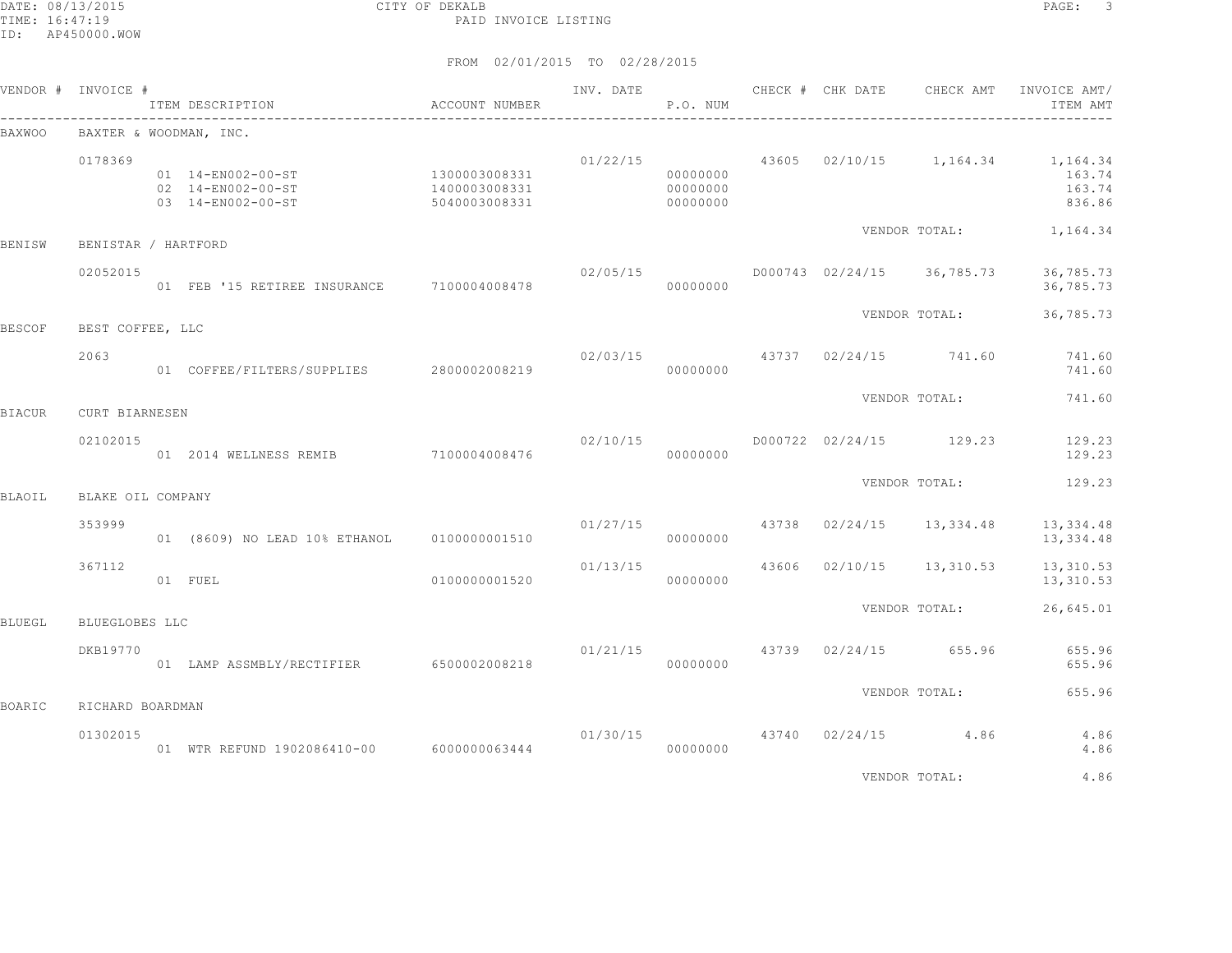CITY OF DEKALB

PAID INVOICE LISTING

FROM 02/01/2015 TO 02/28/2015

| VENDOR # | INVOICE # | ITEM DESCRIPTION | ACCOUNT NUMBER | INV. DATE | P.O. NUM | CHECK # | CHK DATE | CHECK AMT | INVOICE AMT/ ITEM AMT |
|---|---|---|---|---|---|---|---|---|---|
| BAXWOO | BAXTER & WOODMAN, INC. | | | | | | | | |
| | 0178369 | | | 01/22/15 | | 43605 | 02/10/15 | 1,164.34 | 1,164.34 |
| | | 01 14-EN002-00-ST | 1300003008331 | | 00000000 | | | | 163.74 |
| | | 02 14-EN002-00-ST | 1400003008331 | | 00000000 | | | | 163.74 |
| | | 03 14-EN002-00-ST | 5040003008331 | | 00000000 | | | | 836.86 |
| | | | | | | | VENDOR TOTAL: | | 1,164.34 |
| BENISW | BENISTAR / HARTFORD | | | | | | | | |
| | 02052015 | | | 02/05/15 | | D000743 | 02/24/15 | 36,785.73 | 36,785.73 |
| | | 01 FEB '15 RETIREE INSURANCE | 7100004008478 | | 00000000 | | | | 36,785.73 |
| | | | | | | | VENDOR TOTAL: | | 36,785.73 |
| BESCOF | BEST COFFEE, LLC | | | | | | | | |
| | 2063 | | | 02/03/15 | | 43737 | 02/24/15 | 741.60 | 741.60 |
| | | 01 COFFEE/FILTERS/SUPPLIES | 2800002008219 | | 00000000 | | | | 741.60 |
| | | | | | | | VENDOR TOTAL: | | 741.60 |
| BIACUR | CURT BIARNESEN | | | | | | | | |
| | 02102015 | | | 02/10/15 | | D000722 | 02/24/15 | 129.23 | 129.23 |
| | | 01 2014 WELLNESS REMIB | 7100004008476 | | 00000000 | | | | 129.23 |
| | | | | | | | VENDOR TOTAL: | | 129.23 |
| BLAOIL | BLAKE OIL COMPANY | | | | | | | | |
| | 353999 | | | 01/27/15 | | 43738 | 02/24/15 | 13,334.48 | 13,334.48 |
| | | 01 (8609) NO LEAD 10% ETHANOL | 0100000001510 | | 00000000 | | | | 13,334.48 |
| | 367112 | | | 01/13/15 | | 43606 | 02/10/15 | 13,310.53 | 13,310.53 |
| | | 01 FUEL | 0100000001520 | | 00000000 | | | | 13,310.53 |
| | | | | | | | VENDOR TOTAL: | | 26,645.01 |
| BLUEGL | BLUEGLOBES LLC | | | | | | | | |
| | DKB19770 | | | 01/21/15 | | 43739 | 02/24/15 | 655.96 | 655.96 |
| | | 01 LAMP ASSMBLY/RECTIFIER | 6500002008218 | | 00000000 | | | | 655.96 |
| | | | | | | | VENDOR TOTAL: | | 655.96 |
| BOARIC | RICHARD BOARDMAN | | | | | | | | |
| | 01302015 | | | 01/30/15 | | 43740 | 02/24/15 | 4.86 | 4.86 |
| | | 01 WTR REFUND 1902086410-00 | 6000000063444 | | 00000000 | | | | 4.86 |
| | | | | | | | VENDOR TOTAL: | | 4.86 |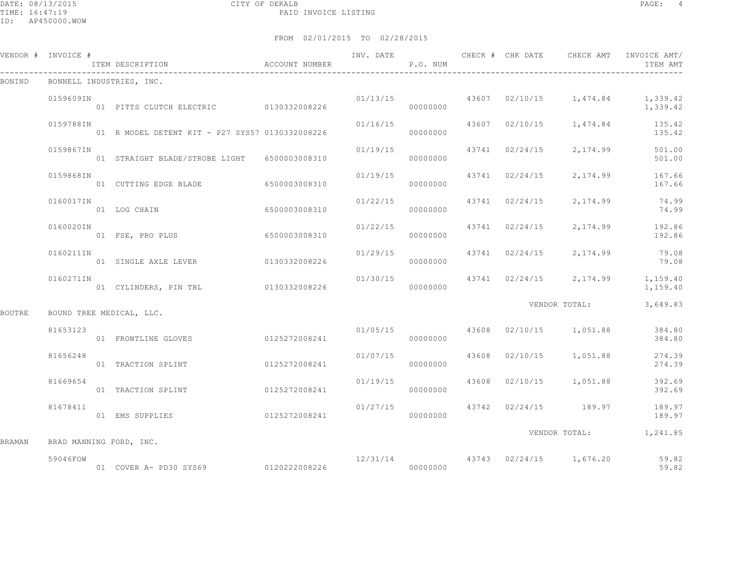CITY OF DEKALB

PAID INVOICE LISTING

FROM 02/01/2015 TO 02/28/2015

| VENDOR # | INVOICE # | ITEM DESCRIPTION | ACCOUNT NUMBER | INV. DATE | P.O. NUM | CHECK # | CHK DATE | CHECK AMT | INVOICE AMT/ ITEM AMT |
|---|---|---|---|---|---|---|---|---|---|
| BONIND | BONNELL INDUSTRIES, INC. | | | | | | | | |
| | 0159609IN | | | 01/13/15 | | 43607 | 02/10/15 | 1,474.84 | 1,339.42 |
| | | 01 PITTS CLUTCH ELECTRIC | 0130332008226 | | 00000000 | | | | 1,339.42 |
| | 0159788IN | | | 01/16/15 | | 43607 | 02/10/15 | 1,474.84 | 135.42 |
| | | 01 R MODEL DETENT KIT - P27 SYS57 | 0130332008226 | | 00000000 | | | | 135.42 |
| | 0159867IN | | | 01/19/15 | | 43741 | 02/24/15 | 2,174.99 | 501.00 |
| | | 01 STRAIGHT BLADE/STROBE LIGHT | 6500003008310 | | 00000000 | | | | 501.00 |
| | 0159868IN | | | 01/19/15 | | 43741 | 02/24/15 | 2,174.99 | 167.66 |
| | | 01 CUTTING EDGE BLADE | 6500003008310 | | 00000000 | | | | 167.66 |
| | 0160017IN | | | 01/22/15 | | 43741 | 02/24/15 | 2,174.99 | 74.99 |
| | | 01 LOG CHAIN | 6500003008310 | | 00000000 | | | | 74.99 |
| | 0160020IN | | | 01/22/15 | | 43741 | 02/24/15 | 2,174.99 | 192.86 |
| | | 01 FSE, PRO PLUS | 6500003008310 | | 00000000 | | | | 192.86 |
| | 0160211IN | | | 01/29/15 | | 43741 | 02/24/15 | 2,174.99 | 79.08 |
| | | 01 SINGLE AXLE LEVER | 0130332008226 | | 00000000 | | | | 79.08 |
| | 0160271IN | | | 01/30/15 | | 43741 | 02/24/15 | 2,174.99 | 1,159.40 |
| | | 01 CYLINDERS, PIN TBL | 0130332008226 | | 00000000 | | | | 1,159.40 |
| | | | | | | | | VENDOR TOTAL: | 3,649.83 |
| BOUTRE | BOUND TREE MEDICAL, LLC. | | | | | | | | |
| | 81653123 | | | 01/05/15 | | 43608 | 02/10/15 | 1,051.88 | 384.80 |
| | | 01 FRONTLINE GLOVES | 0125272008241 | | 00000000 | | | | 384.80 |
| | 81656248 | | | 01/07/15 | | 43608 | 02/10/15 | 1,051.88 | 274.39 |
| | | 01 TRACTION SPLINT | 0125272008241 | | 00000000 | | | | 274.39 |
| | 81669654 | | | 01/19/15 | | 43608 | 02/10/15 | 1,051.88 | 392.69 |
| | | 01 TRACTION SPLINT | 0125272008241 | | 00000000 | | | | 392.69 |
| | 81678411 | | | 01/27/15 | | 43742 | 02/24/15 | 189.97 | 189.97 |
| | | 01 EMS SUPPLIES | 0125272008241 | | 00000000 | | | | 189.97 |
| | | | | | | | | VENDOR TOTAL: | 1,241.85 |
| BRAMAN | BRAD MANNING FORD, INC. | | | | | | | | |
| | 59046FOW | | | 12/31/14 | | 43743 | 02/24/15 | 1,676.20 | 59.82 |
| | | 01 COVER A- PD30 SYS69 | 0120222008226 | | 00000000 | | | | 59.82 |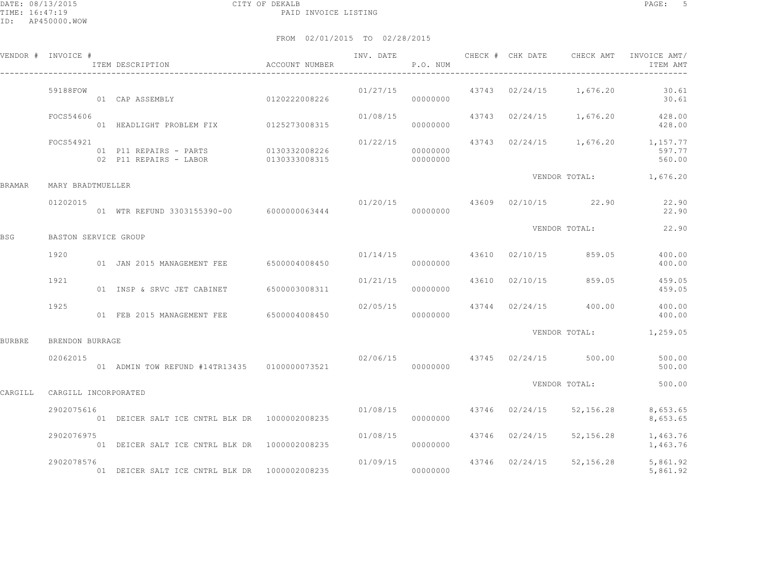CITY OF DEKALB
PAID INVOICE LISTING

DATE: 08/13/2015
TIME: 16:47:19
ID: AP450000.WOW

FROM 02/01/2015 TO 02/28/2015

| VENDOR # | INVOICE # | ITEM DESCRIPTION | ACCOUNT NUMBER | INV. DATE | P.O. NUM | CHECK # | CHK DATE | CHECK AMT | INVOICE AMT/ ITEM AMT |
|---|---|---|---|---|---|---|---|---|---|
| | 59188FOW | | | 01/27/15 | | 43743 | 02/24/15 | 1,676.20 | 30.61 |
| | | 01 CAP ASSEMBLY | 0120222008226 | | 00000000 | | | | 30.61 |
| | FOCS54606 | | | 01/08/15 | | 43743 | 02/24/15 | 1,676.20 | 428.00 |
| | | 01 HEADLIGHT PROBLEM FIX | 0125273008315 | | 00000000 | | | | 428.00 |
| | FOCS54921 | | | 01/22/15 | | 43743 | 02/24/15 | 1,676.20 | 1,157.77 |
| | | 01 P11 REPAIRS - PARTS | 0130332008226 | | 00000000 | | | | 597.77 |
| | | 02 P11 REPAIRS - LABOR | 0130333008315 | | 00000000 | | | | 560.00 |
| | | | | | | | | VENDOR TOTAL: | 1,676.20 |
| BRAMAR | MARY BRADTMUELLER | | | | | | | | |
| | 01202015 | | | 01/20/15 | | 43609 | 02/10/15 | 22.90 | 22.90 |
| | | 01 WTR REFUND 3303155390-00 | 6000000063444 | | 00000000 | | | | 22.90 |
| | | | | | | | | VENDOR TOTAL: | 22.90 |
| BSG | BASTON SERVICE GROUP | | | | | | | | |
| | 1920 | | | 01/14/15 | | 43610 | 02/10/15 | 859.05 | 400.00 |
| | | 01 JAN 2015 MANAGEMENT FEE | 6500004008450 | | 00000000 | | | | 400.00 |
| | 1921 | | | 01/21/15 | | 43610 | 02/10/15 | 859.05 | 459.05 |
| | | 01 INSP & SRVC JET CABINET | 6500003008311 | | 00000000 | | | | 459.05 |
| | 1925 | | | 02/05/15 | | 43744 | 02/24/15 | 400.00 | 400.00 |
| | | 01 FEB 2015 MANAGEMENT FEE | 6500004008450 | | 00000000 | | | | 400.00 |
| | | | | | | | | VENDOR TOTAL: | 1,259.05 |
| BURBRE | BRENDON BURRAGE | | | | | | | | |
| | 02062015 | | | 02/06/15 | | 43745 | 02/24/15 | 500.00 | 500.00 |
| | | 01 ADMIN TOW REFUND #14TR13435 | 0100000073521 | | 00000000 | | | | 500.00 |
| | | | | | | | | VENDOR TOTAL: | 500.00 |
| CARGILL | CARGILL INCORPORATED | | | | | | | | |
| | 2902075616 | | | 01/08/15 | | 43746 | 02/24/15 | 52,156.28 | 8,653.65 |
| | | 01 DEICER SALT ICE CNTRL BLK DR | 1000002008235 | | 00000000 | | | | 8,653.65 |
| | 2902076975 | | | 01/08/15 | | 43746 | 02/24/15 | 52,156.28 | 1,463.76 |
| | | 01 DEICER SALT ICE CNTRL BLK DR | 1000002008235 | | 00000000 | | | | 1,463.76 |
| | 2902078576 | | | 01/09/15 | | 43746 | 02/24/15 | 52,156.28 | 5,861.92 |
| | | 01 DEICER SALT ICE CNTRL BLK DR | 1000002008235 | | 00000000 | | | | 5,861.92 |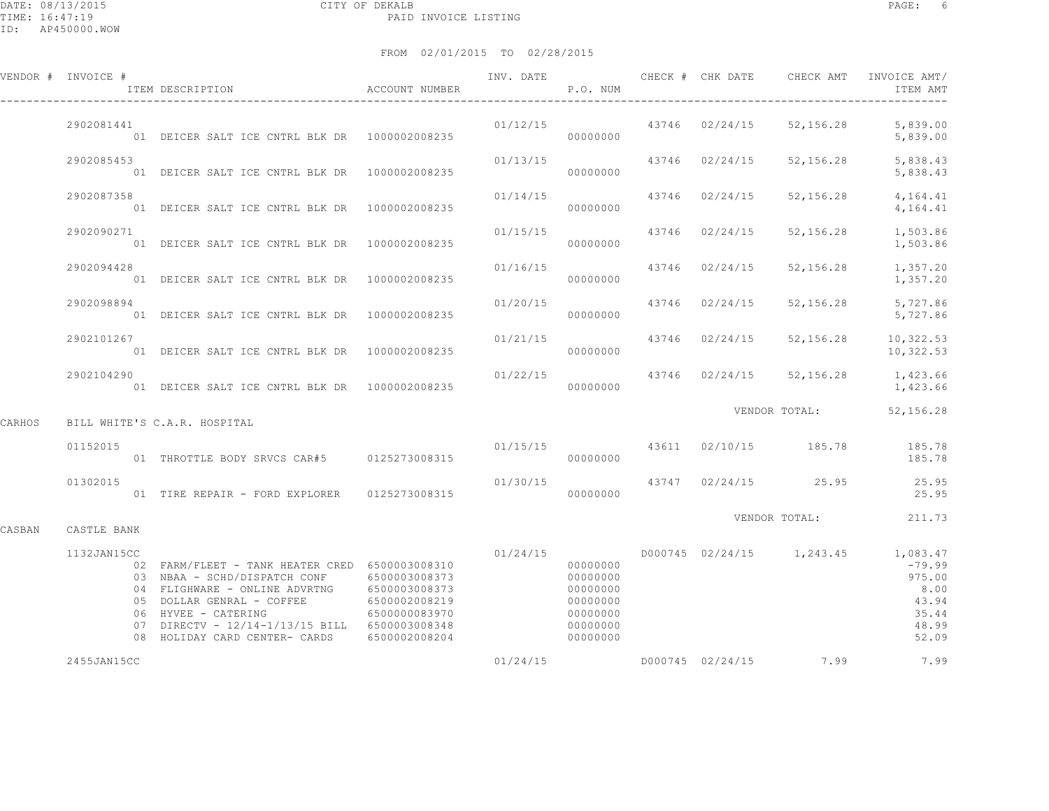CITY OF DEKALB
PAID INVOICE LISTING

FROM 02/01/2015 TO 02/28/2015

| VENDOR # | INVOICE # / ITEM DESCRIPTION | ACCOUNT NUMBER | INV. DATE | P.O. NUM | CHECK # | CHK DATE | CHECK AMT | INVOICE AMT/ ITEM AMT |
|---|---|---|---|---|---|---|---|---|
| | 2902081441 | | 01/12/15 | | 43746 | 02/24/15 | 52,156.28 | 5,839.00 |
| | 01 DEICER SALT ICE CNTRL BLK DR | 1000002008235 | | 00000000 | | | | 5,839.00 |
| | 2902085453 | | 01/13/15 | | 43746 | 02/24/15 | 52,156.28 | 5,838.43 |
| | 01 DEICER SALT ICE CNTRL BLK DR | 1000002008235 | | 00000000 | | | | 5,838.43 |
| | 2902087358 | | 01/14/15 | | 43746 | 02/24/15 | 52,156.28 | 4,164.41 |
| | 01 DEICER SALT ICE CNTRL BLK DR | 1000002008235 | | 00000000 | | | | 4,164.41 |
| | 2902090271 | | 01/15/15 | | 43746 | 02/24/15 | 52,156.28 | 1,503.86 |
| | 01 DEICER SALT ICE CNTRL BLK DR | 1000002008235 | | 00000000 | | | | 1,503.86 |
| | 2902094428 | | 01/16/15 | | 43746 | 02/24/15 | 52,156.28 | 1,357.20 |
| | 01 DEICER SALT ICE CNTRL BLK DR | 1000002008235 | | 00000000 | | | | 1,357.20 |
| | 2902098894 | | 01/20/15 | | 43746 | 02/24/15 | 52,156.28 | 5,727.86 |
| | 01 DEICER SALT ICE CNTRL BLK DR | 1000002008235 | | 00000000 | | | | 5,727.86 |
| | 2902101267 | | 01/21/15 | | 43746 | 02/24/15 | 52,156.28 | 10,322.53 |
| | 01 DEICER SALT ICE CNTRL BLK DR | 1000002008235 | | 00000000 | | | | 10,322.53 |
| | 2902104290 | | 01/22/15 | | 43746 | 02/24/15 | 52,156.28 | 1,423.66 |
| | 01 DEICER SALT ICE CNTRL BLK DR | 1000002008235 | | 00000000 | | | | 1,423.66 |
| | | | | | | | VENDOR TOTAL: | 52,156.28 |
| CARHOS | BILL WHITE'S C.A.R. HOSPITAL | | | | | | | |
| | 01152015 | | 01/15/15 | | 43611 | 02/10/15 | 185.78 | 185.78 |
| | 01 THROTTLE BODY SRVCS CAR#5 | 0125273008315 | | 00000000 | | | | 185.78 |
| | 01302015 | | 01/30/15 | | 43747 | 02/24/15 | 25.95 | 25.95 |
| | 01 TIRE REPAIR - FORD EXPLORER | 0125273008315 | | 00000000 | | | | 25.95 |
| | | | | | | | VENDOR TOTAL: | 211.73 |
| CASBAN | CASTLE BANK | | | | | | | |
| | 1132JAN15CC | | 01/24/15 | | D000745 | 02/24/15 | 1,243.45 | 1,083.47 |
| | 02 FARM/FLEET - TANK HEATER CRED | 6500003008310 | | 00000000 | | | | -79.99 |
| | 03 NBAA - SCHD/DISPATCH CONF | 6500003008373 | | 00000000 | | | | 975.00 |
| | 04 FLIGHWARE - ONLINE ADVRTNG | 6500003008373 | | 00000000 | | | | 8.00 |
| | 05 DOLLAR GENRAL - COFFEE | 6500002008219 | | 00000000 | | | | 43.94 |
| | 06 HYVEE - CATERING | 6500000083970 | | 00000000 | | | | 35.44 |
| | 07 DIRECTV - 12/14-1/13/15 BILL | 6500003008348 | | 00000000 | | | | 48.99 |
| | 08 HOLIDAY CARD CENTER- CARDS | 6500002008204 | | 00000000 | | | | 52.09 |
| | 2455JAN15CC | | 01/24/15 | | D000745 | 02/24/15 | 7.99 | 7.99 |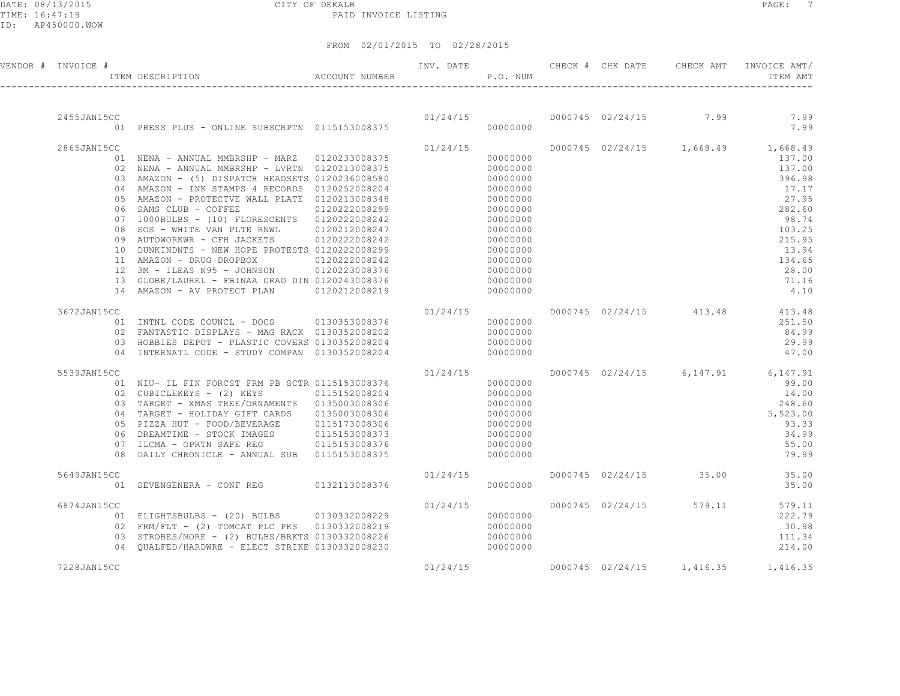CITY OF DEKALB
PAID INVOICE LISTING

FROM 02/01/2015 TO 02/28/2015

| VENDOR # | INVOICE # / ITEM DESCRIPTION | ACCOUNT NUMBER | INV. DATE | P.O. NUM | CHECK # | CHK DATE | CHECK AMT | INVOICE AMT/ ITEM AMT |
|---|---|---|---|---|---|---|---|---|
| | 2455JAN15CC | | 01/24/15 | | D000745 | 02/24/15 | 7.99 | 7.99 |
| | 01 PRESS PLUS - ONLINE SUBSCRPTN | 0115153008375 | | 00000000 | | | | 7.99 |
| | 2865JAN15CC | | 01/24/15 | | D000745 | 02/24/15 | 1,668.49 | 1,668.49 |
| | 01 NENA - ANNUAL MMBRSHP - MARZ | 0120233008375 | | 00000000 | | | | 137.00 |
| | 02 NENA - ANNUAL MMBRSHP - LVRTN | 0120213008375 | | 00000000 | | | | 137.00 |
| | 03 AMAZON - (5) DISPATCH HEADSETS | 0120236008580 | | 00000000 | | | | 396.98 |
| | 04 AMAZON - INK STAMPS 4 RECORDS | 0120252008204 | | 00000000 | | | | 17.17 |
| | 05 AMAZON - PROTECTVE WALL PLATE | 0120213008348 | | 00000000 | | | | 27.95 |
| | 06 SAMS CLUB - COFFEE | 0120222008299 | | 00000000 | | | | 282.60 |
| | 07 1000BULBS - (10) FLORESCENTS | 0120222008242 | | 00000000 | | | | 98.74 |
| | 08 SOS - WHITE VAN PLTE RNWL | 0120212008247 | | 00000000 | | | | 103.25 |
| | 09 AUTOWORKWR - CFH JACKETS | 0120222008242 | | 00000000 | | | | 215.95 |
| | 10 DUNKINDNTS - NEW HOPE PROTESTS | 0120222008299 | | 00000000 | | | | 13.94 |
| | 11 AMAZON - DRUG DROPBOX | 0120222008242 | | 00000000 | | | | 134.65 |
| | 12 3M - ILEAS N95 - JOHNSON | 0120223008376 | | 00000000 | | | | 28.00 |
| | 13 GLOBE/LAUREL - FBINAA GRAD DIN | 0120243008376 | | 00000000 | | | | 71.16 |
| | 14 AMAZON - AV PROTECT PLAN | 0120212008219 | | 00000000 | | | | 4.10 |
| | 3672JAN15CC | | 01/24/15 | | D000745 | 02/24/15 | 413.48 | 413.48 |
| | 01 INTNL CODE COUNCL - DOCS | 0130353008376 | | 00000000 | | | | 251.50 |
| | 02 FANTASTIC DISPLAYS - MAG RACK | 0130352008202 | | 00000000 | | | | 84.99 |
| | 03 HOBBIES DEPOT - PLASTIC COVERS | 0130352008204 | | 00000000 | | | | 29.99 |
| | 04 INTERNATL CODE - STUDY COMPAN | 0130352008204 | | 00000000 | | | | 47.00 |
| | 5539JAN15CC | | 01/24/15 | | D000745 | 02/24/15 | 6,147.91 | 6,147.91 |
| | 01 NIU- IL FIN FORCST FRM PB SCTR | 0115153008376 | | 00000000 | | | | 99.00 |
| | 02 CUBICLEKEYS - (2) KEYS | 0115152008204 | | 00000000 | | | | 14.00 |
| | 03 TARGET - XMAS TREE/ORNAMENTS | 0135003008306 | | 00000000 | | | | 248.60 |
| | 04 TARGET - HOLIDAY GIFT CARDS | 0135003008306 | | 00000000 | | | | 5,523.00 |
| | 05 PIZZA HUT - FOOD/BEVERAGE | 0115173008306 | | 00000000 | | | | 93.33 |
| | 06 DREAMTIME - STOCK IMAGES | 0115153008373 | | 00000000 | | | | 34.99 |
| | 07 ILCMA - OPRTN SAFE REG | 0115153008376 | | 00000000 | | | | 55.00 |
| | 08 DAILY CHRONICLE - ANNUAL SUB | 0115153008375 | | 00000000 | | | | 79.99 |
| | 5649JAN15CC | | 01/24/15 | | D000745 | 02/24/15 | 35.00 | 35.00 |
| | 01 SEVENGENERA - CONF REG | 0132113008376 | | 00000000 | | | | 35.00 |
| | 6874JAN15CC | | 01/24/15 | | D000745 | 02/24/15 | 579.11 | 579.11 |
| | 01 ELIGHTSBULBS - (20) BULBS | 0130332008229 | | 00000000 | | | | 222.79 |
| | 02 FRM/FLT - (2) TOMCAT PLC PKS | 0130332008219 | | 00000000 | | | | 30.98 |
| | 03 STROBES/MORE - (2) BULBS/BRKTS | 0130332008226 | | 00000000 | | | | 111.34 |
| | 04 QUALFED/HARDWRE - ELECT STRIKE | 0130332008230 | | 00000000 | | | | 214.00 |
| | 7228JAN15CC | | 01/24/15 | | D000745 | 02/24/15 | 1,416.35 | 1,416.35 |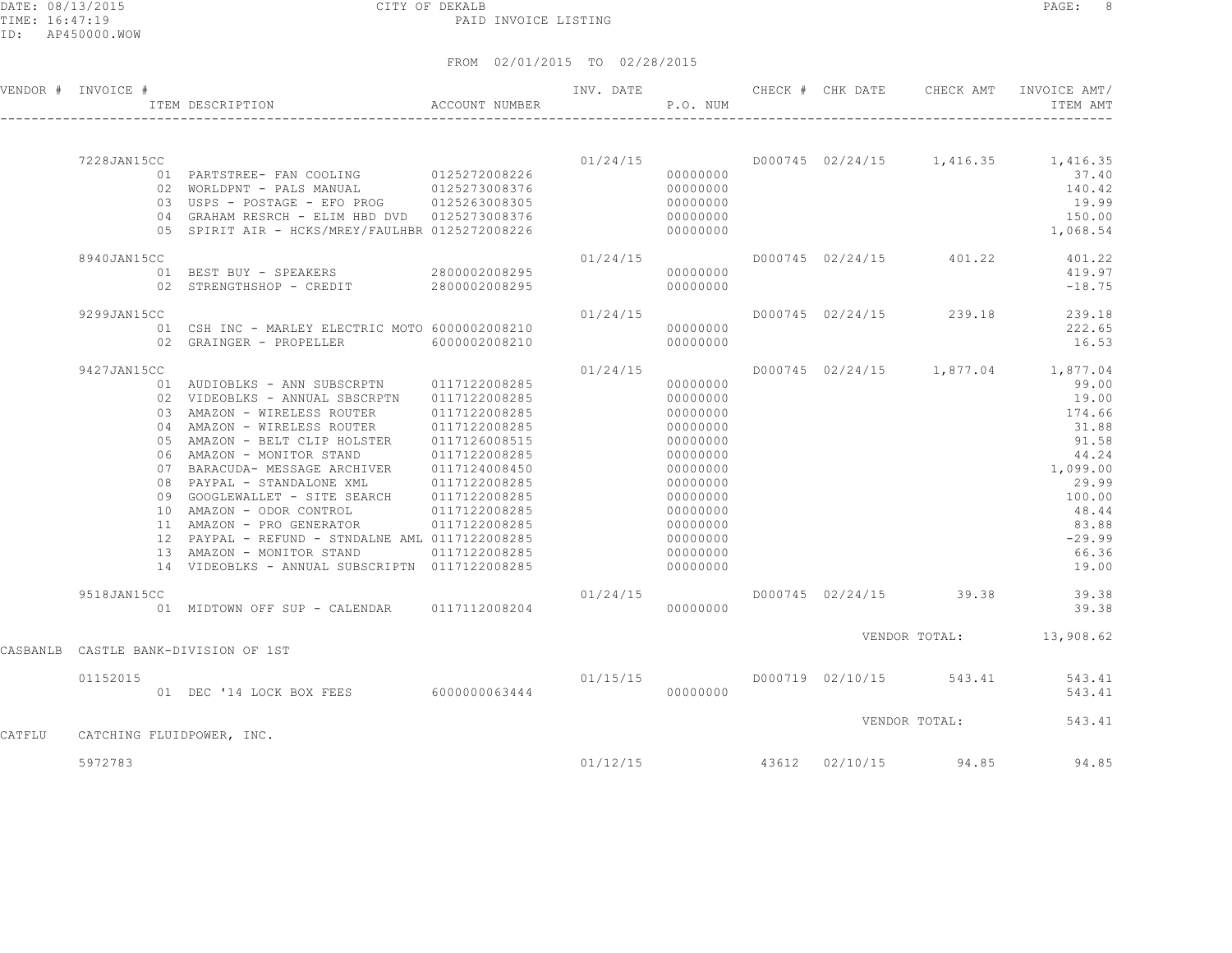CITY OF DEKALB

PAID INVOICE LISTING

FROM 02/01/2015 TO 02/28/2015

| VENDOR # | INVOICE # | ITEM DESCRIPTION | ACCOUNT NUMBER | INV. DATE | P.O. NUM | CHECK # | CHK DATE | CHECK AMT | INVOICE AMT/ ITEM AMT |
|---|---|---|---|---|---|---|---|---|---|
| | 7228JAN15CC | | | 01/24/15 | | D000745 | 02/24/15 | 1,416.35 | 1,416.35 |
| | | 01 PARTSTREE- FAN COOLING | 0125272008226 | | 00000000 | | | | 37.40 |
| | | 02 WORLDPNT - PALS MANUAL | 0125273008376 | | 00000000 | | | | 140.42 |
| | | 03 USPS - POSTAGE - EFO PROG | 0125263008305 | | 00000000 | | | | 19.99 |
| | | 04 GRAHAM RESRCH - ELIM HBD DVD | 0125273008376 | | 00000000 | | | | 150.00 |
| | | 05 SPIRIT AIR - HCKS/MREY/FAULHBR | 0125272008226 | | 00000000 | | | | 1,068.54 |
| | 8940JAN15CC | | | 01/24/15 | | D000745 | 02/24/15 | 401.22 | 401.22 |
| | | 01 BEST BUY - SPEAKERS | 2800002008295 | | 00000000 | | | | 419.97 |
| | | 02 STRENGTHSHOP - CREDIT | 2800002008295 | | 00000000 | | | | -18.75 |
| | 9299JAN15CC | | | 01/24/15 | | D000745 | 02/24/15 | 239.18 | 239.18 |
| | | 01 CSH INC - MARLEY ELECTRIC MOTO | 6000002008210 | | 00000000 | | | | 222.65 |
| | | 02 GRAINGER - PROPELLER | 6000002008210 | | 00000000 | | | | 16.53 |
| | 9427JAN15CC | | | 01/24/15 | | D000745 | 02/24/15 | 1,877.04 | 1,877.04 |
| | | 01 AUDIOBLKS - ANN SUBSCRPTN | 0117122008285 | | 00000000 | | | | 99.00 |
| | | 02 VIDEOBLKS - ANNUAL SBSCRPTN | 0117122008285 | | 00000000 | | | | 19.00 |
| | | 03 AMAZON - WIRELESS ROUTER | 0117122008285 | | 00000000 | | | | 174.66 |
| | | 04 AMAZON - WIRELESS ROUTER | 0117122008285 | | 00000000 | | | | 31.88 |
| | | 05 AMAZON - BELT CLIP HOLSTER | 0117126008515 | | 00000000 | | | | 91.58 |
| | | 06 AMAZON - MONITOR STAND | 0117122008285 | | 00000000 | | | | 44.24 |
| | | 07 BARACUDA- MESSAGE ARCHIVER | 0117124008450 | | 00000000 | | | | 1,099.00 |
| | | 08 PAYPAL - STANDALONE XML | 0117122008285 | | 00000000 | | | | 29.99 |
| | | 09 GOOGLEWALLET - SITE SEARCH | 0117122008285 | | 00000000 | | | | 100.00 |
| | | 10 AMAZON - ODOR CONTROL | 0117122008285 | | 00000000 | | | | 48.44 |
| | | 11 AMAZON - PRO GENERATOR | 0117122008285 | | 00000000 | | | | 83.88 |
| | | 12 PAYPAL - REFUND - STNDALNE AML | 0117122008285 | | 00000000 | | | | -29.99 |
| | | 13 AMAZON - MONITOR STAND | 0117122008285 | | 00000000 | | | | 66.36 |
| | | 14 VIDEOBLKS - ANNUAL SUBSCRIPTN | 0117122008285 | | 00000000 | | | | 19.00 |
| | 9518JAN15CC | | | 01/24/15 | | D000745 | 02/24/15 | 39.38 | 39.38 |
| | | 01 MIDTOWN OFF SUP - CALENDAR | 0117112008204 | | 00000000 | | | | 39.38 |
| | | | | | | | VENDOR TOTAL: | | 13,908.62 |
| CASBANLB | CASTLE BANK-DIVISION OF 1ST | | | | | | | | |
| | 01152015 | | | 01/15/15 | | D000719 | 02/10/15 | 543.41 | 543.41 |
| | | 01 DEC '14 LOCK BOX FEES | 6000000063444 | | 00000000 | | | | 543.41 |
| | | | | | | | VENDOR TOTAL: | | 543.41 |
| CATFLU | CATCHING FLUIDPOWER, INC. | | | | | | | | |
| | 5972783 | | | 01/12/15 | | 43612 | 02/10/15 | 94.85 | 94.85 |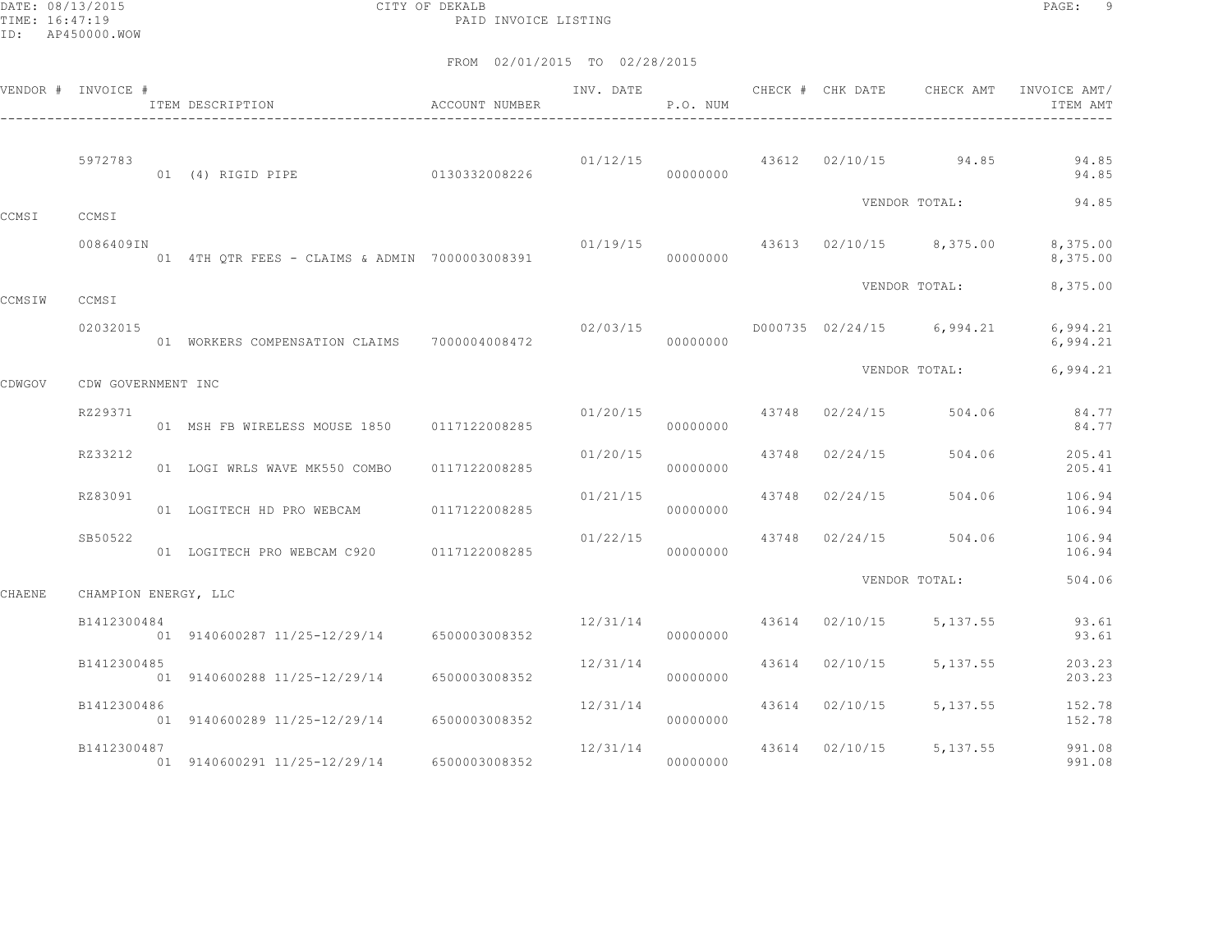CITY OF DEKALB

PAID INVOICE LISTING

DATE: 08/13/2015
TIME: 16:47:19
ID: AP450000.WOW

FROM 02/01/2015 TO 02/28/2015

| VENDOR # | INVOICE # / ITEM DESCRIPTION | ACCOUNT NUMBER | INV. DATE | P.O. NUM | CHECK # | CHK DATE | CHECK AMT | INVOICE AMT/ ITEM AMT |
|---|---|---|---|---|---|---|---|---|
| | 5972783 | | 01/12/15 | | 43612 | 02/10/15 | 94.85 | 94.85 |
| | 01 (4) RIGID PIPE | 0130332008226 | | 00000000 | | | | 94.85 |
| | | | | | | VENDOR TOTAL: | | 94.85 |
| CCMSI | CCMSI | | | | | | | |
| | 0086409IN | | 01/19/15 | | 43613 | 02/10/15 | 8,375.00 | 8,375.00 |
| | 01 4TH QTR FEES - CLAIMS & ADMIN | 7000003008391 | | 00000000 | | | | 8,375.00 |
| | | | | | | VENDOR TOTAL: | | 8,375.00 |
| CCMSIW | CCMSI | | | | | | | |
| | 02032015 | | 02/03/15 | | D000735 | 02/24/15 | 6,994.21 | 6,994.21 |
| | 01 WORKERS COMPENSATION CLAIMS | 7000004008472 | | 00000000 | | | | 6,994.21 |
| | | | | | | VENDOR TOTAL: | | 6,994.21 |
| CDWGOV | CDW GOVERNMENT INC | | | | | | | |
| | RZ29371 | | 01/20/15 | | 43748 | 02/24/15 | 504.06 | 84.77 |
| | 01 MSH FB WIRELESS MOUSE 1850 | 0117122008285 | | 00000000 | | | | 84.77 |
| | RZ33212 | | 01/20/15 | | 43748 | 02/24/15 | 504.06 | 205.41 |
| | 01 LOGI WRLS WAVE MK550 COMBO | 0117122008285 | | 00000000 | | | | 205.41 |
| | RZ83091 | | 01/21/15 | | 43748 | 02/24/15 | 504.06 | 106.94 |
| | 01 LOGITECH HD PRO WEBCAM | 0117122008285 | | 00000000 | | | | 106.94 |
| | SB50522 | | 01/22/15 | | 43748 | 02/24/15 | 504.06 | 106.94 |
| | 01 LOGITECH PRO WEBCAM C920 | 0117122008285 | | 00000000 | | | | 106.94 |
| | | | | | | VENDOR TOTAL: | | 504.06 |
| CHAENE | CHAMPION ENERGY, LLC | | | | | | | |
| | B1412300484 | | 12/31/14 | | 43614 | 02/10/15 | 5,137.55 | 93.61 |
| | 01 9140600287 11/25-12/29/14 | 6500003008352 | | 00000000 | | | | 93.61 |
| | B1412300485 | | 12/31/14 | | 43614 | 02/10/15 | 5,137.55 | 203.23 |
| | 01 9140600288 11/25-12/29/14 | 6500003008352 | | 00000000 | | | | 203.23 |
| | B1412300486 | | 12/31/14 | | 43614 | 02/10/15 | 5,137.55 | 152.78 |
| | 01 9140600289 11/25-12/29/14 | 6500003008352 | | 00000000 | | | | 152.78 |
| | B1412300487 | | 12/31/14 | | 43614 | 02/10/15 | 5,137.55 | 991.08 |
| | 01 9140600291 11/25-12/29/14 | 6500003008352 | | 00000000 | | | | 991.08 |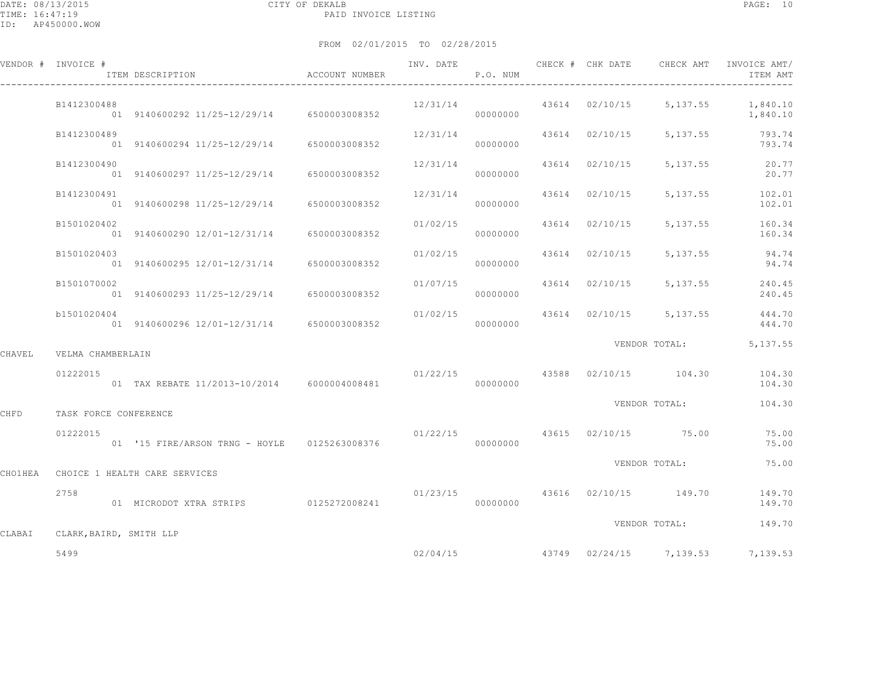DATE: 08/13/2015 CITY OF DEKALB
TIME: 16:47:19 PAID INVOICE LISTING
ID: AP450000.WOW

FROM 02/01/2015 TO 02/28/2015

| VENDOR # | INVOICE # / ITEM DESCRIPTION | ACCOUNT NUMBER | INV. DATE | P.O. NUM | CHECK # | CHK DATE | CHECK AMT | INVOICE AMT/ ITEM AMT |
|---|---|---|---|---|---|---|---|---|
| | B1412300488 | | 12/31/14 | | 43614 | 02/10/15 | 5,137.55 | 1,840.10 |
| | 01 9140600292 11/25-12/29/14 | 6500003008352 | | 00000000 | | | | 1,840.10 |
| | B1412300489 | | 12/31/14 | | 43614 | 02/10/15 | 5,137.55 | 793.74 |
| | 01 9140600294 11/25-12/29/14 | 6500003008352 | | 00000000 | | | | 793.74 |
| | B1412300490 | | 12/31/14 | | 43614 | 02/10/15 | 5,137.55 | 20.77 |
| | 01 9140600297 11/25-12/29/14 | 6500003008352 | | 00000000 | | | | 20.77 |
| | B1412300491 | | 12/31/14 | | 43614 | 02/10/15 | 5,137.55 | 102.01 |
| | 01 9140600298 11/25-12/29/14 | 6500003008352 | | 00000000 | | | | 102.01 |
| | B1501020402 | | 01/02/15 | | 43614 | 02/10/15 | 5,137.55 | 160.34 |
| | 01 9140600290 12/01-12/31/14 | 6500003008352 | | 00000000 | | | | 160.34 |
| | B1501020403 | | 01/02/15 | | 43614 | 02/10/15 | 5,137.55 | 94.74 |
| | 01 9140600295 12/01-12/31/14 | 6500003008352 | | 00000000 | | | | 94.74 |
| | B1501070002 | | 01/07/15 | | 43614 | 02/10/15 | 5,137.55 | 240.45 |
| | 01 9140600293 11/25-12/29/14 | 6500003008352 | | 00000000 | | | | 240.45 |
| | b1501020404 | | 01/02/15 | | 43614 | 02/10/15 | 5,137.55 | 444.70 |
| | 01 9140600296 12/01-12/31/14 | 6500003008352 | | 00000000 | | | | 444.70 |
| | | | | | | VENDOR TOTAL: | | 5,137.55 |
| CHAVEL | VELMA CHAMBERLAIN | | | | | | | |
| | 01222015 | | 01/22/15 | | 43588 | 02/10/15 | 104.30 | 104.30 |
| | 01 TAX REBATE 11/2013-10/2014 | 6000004008481 | | 00000000 | | | | 104.30 |
| | | | | | | VENDOR TOTAL: | | 104.30 |
| CHFD | TASK FORCE CONFERENCE | | | | | | | |
| | 01222015 | | 01/22/15 | | 43615 | 02/10/15 | 75.00 | 75.00 |
| | 01 '15 FIRE/ARSON TRNG - HOYLE | 0125263008376 | | 00000000 | | | | 75.00 |
| | | | | | | VENDOR TOTAL: | | 75.00 |
| CHO1HEA | CHOICE 1 HEALTH CARE SERVICES | | | | | | | |
| | 2758 | | 01/23/15 | | 43616 | 02/10/15 | 149.70 | 149.70 |
| | 01 MICRODOT XTRA STRIPS | 0125272008241 | | 00000000 | | | | 149.70 |
| | | | | | | VENDOR TOTAL: | | 149.70 |
| CLABAI | CLARK,BAIRD, SMITH LLP | | | | | | | |
| | 5499 | | 02/04/15 | | 43749 | 02/24/15 | 7,139.53 | 7,139.53 |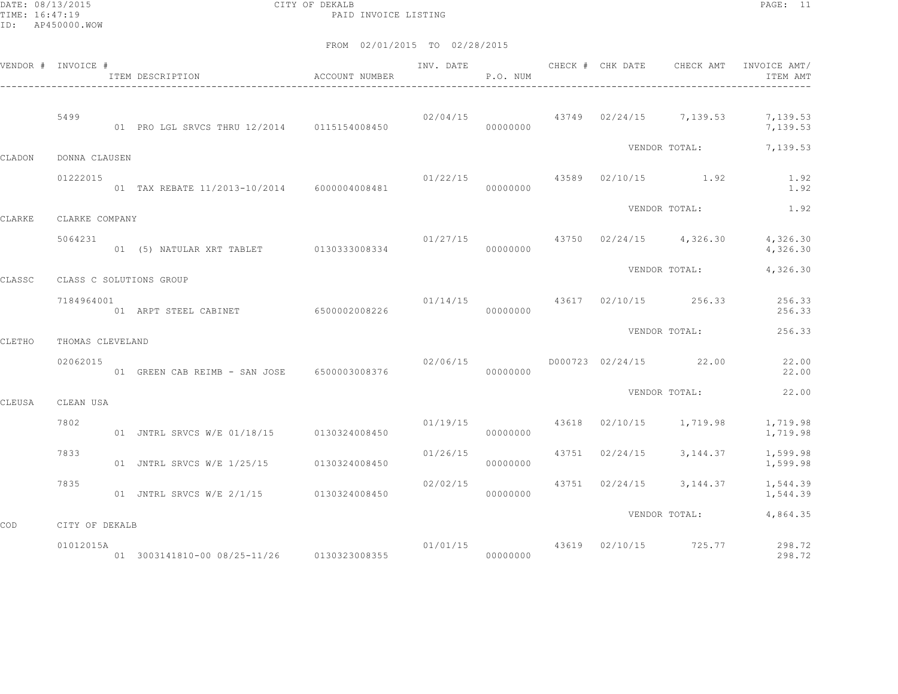CITY OF DEKALB
PAID INVOICE LISTING

DATE: 08/13/2015
TIME: 16:47:19
ID: AP450000.WOW

FROM 02/01/2015 TO 02/28/2015

| VENDOR # | INVOICE # / ITEM DESCRIPTION | ACCOUNT NUMBER | INV. DATE | P.O. NUM | CHECK # | CHK DATE | CHECK AMT | INVOICE AMT/ ITEM AMT |
|---|---|---|---|---|---|---|---|---|
| | 5499 | | 02/04/15 | | 43749 | 02/24/15 | 7,139.53 | 7,139.53 |
| | 01 PRO LGL SRVCS THRU 12/2014 | 0115154008450 | | 00000000 | | | | 7,139.53 |
| | | | | | | | VENDOR TOTAL: | 7,139.53 |
| CLADON | DONNA CLAUSEN | | | | | | | |
| | 01222015 | | 01/22/15 | | 43589 | 02/10/15 | 1.92 | 1.92 |
| | 01 TAX REBATE 11/2013-10/2014 | 6000004008481 | | 00000000 | | | | 1.92 |
| | | | | | | | VENDOR TOTAL: | 1.92 |
| CLARKE | CLARKE COMPANY | | | | | | | |
| | 5064231 | | 01/27/15 | | 43750 | 02/24/15 | 4,326.30 | 4,326.30 |
| | 01 (5) NATULAR XRT TABLET | 0130333008334 | | 00000000 | | | | 4,326.30 |
| | | | | | | | VENDOR TOTAL: | 4,326.30 |
| CLASSC | CLASS C SOLUTIONS GROUP | | | | | | | |
| | 7184964001 | | 01/14/15 | | 43617 | 02/10/15 | 256.33 | 256.33 |
| | 01 ARPT STEEL CABINET | 6500002008226 | | 00000000 | | | | 256.33 |
| | | | | | | | VENDOR TOTAL: | 256.33 |
| CLETHO | THOMAS CLEVELAND | | | | | | | |
| | 02062015 | | 02/06/15 | | D000723 | 02/24/15 | 22.00 | 22.00 |
| | 01 GREEN CAB REIMB - SAN JOSE | 6500003008376 | | 00000000 | | | | 22.00 |
| | | | | | | | VENDOR TOTAL: | 22.00 |
| CLEUSA | CLEAN USA | | | | | | | |
| | 7802 | | 01/19/15 | | 43618 | 02/10/15 | 1,719.98 | 1,719.98 |
| | 01 JNTRL SRVCS W/E 01/18/15 | 0130324008450 | | 00000000 | | | | 1,719.98 |
| | 7833 | | 01/26/15 | | 43751 | 02/24/15 | 3,144.37 | 1,599.98 |
| | 01 JNTRL SRVCS W/E 1/25/15 | 0130324008450 | | 00000000 | | | | 1,599.98 |
| | 7835 | | 02/02/15 | | 43751 | 02/24/15 | 3,144.37 | 1,544.39 |
| | 01 JNTRL SRVCS W/E 2/1/15 | 0130324008450 | | 00000000 | | | | 1,544.39 |
| | | | | | | | VENDOR TOTAL: | 4,864.35 |
| COD | CITY OF DEKALB | | | | | | | |
| | 01012015A | | 01/01/15 | | 43619 | 02/10/15 | 725.77 | 298.72 |
| | 01 3003141810-00 08/25-11/26 | 0130323008355 | | 00000000 | | | | 298.72 |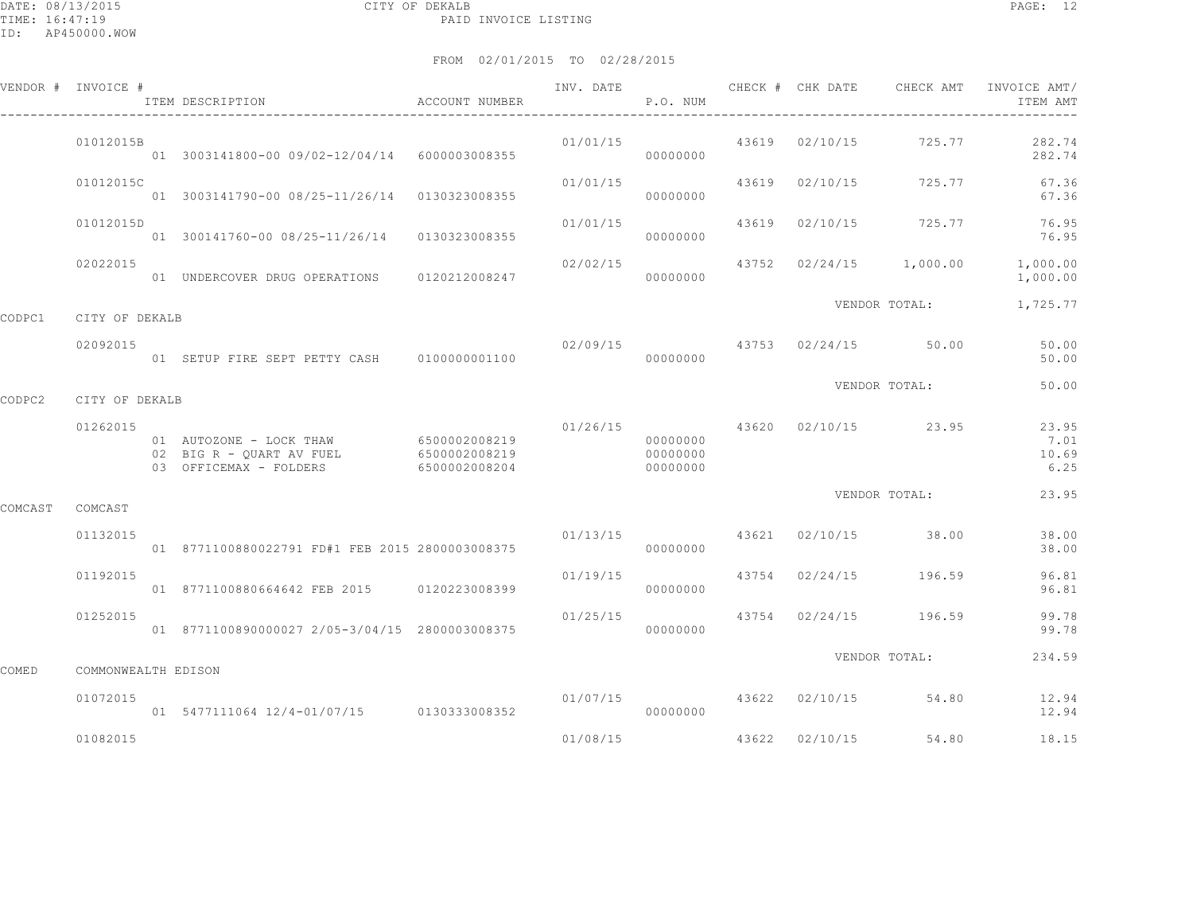DATE: 08/13/2015 CITY OF DEKALB PAGE: 12
TIME: 16:47:19 PAID INVOICE LISTING
ID: AP450000.WOW

FROM 02/01/2015 TO 02/28/2015

| VENDOR # | INVOICE # | ITEM DESCRIPTION | ACCOUNT NUMBER | INV. DATE | P.O. NUM | CHECK # | CHK DATE | CHECK AMT | INVOICE AMT/ ITEM AMT |
|---|---|---|---|---|---|---|---|---|---|
| | 01012015B | | | 01/01/15 | | 43619 | 02/10/15 | 725.77 | 282.74 |
| | | 01 3003141800-00 09/02-12/04/14 | 6000003008355 | | 00000000 | | | | 282.74 |
| | 01012015C | | | 01/01/15 | | 43619 | 02/10/15 | 725.77 | 67.36 |
| | | 01 3003141790-00 08/25-11/26/14 | 0130323008355 | | 00000000 | | | | 67.36 |
| | 01012015D | | | 01/01/15 | | 43619 | 02/10/15 | 725.77 | 76.95 |
| | | 01 300141760-00 08/25-11/26/14 | 0130323008355 | | 00000000 | | | | 76.95 |
| | 02022015 | | | 02/02/15 | | 43752 | 02/24/15 | 1,000.00 | 1,000.00 |
| | | 01 UNDERCOVER DRUG OPERATIONS | 0120212008247 | | 00000000 | | | | 1,000.00 |
| | | | | | | | VENDOR TOTAL: | | 1,725.77 |
| CODPC1 | CITY OF DEKALB | | | | | | | | |
| | 02092015 | | | 02/09/15 | | 43753 | 02/24/15 | 50.00 | 50.00 |
| | | 01 SETUP FIRE SEPT PETTY CASH | 0100000001100 | | 00000000 | | | | 50.00 |
| | | | | | | | VENDOR TOTAL: | | 50.00 |
| CODPC2 | CITY OF DEKALB | | | | | | | | |
| | 01262015 | | | 01/26/15 | | 43620 | 02/10/15 | 23.95 | 23.95 |
| | | 01 AUTOZONE - LOCK THAW | 6500002008219 | | 00000000 | | | | 7.01 |
| | | 02 BIG R - QUART AV FUEL | 6500002008219 | | 00000000 | | | | 10.69 |
| | | 03 OFFICEMAX - FOLDERS | 6500002008204 | | 00000000 | | | | 6.25 |
| | | | | | | | VENDOR TOTAL: | | 23.95 |
| COMCAST | COMCAST | | | | | | | | |
| | 01132015 | | | 01/13/15 | | 43621 | 02/10/15 | 38.00 | 38.00 |
| | | 01 8771100880022791 FD#1 FEB 2015 | 2800003008375 | | 00000000 | | | | 38.00 |
| | 01192015 | | | 01/19/15 | | 43754 | 02/24/15 | 196.59 | 96.81 |
| | | 01 8771100880664642 FEB 2015 | 0120223008399 | | 00000000 | | | | 96.81 |
| | 01252015 | | | 01/25/15 | | 43754 | 02/24/15 | 196.59 | 99.78 |
| | | 01 8771100890000027 2/05-3/04/15 | 2800003008375 | | 00000000 | | | | 99.78 |
| | | | | | | | VENDOR TOTAL: | | 234.59 |
| COMED | COMMONWEALTH EDISON | | | | | | | | |
| | 01072015 | | | 01/07/15 | | 43622 | 02/10/15 | 54.80 | 12.94 |
| | | 01 5477111064 12/4-01/07/15 | 0130333008352 | | 00000000 | | | | 12.94 |
| | 01082015 | | | 01/08/15 | | 43622 | 02/10/15 | 54.80 | 18.15 |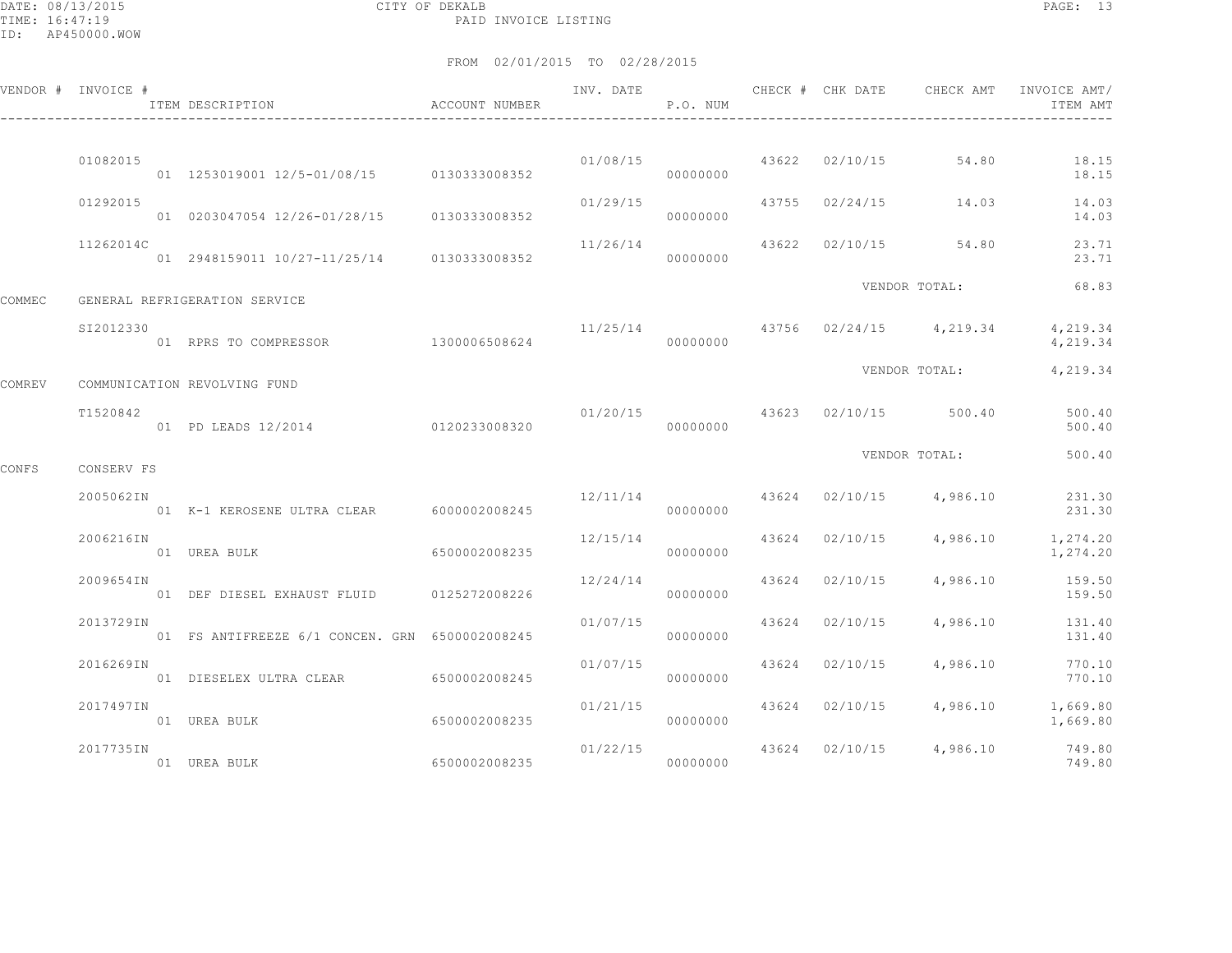CITY OF DEKALB

PAID INVOICE LISTING

DATE: 08/13/2015
TIME: 16:47:19
ID: AP450000.WOW

FROM 02/01/2015 TO 02/28/2015

| VENDOR # | INVOICE # / ITEM DESCRIPTION | ACCOUNT NUMBER | INV. DATE | P.O. NUM | CHECK # | CHK DATE | CHECK AMT | INVOICE AMT/ ITEM AMT |
|---|---|---|---|---|---|---|---|---|
| | 01082015 | | 01/08/15 | | 43622 | 02/10/15 | 54.80 | 18.15 |
| | 01 1253019001 12/5-01/08/15 | 0130333008352 | | 00000000 | | | | 18.15 |
| | 01292015 | | 01/29/15 | | 43755 | 02/24/15 | 14.03 | 14.03 |
| | 01 0203047054 12/26-01/28/15 | 0130333008352 | | 00000000 | | | | 14.03 |
| | 11262014C | | 11/26/14 | | 43622 | 02/10/15 | 54.80 | 23.71 |
| | 01 2948159011 10/27-11/25/14 | 0130333008352 | | 00000000 | | | | 23.71 |
| | | | | | | | VENDOR TOTAL: | 68.83 |
| COMMEC | GENERAL REFRIGERATION SERVICE | | | | | | | |
| | SI2012330 | | 11/25/14 | | 43756 | 02/24/15 | 4,219.34 | 4,219.34 |
| | 01 RPRS TO COMPRESSOR | 1300006508624 | | 00000000 | | | | 4,219.34 |
| | | | | | | | VENDOR TOTAL: | 4,219.34 |
| COMREV | COMMUNICATION REVOLVING FUND | | | | | | | |
| | T1520842 | | 01/20/15 | | 43623 | 02/10/15 | 500.40 | 500.40 |
| | 01 PD LEADS 12/2014 | 0120233008320 | | 00000000 | | | | 500.40 |
| | | | | | | | VENDOR TOTAL: | 500.40 |
| CONFS | CONSERV FS | | | | | | | |
| | 2005062IN | | 12/11/14 | | 43624 | 02/10/15 | 4,986.10 | 231.30 |
| | 01 K-1 KEROSENE ULTRA CLEAR | 6000002008245 | | 00000000 | | | | 231.30 |
| | 2006216IN | | 12/15/14 | | 43624 | 02/10/15 | 4,986.10 | 1,274.20 |
| | 01 UREA BULK | 6500002008235 | | 00000000 | | | | 1,274.20 |
| | 2009654IN | | 12/24/14 | | 43624 | 02/10/15 | 4,986.10 | 159.50 |
| | 01 DEF DIESEL EXHAUST FLUID | 0125272008226 | | 00000000 | | | | 159.50 |
| | 2013729IN | | 01/07/15 | | 43624 | 02/10/15 | 4,986.10 | 131.40 |
| | 01 FS ANTIFREEZE 6/1 CONCEN. GRN | 6500002008245 | | 00000000 | | | | 131.40 |
| | 2016269IN | | 01/07/15 | | 43624 | 02/10/15 | 4,986.10 | 770.10 |
| | 01 DIESELEX ULTRA CLEAR | 6500002008245 | | 00000000 | | | | 770.10 |
| | 2017497IN | | 01/21/15 | | 43624 | 02/10/15 | 4,986.10 | 1,669.80 |
| | 01 UREA BULK | 6500002008235 | | 00000000 | | | | 1,669.80 |
| | 2017735IN | | 01/22/15 | | 43624 | 02/10/15 | 4,986.10 | 749.80 |
| | 01 UREA BULK | 6500002008235 | | 00000000 | | | | 749.80 |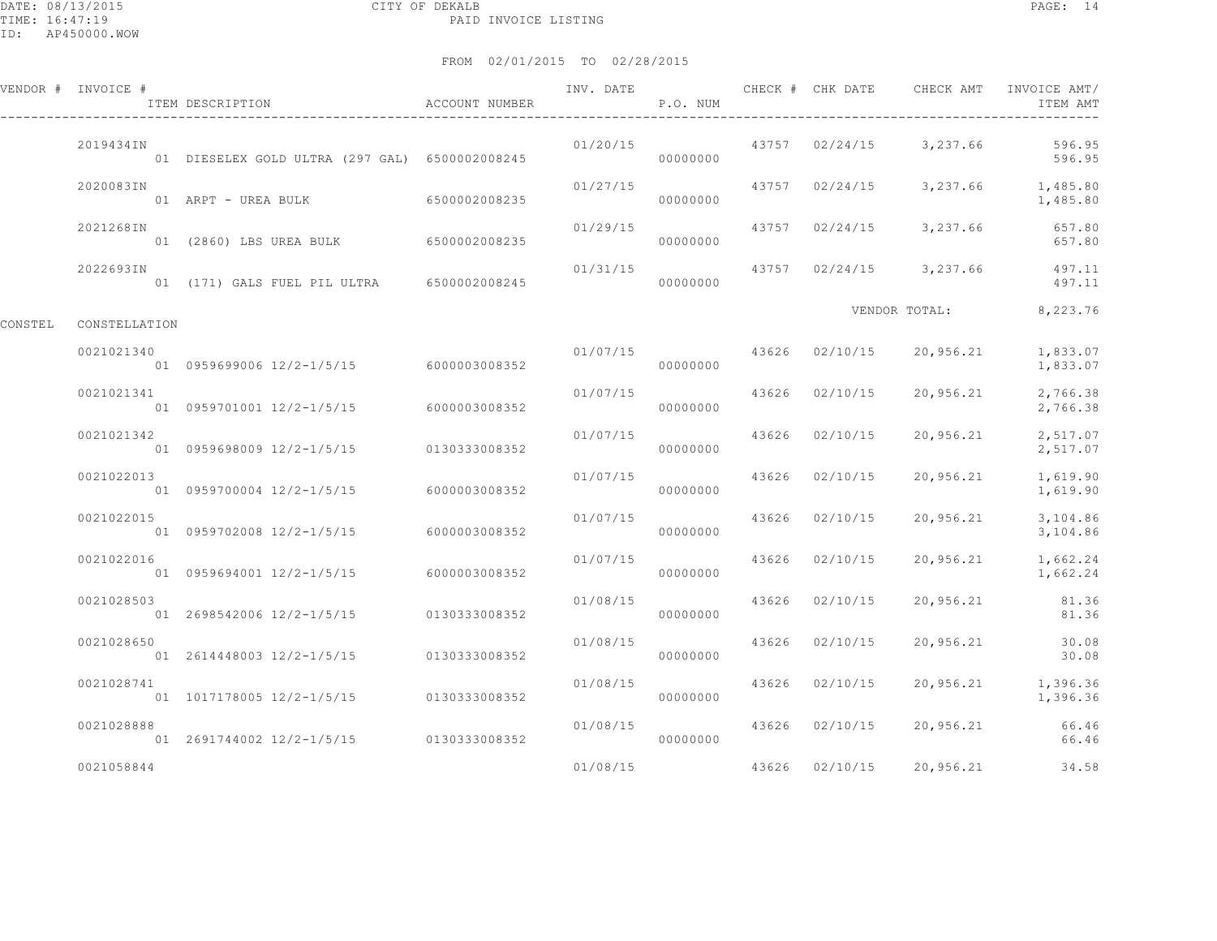FROM 02/01/2015 TO 02/28/2015

| VENDOR # | INVOICE # | ITEM DESCRIPTION | ACCOUNT NUMBER | INV. DATE | P.O. NUM | CHECK # | CHK DATE | CHECK AMT | INVOICE AMT/ ITEM AMT |
|---|---|---|---|---|---|---|---|---|---|
| | 2019434IN | | | 01/20/15 | | 43757 | 02/24/15 | 3,237.66 | 596.95 |
| | | 01 DIESELEX GOLD ULTRA (297 GAL) | 6500002008245 | | 00000000 | | | | 596.95 |
| | 2020083IN | | | 01/27/15 | | 43757 | 02/24/15 | 3,237.66 | 1,485.80 |
| | | 01 ARPT - UREA BULK | 6500002008235 | | 00000000 | | | | 1,485.80 |
| | 2021268IN | | | 01/29/15 | | 43757 | 02/24/15 | 3,237.66 | 657.80 |
| | | 01 (2860) LBS UREA BULK | 6500002008235 | | 00000000 | | | | 657.80 |
| | 2022693IN | | | 01/31/15 | | 43757 | 02/24/15 | 3,237.66 | 497.11 |
| | | 01 (171) GALS FUEL PIL ULTRA | 6500002008245 | | 00000000 | | | | 497.11 |
| | | | | | | | VENDOR TOTAL: | | 8,223.76 |
| CONSTEL | CONSTELLATION | | | | | | | | |
| | 0021021340 | | | 01/07/15 | | 43626 | 02/10/15 | 20,956.21 | 1,833.07 |
| | | 01 0959699006 12/2-1/5/15 | 6000003008352 | | 00000000 | | | | 1,833.07 |
| | 0021021341 | | | 01/07/15 | | 43626 | 02/10/15 | 20,956.21 | 2,766.38 |
| | | 01 0959701001 12/2-1/5/15 | 6000003008352 | | 00000000 | | | | 2,766.38 |
| | 0021021342 | | | 01/07/15 | | 43626 | 02/10/15 | 20,956.21 | 2,517.07 |
| | | 01 0959698009 12/2-1/5/15 | 0130333008352 | | 00000000 | | | | 2,517.07 |
| | 0021022013 | | | 01/07/15 | | 43626 | 02/10/15 | 20,956.21 | 1,619.90 |
| | | 01 0959700004 12/2-1/5/15 | 6000003008352 | | 00000000 | | | | 1,619.90 |
| | 0021022015 | | | 01/07/15 | | 43626 | 02/10/15 | 20,956.21 | 3,104.86 |
| | | 01 0959702008 12/2-1/5/15 | 6000003008352 | | 00000000 | | | | 3,104.86 |
| | 0021022016 | | | 01/07/15 | | 43626 | 02/10/15 | 20,956.21 | 1,662.24 |
| | | 01 0959694001 12/2-1/5/15 | 6000003008352 | | 00000000 | | | | 1,662.24 |
| | 0021028503 | | | 01/08/15 | | 43626 | 02/10/15 | 20,956.21 | 81.36 |
| | | 01 2698542006 12/2-1/5/15 | 0130333008352 | | 00000000 | | | | 81.36 |
| | 0021028650 | | | 01/08/15 | | 43626 | 02/10/15 | 20,956.21 | 30.08 |
| | | 01 2614448003 12/2-1/5/15 | 0130333008352 | | 00000000 | | | | 30.08 |
| | 0021028741 | | | 01/08/15 | | 43626 | 02/10/15 | 20,956.21 | 1,396.36 |
| | | 01 1017178005 12/2-1/5/15 | 0130333008352 | | 00000000 | | | | 1,396.36 |
| | 0021028888 | | | 01/08/15 | | 43626 | 02/10/15 | 20,956.21 | 66.46 |
| | | 01 2691744002 12/2-1/5/15 | 0130333008352 | | 00000000 | | | | 66.46 |
| | 0021058844 | | | 01/08/15 | | 43626 | 02/10/15 | 20,956.21 | 34.58 |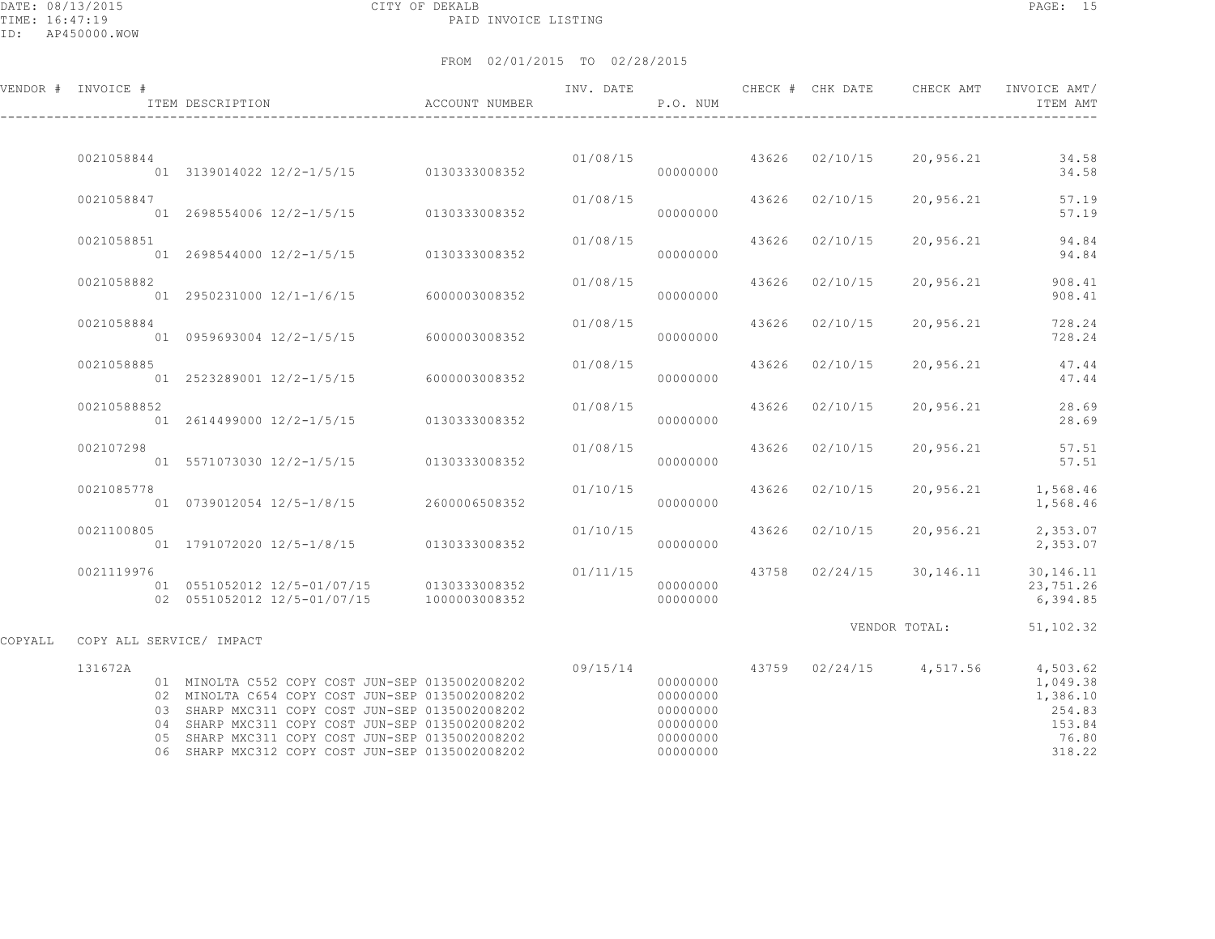CITY OF DEKALB
PAID INVOICE LISTING

DATE: 08/13/2015
TIME: 16:47:19
ID: AP450000.WOW

FROM 02/01/2015 TO 02/28/2015

| VENDOR # | INVOICE # | ITEM DESCRIPTION | ACCOUNT NUMBER | INV. DATE | P.O. NUM | CHECK # | CHK DATE | CHECK AMT | INVOICE AMT/ ITEM AMT |
|---|---|---|---|---|---|---|---|---|---|
| | 0021058844 | | | 01/08/15 | | 43626 | 02/10/15 | 20,956.21 | 34.58 |
| | | 01 3139014022 12/2-1/5/15 | 0130333008352 | | 00000000 | | | | 34.58 |
| | 0021058847 | | | 01/08/15 | | 43626 | 02/10/15 | 20,956.21 | 57.19 |
| | | 01 2698554006 12/2-1/5/15 | 0130333008352 | | 00000000 | | | | 57.19 |
| | 0021058851 | | | 01/08/15 | | 43626 | 02/10/15 | 20,956.21 | 94.84 |
| | | 01 2698544000 12/2-1/5/15 | 0130333008352 | | 00000000 | | | | 94.84 |
| | 0021058882 | | | 01/08/15 | | 43626 | 02/10/15 | 20,956.21 | 908.41 |
| | | 01 2950231000 12/1-1/6/15 | 6000003008352 | | 00000000 | | | | 908.41 |
| | 0021058884 | | | 01/08/15 | | 43626 | 02/10/15 | 20,956.21 | 728.24 |
| | | 01 0959693004 12/2-1/5/15 | 6000003008352 | | 00000000 | | | | 728.24 |
| | 0021058885 | | | 01/08/15 | | 43626 | 02/10/15 | 20,956.21 | 47.44 |
| | | 01 2523289001 12/2-1/5/15 | 6000003008352 | | 00000000 | | | | 47.44 |
| | 00210588852 | | | 01/08/15 | | 43626 | 02/10/15 | 20,956.21 | 28.69 |
| | | 01 2614499000 12/2-1/5/15 | 0130333008352 | | 00000000 | | | | 28.69 |
| | 002107298 | | | 01/08/15 | | 43626 | 02/10/15 | 20,956.21 | 57.51 |
| | | 01 5571073030 12/2-1/5/15 | 0130333008352 | | 00000000 | | | | 57.51 |
| | 0021085778 | | | 01/10/15 | | 43626 | 02/10/15 | 20,956.21 | 1,568.46 |
| | | 01 0739012054 12/5-1/8/15 | 2600006508352 | | 00000000 | | | | 1,568.46 |
| | 0021100805 | | | 01/10/15 | | 43626 | 02/10/15 | 20,956.21 | 2,353.07 |
| | | 01 1791072020 12/5-1/8/15 | 0130333008352 | | 00000000 | | | | 2,353.07 |
| | 0021119976 | | | 01/11/15 | | 43758 | 02/24/15 | 30,146.11 | 30,146.11 |
| | | 01 0551052012 12/5-01/07/15 | 0130333008352 | | 00000000 | | | | 23,751.26 |
| | | 02 0551052012 12/5-01/07/15 | 1000003008352 | | 00000000 | | | | 6,394.85 |
| | | | | | | | VENDOR TOTAL: | | 51,102.32 |
| COPYALL | COPY ALL SERVICE/ IMPACT | | | | | | | | |
| | 131672A | | | 09/15/14 | | 43759 | 02/24/15 | 4,517.56 | 4,503.62 |
| | | 01 MINOLTA C552 COPY COST JUN-SEP | 0135002008202 | | 00000000 | | | | 1,049.38 |
| | | 02 MINOLTA C654 COPY COST JUN-SEP | 0135002008202 | | 00000000 | | | | 1,386.10 |
| | | 03 SHARP MXC311 COPY COST JUN-SEP | 0135002008202 | | 00000000 | | | | 254.83 |
| | | 04 SHARP MXC311 COPY COST JUN-SEP | 0135002008202 | | 00000000 | | | | 153.84 |
| | | 05 SHARP MXC311 COPY COST JUN-SEP | 0135002008202 | | 00000000 | | | | 76.80 |
| | | 06 SHARP MXC312 COPY COST JUN-SEP | 0135002008202 | | 00000000 | | | | 318.22 |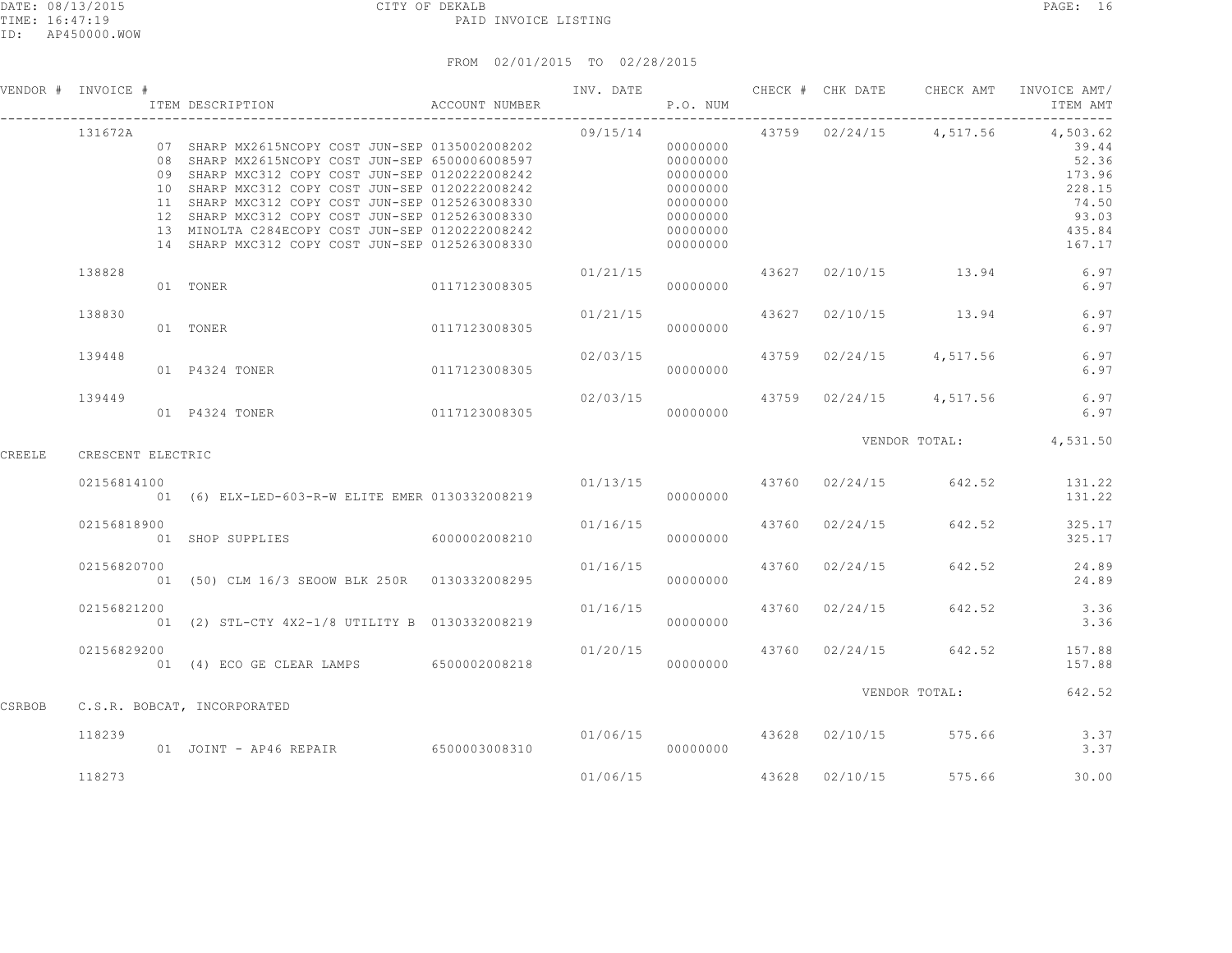CITY OF DEKALB
PAID INVOICE LISTING

DATE: 08/13/2015
TIME: 16:47:19
ID: AP450000.WOW

FROM 02/01/2015 TO 02/28/2015

| VENDOR # | INVOICE # | ITEM DESCRIPTION | ACCOUNT NUMBER | INV. DATE | P.O. NUM | CHECK # | CHK DATE | CHECK AMT | INVOICE AMT/ ITEM AMT |
|---|---|---|---|---|---|---|---|---|---|
| | 131672A | | | 09/15/14 | | 43759 | 02/24/15 | 4,517.56 | 4,503.62 |
| | | 07 SHARP MX2615NCOPY COST JUN-SEP | 0135002008202 | | 00000000 | | | | 39.44 |
| | | 08 SHARP MX2615NCOPY COST JUN-SEP | 6500006008597 | | 00000000 | | | | 52.36 |
| | | 09 SHARP MXC312 COPY COST JUN-SEP | 0120222008242 | | 00000000 | | | | 173.96 |
| | | 10 SHARP MXC312 COPY COST JUN-SEP | 0120222008242 | | 00000000 | | | | 228.15 |
| | | 11 SHARP MXC312 COPY COST JUN-SEP | 0125263008330 | | 00000000 | | | | 74.50 |
| | | 12 SHARP MXC312 COPY COST JUN-SEP | 0125263008330 | | 00000000 | | | | 93.03 |
| | | 13 MINOLTA C284ECOPY COST JUN-SEP | 0120222008242 | | 00000000 | | | | 435.84 |
| | | 14 SHARP MXC312 COPY COST JUN-SEP | 0125263008330 | | 00000000 | | | | 167.17 |
| | 138828 | | | 01/21/15 | | 43627 | 02/10/15 | 13.94 | 6.97 |
| | | 01 TONER | 0117123008305 | | 00000000 | | | | 6.97 |
| | 138830 | | | 01/21/15 | | 43627 | 02/10/15 | 13.94 | 6.97 |
| | | 01 TONER | 0117123008305 | | 00000000 | | | | 6.97 |
| | 139448 | | | 02/03/15 | | 43759 | 02/24/15 | 4,517.56 | 6.97 |
| | | 01 P4324 TONER | 0117123008305 | | 00000000 | | | | 6.97 |
| | 139449 | | | 02/03/15 | | 43759 | 02/24/15 | 4,517.56 | 6.97 |
| | | 01 P4324 TONER | 0117123008305 | | 00000000 | | | | 6.97 |
| | | | | | | | VENDOR TOTAL: | | 4,531.50 |
| CREELE | CRESCENT ELECTRIC | | | | | | | | |
| | 02156814100 | | | 01/13/15 | | 43760 | 02/24/15 | 642.52 | 131.22 |
| | | 01 (6) ELX-LED-603-R-W ELITE EMER | 0130332008219 | | 00000000 | | | | 131.22 |
| | 02156818900 | | | 01/16/15 | | 43760 | 02/24/15 | 642.52 | 325.17 |
| | | 01 SHOP SUPPLIES | 6000002008210 | | 00000000 | | | | 325.17 |
| | 02156820700 | | | 01/16/15 | | 43760 | 02/24/15 | 642.52 | 24.89 |
| | | 01 (50) CLM 16/3 SEOOW BLK 250R | 0130332008295 | | 00000000 | | | | 24.89 |
| | 02156821200 | | | 01/16/15 | | 43760 | 02/24/15 | 642.52 | 3.36 |
| | | 01 (2) STL-CTY 4X2-1/8 UTILITY B | 0130332008219 | | 00000000 | | | | 3.36 |
| | 02156829200 | | | 01/20/15 | | 43760 | 02/24/15 | 642.52 | 157.88 |
| | | 01 (4) ECO GE CLEAR LAMPS | 6500002008218 | | 00000000 | | | | 157.88 |
| | | | | | | | VENDOR TOTAL: | | 642.52 |
| CSRBOB | C.S.R. BOBCAT, INCORPORATED | | | | | | | | |
| | 118239 | | | 01/06/15 | | 43628 | 02/10/15 | 575.66 | 3.37 |
| | | 01 JOINT - AP46 REPAIR | 6500003008310 | | 00000000 | | | | 3.37 |
| | 118273 | | | 01/06/15 | | 43628 | 02/10/15 | 575.66 | 30.00 |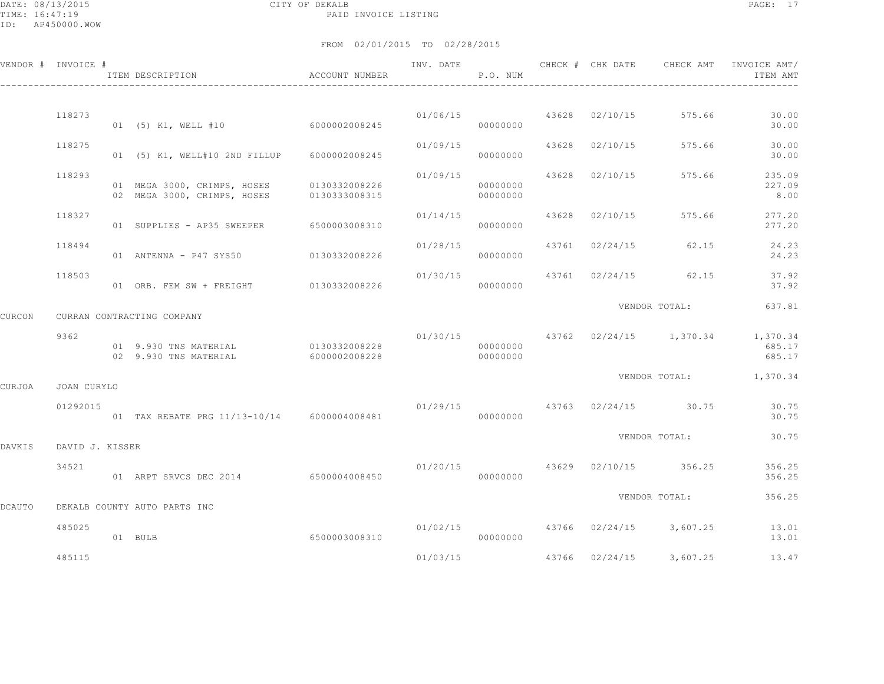CITY OF DEKALB
PAID INVOICE LISTING

DATE: 08/13/2015
TIME: 16:47:19
ID: AP450000.WOW

FROM 02/01/2015 TO 02/28/2015

| VENDOR # | INVOICE # | ITEM DESCRIPTION | ACCOUNT NUMBER | INV. DATE | P.O. NUM | CHECK # | CHK DATE | CHECK AMT | INVOICE AMT/ ITEM AMT |
|---|---|---|---|---|---|---|---|---|---|
| | 118273 | | | 01/06/15 | | 43628 | 02/10/15 | 575.66 | 30.00 |
| | | 01 (5) K1, WELL #10 | 6000002008245 | | 00000000 | | | | 30.00 |
| | 118275 | | | 01/09/15 | | 43628 | 02/10/15 | 575.66 | 30.00 |
| | | 01 (5) K1, WELL#10 2ND FILLUP | 6000002008245 | | 00000000 | | | | 30.00 |
| | 118293 | | | 01/09/15 | | 43628 | 02/10/15 | 575.66 | 235.09 |
| | | 01 MEGA 3000, CRIMPS, HOSES | 0130332008226 | | 00000000 | | | | 227.09 |
| | | 02 MEGA 3000, CRIMPS, HOSES | 0130333008315 | | 00000000 | | | | 8.00 |
| | 118327 | | | 01/14/15 | | 43628 | 02/10/15 | 575.66 | 277.20 |
| | | 01 SUPPLIES - AP35 SWEEPER | 6500003008310 | | 00000000 | | | | 277.20 |
| | 118494 | | | 01/28/15 | | 43761 | 02/24/15 | 62.15 | 24.23 |
| | | 01 ANTENNA - P47 SYS50 | 0130332008226 | | 00000000 | | | | 24.23 |
| | 118503 | | | 01/30/15 | | 43761 | 02/24/15 | 62.15 | 37.92 |
| | | 01 ORB. FEM SW + FREIGHT | 0130332008226 | | 00000000 | | | | 37.92 |
| | | | | | | | VENDOR TOTAL: | | 637.81 |
| CURCON | CURRAN CONTRACTING COMPANY | | | | | | | | |
| | 9362 | | | 01/30/15 | | 43762 | 02/24/15 | 1,370.34 | 1,370.34 |
| | | 01 9.930 TNS MATERIAL | 0130332008228 | | 00000000 | | | | 685.17 |
| | | 02 9.930 TNS MATERIAL | 6000002008228 | | 00000000 | | | | 685.17 |
| | | | | | | | VENDOR TOTAL: | | 1,370.34 |
| CURJOA | JOAN CURYLO | | | | | | | | |
| | 01292015 | | | 01/29/15 | | 43763 | 02/24/15 | 30.75 | 30.75 |
| | | 01 TAX REBATE PRG 11/13-10/14 | 6000004008481 | | 00000000 | | | | 30.75 |
| | | | | | | | VENDOR TOTAL: | | 30.75 |
| DAVKIS | DAVID J. KISSER | | | | | | | | |
| | 34521 | | | 01/20/15 | | 43629 | 02/10/15 | 356.25 | 356.25 |
| | | 01 ARPT SRVCS DEC 2014 | 6500004008450 | | 00000000 | | | | 356.25 |
| | | | | | | | VENDOR TOTAL: | | 356.25 |
| DCAUTO | DEKALB COUNTY AUTO PARTS INC | | | | | | | | |
| | 485025 | | | 01/02/15 | | 43766 | 02/24/15 | 3,607.25 | 13.01 |
| | | 01 BULB | 6500003008310 | | 00000000 | | | | 13.01 |
| | 485115 | | | 01/03/15 | | 43766 | 02/24/15 | 3,607.25 | 13.47 |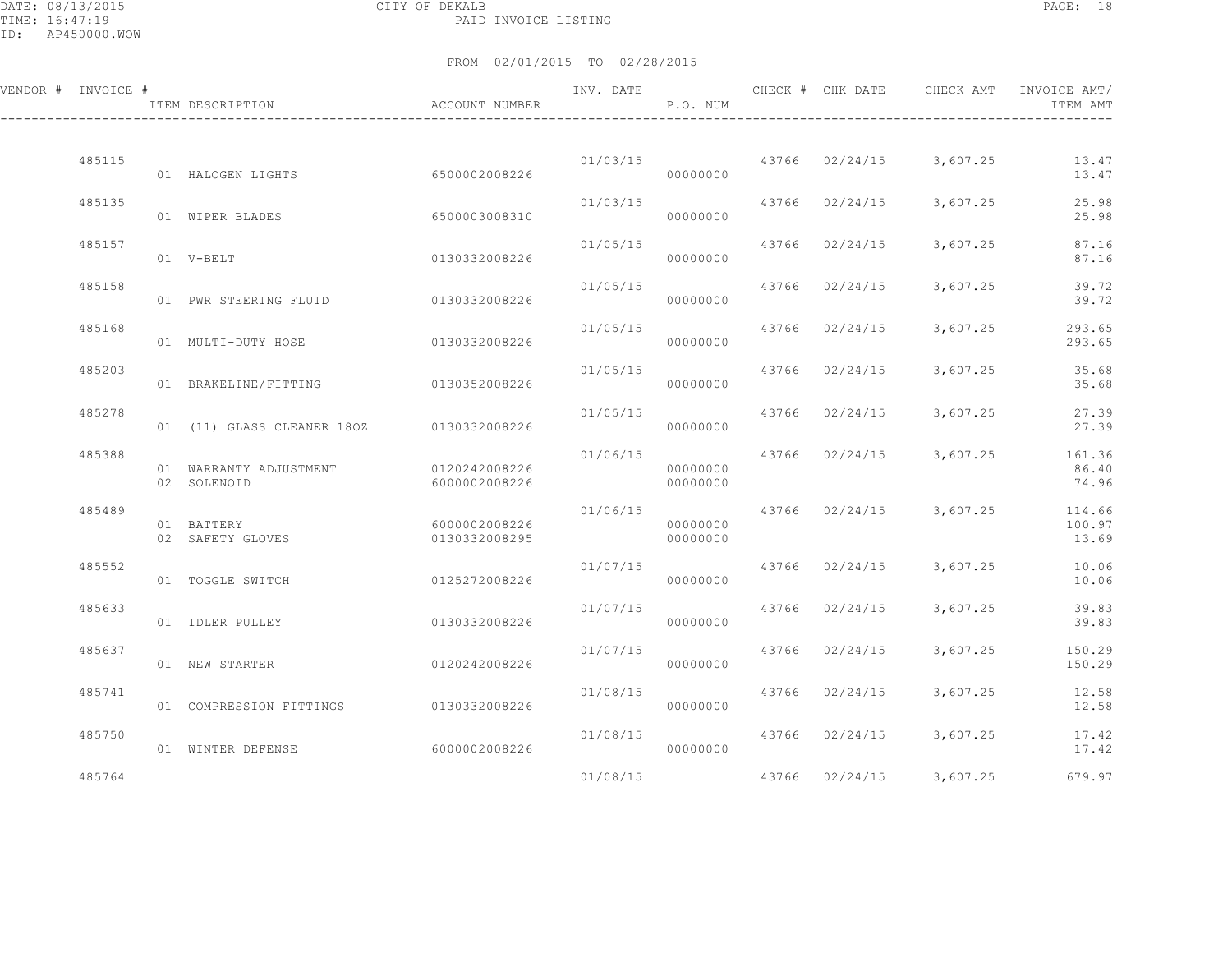CITY OF DEKALB
PAID INVOICE LISTING

FROM 02/01/2015 TO 02/28/2015

| VENDOR # | INVOICE # | ITEM DESCRIPTION | ACCOUNT NUMBER | INV. DATE | P.O. NUM | CHECK # | CHK DATE | CHECK AMT | INVOICE AMT/ ITEM AMT |
|---|---|---|---|---|---|---|---|---|---|
| | 485115 | | | 01/03/15 | | 43766 | 02/24/15 | 3,607.25 | 13.47 |
| | | 01 HALOGEN LIGHTS | 6500002008226 | | 00000000 | | | | 13.47 |
| | 485135 | | | 01/03/15 | | 43766 | 02/24/15 | 3,607.25 | 25.98 |
| | | 01 WIPER BLADES | 6500003008310 | | 00000000 | | | | 25.98 |
| | 485157 | | | 01/05/15 | | 43766 | 02/24/15 | 3,607.25 | 87.16 |
| | | 01 V-BELT | 0130332008226 | | 00000000 | | | | 87.16 |
| | 485158 | | | 01/05/15 | | 43766 | 02/24/15 | 3,607.25 | 39.72 |
| | | 01 PWR STEERING FLUID | 0130332008226 | | 00000000 | | | | 39.72 |
| | 485168 | | | 01/05/15 | | 43766 | 02/24/15 | 3,607.25 | 293.65 |
| | | 01 MULTI-DUTY HOSE | 0130332008226 | | 00000000 | | | | 293.65 |
| | 485203 | | | 01/05/15 | | 43766 | 02/24/15 | 3,607.25 | 35.68 |
| | | 01 BRAKELINE/FITTING | 0130352008226 | | 00000000 | | | | 35.68 |
| | 485278 | | | 01/05/15 | | 43766 | 02/24/15 | 3,607.25 | 27.39 |
| | | 01 (11) GLASS CLEANER 18OZ | 0130332008226 | | 00000000 | | | | 27.39 |
| | 485388 | | | 01/06/15 | | 43766 | 02/24/15 | 3,607.25 | 161.36 |
| | | 01 WARRANTY ADJUSTMENT | 0120242008226 | | 00000000 | | | | 86.40 |
| | | 02 SOLENOID | 6000002008226 | | 00000000 | | | | 74.96 |
| | 485489 | | | 01/06/15 | | 43766 | 02/24/15 | 3,607.25 | 114.66 |
| | | 01 BATTERY | 6000002008226 | | 00000000 | | | | 100.97 |
| | | 02 SAFETY GLOVES | 0130332008295 | | 00000000 | | | | 13.69 |
| | 485552 | | | 01/07/15 | | 43766 | 02/24/15 | 3,607.25 | 10.06 |
| | | 01 TOGGLE SWITCH | 0125272008226 | | 00000000 | | | | 10.06 |
| | 485633 | | | 01/07/15 | | 43766 | 02/24/15 | 3,607.25 | 39.83 |
| | | 01 IDLER PULLEY | 0130332008226 | | 00000000 | | | | 39.83 |
| | 485637 | | | 01/07/15 | | 43766 | 02/24/15 | 3,607.25 | 150.29 |
| | | 01 NEW STARTER | 0120242008226 | | 00000000 | | | | 150.29 |
| | 485741 | | | 01/08/15 | | 43766 | 02/24/15 | 3,607.25 | 12.58 |
| | | 01 COMPRESSION FITTINGS | 0130332008226 | | 00000000 | | | | 12.58 |
| | 485750 | | | 01/08/15 | | 43766 | 02/24/15 | 3,607.25 | 17.42 |
| | | 01 WINTER DEFENSE | 6000002008226 | | 00000000 | | | | 17.42 |
| | 485764 | | | 01/08/15 | | 43766 | 02/24/15 | 3,607.25 | 679.97 |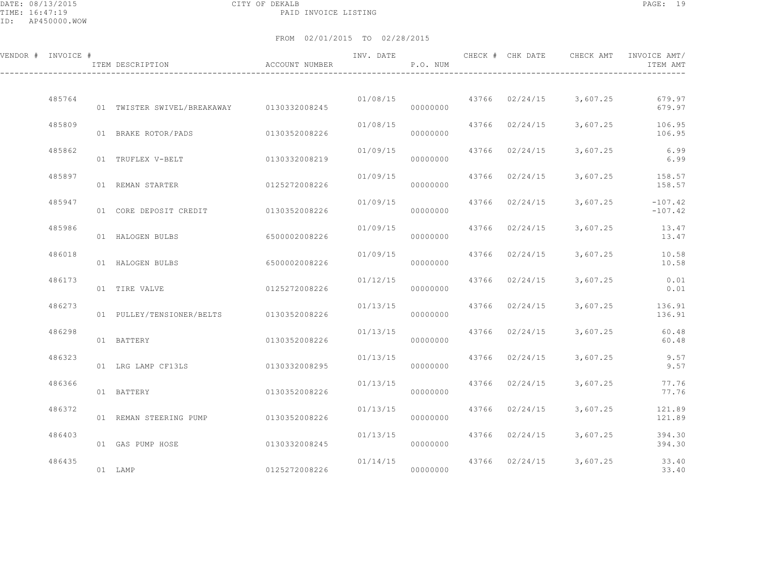CITY OF DEKALB

PAID INVOICE LISTING

DATE: 08/13/2015
TIME: 16:47:19
ID: AP450000.WOW

FROM 02/01/2015 TO 02/28/2015

| VENDOR # | INVOICE # | ITEM DESCRIPTION | ACCOUNT NUMBER | INV. DATE | P.O. NUM | CHECK # | CHK DATE | CHECK AMT | INVOICE AMT/ ITEM AMT |
|---|---|---|---|---|---|---|---|---|---|
| | 485764 | | | 01/08/15 | | 43766 | 02/24/15 | 3,607.25 | 679.97 |
| | | 01 TWISTER SWIVEL/BREAKAWAY | 0130332008245 | | 00000000 | | | | 679.97 |
| | 485809 | | | 01/08/15 | | 43766 | 02/24/15 | 3,607.25 | 106.95 |
| | | 01 BRAKE ROTOR/PADS | 0130352008226 | | 00000000 | | | | 106.95 |
| | 485862 | | | 01/09/15 | | 43766 | 02/24/15 | 3,607.25 | 6.99 |
| | | 01 TRUFLEX V-BELT | 0130332008219 | | 00000000 | | | | 6.99 |
| | 485897 | | | 01/09/15 | | 43766 | 02/24/15 | 3,607.25 | 158.57 |
| | | 01 REMAN STARTER | 0125272008226 | | 00000000 | | | | 158.57 |
| | 485947 | | | 01/09/15 | | 43766 | 02/24/15 | 3,607.25 | -107.42 |
| | | 01 CORE DEPOSIT CREDIT | 0130352008226 | | 00000000 | | | | -107.42 |
| | 485986 | | | 01/09/15 | | 43766 | 02/24/15 | 3,607.25 | 13.47 |
| | | 01 HALOGEN BULBS | 6500002008226 | | 00000000 | | | | 13.47 |
| | 486018 | | | 01/09/15 | | 43766 | 02/24/15 | 3,607.25 | 10.58 |
| | | 01 HALOGEN BULBS | 6500002008226 | | 00000000 | | | | 10.58 |
| | 486173 | | | 01/12/15 | | 43766 | 02/24/15 | 3,607.25 | 0.01 |
| | | 01 TIRE VALVE | 0125272008226 | | 00000000 | | | | 0.01 |
| | 486273 | | | 01/13/15 | | 43766 | 02/24/15 | 3,607.25 | 136.91 |
| | | 01 PULLEY/TENSIONER/BELTS | 0130352008226 | | 00000000 | | | | 136.91 |
| | 486298 | | | 01/13/15 | | 43766 | 02/24/15 | 3,607.25 | 60.48 |
| | | 01 BATTERY | 0130352008226 | | 00000000 | | | | 60.48 |
| | 486323 | | | 01/13/15 | | 43766 | 02/24/15 | 3,607.25 | 9.57 |
| | | 01 LRG LAMP CF13LS | 0130332008295 | | 00000000 | | | | 9.57 |
| | 486366 | | | 01/13/15 | | 43766 | 02/24/15 | 3,607.25 | 77.76 |
| | | 01 BATTERY | 0130352008226 | | 00000000 | | | | 77.76 |
| | 486372 | | | 01/13/15 | | 43766 | 02/24/15 | 3,607.25 | 121.89 |
| | | 01 REMAN STEERING PUMP | 0130352008226 | | 00000000 | | | | 121.89 |
| | 486403 | | | 01/13/15 | | 43766 | 02/24/15 | 3,607.25 | 394.30 |
| | | 01 GAS PUMP HOSE | 0130332008245 | | 00000000 | | | | 394.30 |
| | 486435 | | | 01/14/15 | | 43766 | 02/24/15 | 3,607.25 | 33.40 |
| | | 01 LAMP | 0125272008226 | | 00000000 | | | | 33.40 |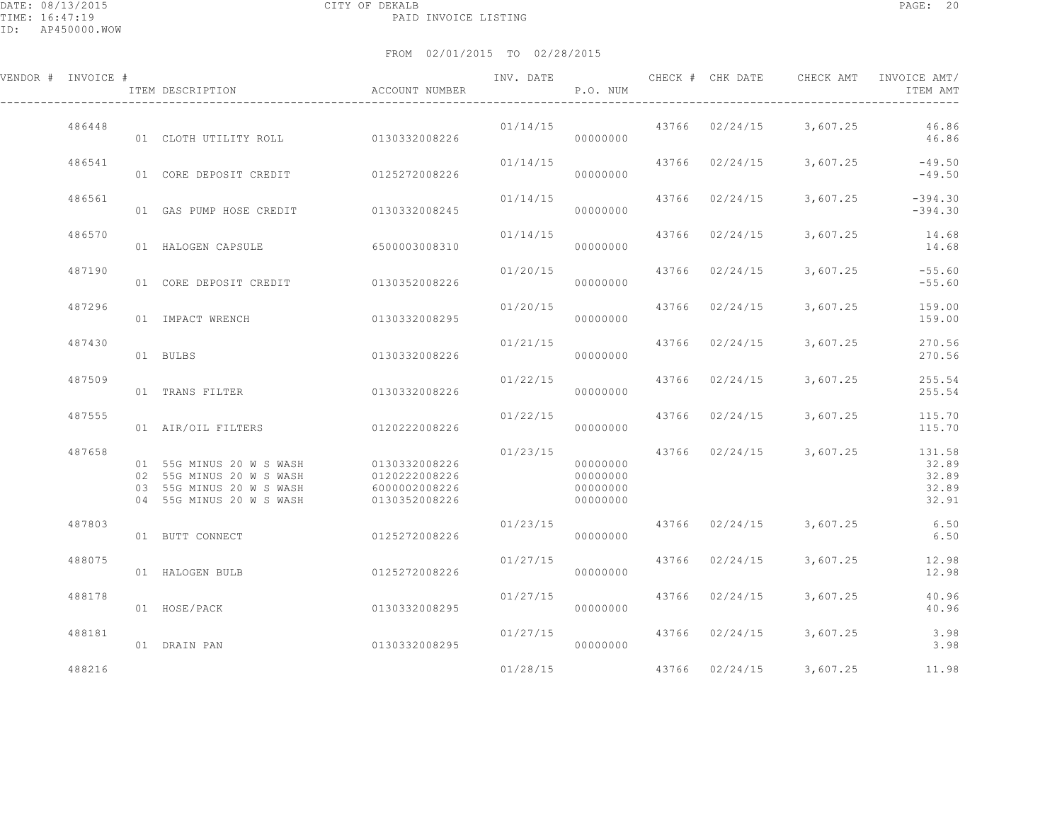DATE: 08/13/2015 CITY OF DEKALB
TIME: 16:47:19 PAID INVOICE LISTING
ID: AP450000.WOW

FROM 02/01/2015 TO 02/28/2015

| VENDOR # | INVOICE # | ITEM DESCRIPTION | ACCOUNT NUMBER | INV. DATE | P.O. NUM | CHECK # | CHK DATE | CHECK AMT | INVOICE AMT/ ITEM AMT |
|---|---|---|---|---|---|---|---|---|---|
| | 486448 | | | 01/14/15 | | 43766 | 02/24/15 | 3,607.25 | 46.86 |
| | | 01 CLOTH UTILITY ROLL | 0130332008226 | | 00000000 | | | | 46.86 |
| | 486541 | | | 01/14/15 | | 43766 | 02/24/15 | 3,607.25 | -49.50 |
| | | 01 CORE DEPOSIT CREDIT | 0125272008226 | | 00000000 | | | | -49.50 |
| | 486561 | | | 01/14/15 | | 43766 | 02/24/15 | 3,607.25 | -394.30 |
| | | 01 GAS PUMP HOSE CREDIT | 0130332008245 | | 00000000 | | | | -394.30 |
| | 486570 | | | 01/14/15 | | 43766 | 02/24/15 | 3,607.25 | 14.68 |
| | | 01 HALOGEN CAPSULE | 6500003008310 | | 00000000 | | | | 14.68 |
| | 487190 | | | 01/20/15 | | 43766 | 02/24/15 | 3,607.25 | -55.60 |
| | | 01 CORE DEPOSIT CREDIT | 0130352008226 | | 00000000 | | | | -55.60 |
| | 487296 | | | 01/20/15 | | 43766 | 02/24/15 | 3,607.25 | 159.00 |
| | | 01 IMPACT WRENCH | 0130332008295 | | 00000000 | | | | 159.00 |
| | 487430 | | | 01/21/15 | | 43766 | 02/24/15 | 3,607.25 | 270.56 |
| | | 01 BULBS | 0130332008226 | | 00000000 | | | | 270.56 |
| | 487509 | | | 01/22/15 | | 43766 | 02/24/15 | 3,607.25 | 255.54 |
| | | 01 TRANS FILTER | 0130332008226 | | 00000000 | | | | 255.54 |
| | 487555 | | | 01/22/15 | | 43766 | 02/24/15 | 3,607.25 | 115.70 |
| | | 01 AIR/OIL FILTERS | 0120222008226 | | 00000000 | | | | 115.70 |
| | 487658 | | | 01/23/15 | | 43766 | 02/24/15 | 3,607.25 | 131.58 |
| | | 01 55G MINUS 20 W S WASH | 0130332008226 | | 00000000 | | | | 32.89 |
| | | 02 55G MINUS 20 W S WASH | 0120222008226 | | 00000000 | | | | 32.89 |
| | | 03 55G MINUS 20 W S WASH | 6000002008226 | | 00000000 | | | | 32.89 |
| | | 04 55G MINUS 20 W S WASH | 0130352008226 | | 00000000 | | | | 32.91 |
| | 487803 | | | 01/23/15 | | 43766 | 02/24/15 | 3,607.25 | 6.50 |
| | | 01 BUTT CONNECT | 0125272008226 | | 00000000 | | | | 6.50 |
| | 488075 | | | 01/27/15 | | 43766 | 02/24/15 | 3,607.25 | 12.98 |
| | | 01 HALOGEN BULB | 0125272008226 | | 00000000 | | | | 12.98 |
| | 488178 | | | 01/27/15 | | 43766 | 02/24/15 | 3,607.25 | 40.96 |
| | | 01 HOSE/PACK | 0130332008295 | | 00000000 | | | | 40.96 |
| | 488181 | | | 01/27/15 | | 43766 | 02/24/15 | 3,607.25 | 3.98 |
| | | 01 DRAIN PAN | 0130332008295 | | 00000000 | | | | 3.98 |
| | 488216 | | | 01/28/15 | | 43766 | 02/24/15 | 3,607.25 | 11.98 |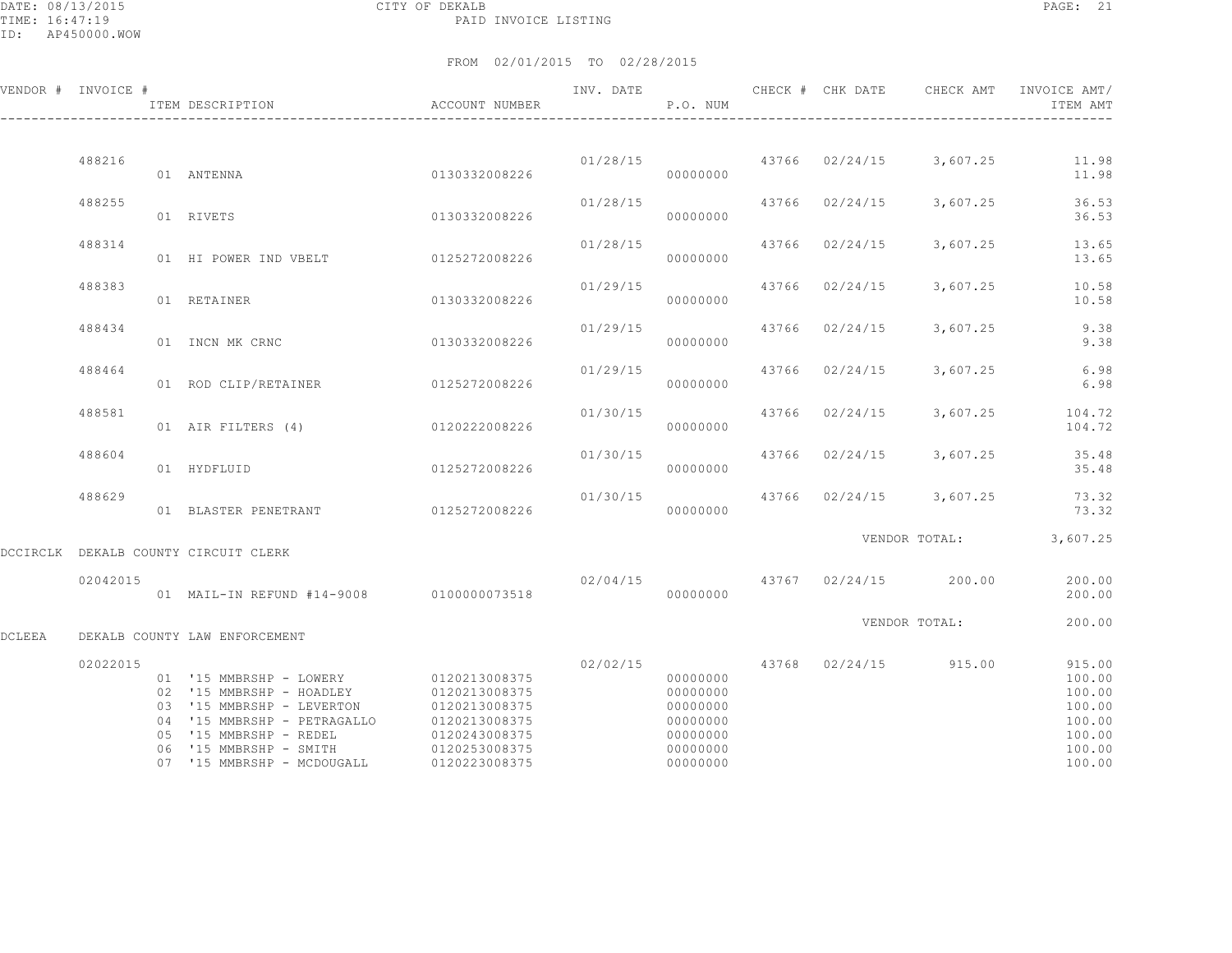CITY OF DEKALB

PAID INVOICE LISTING

FROM 02/01/2015 TO 02/28/2015

| VENDOR # | INVOICE # | ITEM DESCRIPTION | ACCOUNT NUMBER | INV. DATE | P.O. NUM | CHECK # | CHK DATE | CHECK AMT | INVOICE AMT/ ITEM AMT |
|---|---|---|---|---|---|---|---|---|---|
| | 488216 | | | 01/28/15 | | 43766 | 02/24/15 | 3,607.25 | 11.98 |
| | | 01 ANTENNA | 0130332008226 | | 00000000 | | | | 11.98 |
| | 488255 | | | 01/28/15 | | 43766 | 02/24/15 | 3,607.25 | 36.53 |
| | | 01 RIVETS | 0130332008226 | | 00000000 | | | | 36.53 |
| | 488314 | | | 01/28/15 | | 43766 | 02/24/15 | 3,607.25 | 13.65 |
| | | 01 HI POWER IND VBELT | 0125272008226 | | 00000000 | | | | 13.65 |
| | 488383 | | | 01/29/15 | | 43766 | 02/24/15 | 3,607.25 | 10.58 |
| | | 01 RETAINER | 0130332008226 | | 00000000 | | | | 10.58 |
| | 488434 | | | 01/29/15 | | 43766 | 02/24/15 | 3,607.25 | 9.38 |
| | | 01 INCN MK CRNC | 0130332008226 | | 00000000 | | | | 9.38 |
| | 488464 | | | 01/29/15 | | 43766 | 02/24/15 | 3,607.25 | 6.98 |
| | | 01 ROD CLIP/RETAINER | 0125272008226 | | 00000000 | | | | 6.98 |
| | 488581 | | | 01/30/15 | | 43766 | 02/24/15 | 3,607.25 | 104.72 |
| | | 01 AIR FILTERS (4) | 0120222008226 | | 00000000 | | | | 104.72 |
| | 488604 | | | 01/30/15 | | 43766 | 02/24/15 | 3,607.25 | 35.48 |
| | | 01 HYDFLUID | 0125272008226 | | 00000000 | | | | 35.48 |
| | 488629 | | | 01/30/15 | | 43766 | 02/24/15 | 3,607.25 | 73.32 |
| | | 01 BLASTER PENETRANT | 0125272008226 | | 00000000 | | | | 73.32 |
| | | | | | | | | VENDOR TOTAL: | 3,607.25 |
| DCCIRCLK | DEKALB COUNTY CIRCUIT CLERK | | | | | | | | |
| | 02042015 | | | 02/04/15 | | 43767 | 02/24/15 | 200.00 | 200.00 |
| | | 01 MAIL-IN REFUND #14-9008 | 0100000073518 | | 00000000 | | | | 200.00 |
| | | | | | | | | VENDOR TOTAL: | 200.00 |
| DCLEEA | DEKALB COUNTY LAW ENFORCEMENT | | | | | | | | |
| | 02022015 | | | 02/02/15 | | 43768 | 02/24/15 | 915.00 | 915.00 |
| | | 01 '15 MMBRSHP - LOWERY | 0120213008375 | | 00000000 | | | | 100.00 |
| | | 02 '15 MMBRSHP - HOADLEY | 0120213008375 | | 00000000 | | | | 100.00 |
| | | 03 '15 MMBRSHP - LEVERTON | 0120213008375 | | 00000000 | | | | 100.00 |
| | | 04 '15 MMBRSHP - PETRAGALLO | 0120213008375 | | 00000000 | | | | 100.00 |
| | | 05 '15 MMBRSHP - REDEL | 0120243008375 | | 00000000 | | | | 100.00 |
| | | 06 '15 MMBRSHP - SMITH | 0120253008375 | | 00000000 | | | | 100.00 |
| | | 07 '15 MMBRSHP - MCDOUGALL | 0120223008375 | | 00000000 | | | | 100.00 |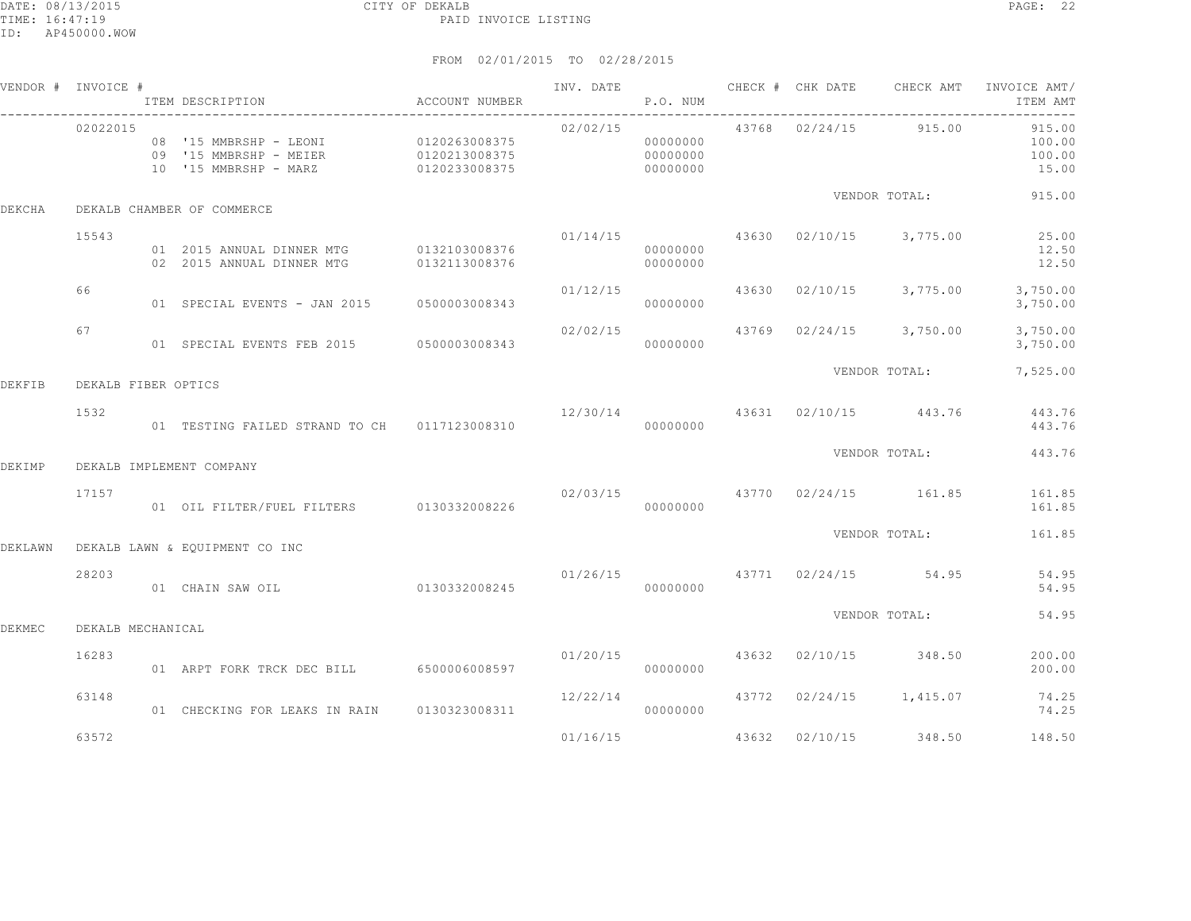CITY OF DEKALB
PAID INVOICE LISTING

DATE: 08/13/2015
TIME: 16:47:19
ID: AP450000.WOW

FROM 02/01/2015 TO 02/28/2015

| VENDOR # | INVOICE # | ITEM DESCRIPTION | ACCOUNT NUMBER | INV. DATE | P.O. NUM | CHECK # | CHK DATE | CHECK AMT | INVOICE AMT/ ITEM AMT |
|---|---|---|---|---|---|---|---|---|---|
| | 02022015 | | | 02/02/15 | | 43768 | 02/24/15 | 915.00 | 915.00 |
| | | 08 '15 MMBRSHP - LEONI | 0120263008375 | | 00000000 | | | | 100.00 |
| | | 09 '15 MMBRSHP - MEIER | 0120213008375 | | 00000000 | | | | 100.00 |
| | | 10 '15 MMBRSHP - MARZ | 0120233008375 | | 00000000 | | | | 15.00 |
| | | | | | | | VENDOR TOTAL: | | 915.00 |
| DEKCHA | DEKALB CHAMBER OF COMMERCE | | | | | | | | |
| | 15543 | | | 01/14/15 | | 43630 | 02/10/15 | 3,775.00 | 25.00 |
| | | 01 2015 ANNUAL DINNER MTG | 0132103008376 | | 00000000 | | | | 12.50 |
| | | 02 2015 ANNUAL DINNER MTG | 0132113008376 | | 00000000 | | | | 12.50 |
| | 66 | | | 01/12/15 | | 43630 | 02/10/15 | 3,775.00 | 3,750.00 |
| | | 01 SPECIAL EVENTS - JAN 2015 | 0500003008343 | | 00000000 | | | | 3,750.00 |
| | 67 | | | 02/02/15 | | 43769 | 02/24/15 | 3,750.00 | 3,750.00 |
| | | 01 SPECIAL EVENTS FEB 2015 | 0500003008343 | | 00000000 | | | | 3,750.00 |
| | | | | | | | VENDOR TOTAL: | | 7,525.00 |
| DEKFIB | DEKALB FIBER OPTICS | | | | | | | | |
| | 1532 | | | 12/30/14 | | 43631 | 02/10/15 | 443.76 | 443.76 |
| | | 01 TESTING FAILED STRAND TO CH | 0117123008310 | | 00000000 | | | | 443.76 |
| | | | | | | | VENDOR TOTAL: | | 443.76 |
| DEKIMP | DEKALB IMPLEMENT COMPANY | | | | | | | | |
| | 17157 | | | 02/03/15 | | 43770 | 02/24/15 | 161.85 | 161.85 |
| | | 01 OIL FILTER/FUEL FILTERS | 0130332008226 | | 00000000 | | | | 161.85 |
| | | | | | | | VENDOR TOTAL: | | 161.85 |
| DEKLAWN | DEKALB LAWN & EQUIPMENT CO INC | | | | | | | | |
| | 28203 | | | 01/26/15 | | 43771 | 02/24/15 | 54.95 | 54.95 |
| | | 01 CHAIN SAW OIL | 0130332008245 | | 00000000 | | | | 54.95 |
| | | | | | | | VENDOR TOTAL: | | 54.95 |
| DEKMEC | DEKALB MECHANICAL | | | | | | | | |
| | 16283 | | | 01/20/15 | | 43632 | 02/10/15 | 348.50 | 200.00 |
| | | 01 ARPT FORK TRCK DEC BILL | 6500006008597 | | 00000000 | | | | 200.00 |
| | 63148 | | | 12/22/14 | | 43772 | 02/24/15 | 1,415.07 | 74.25 |
| | | 01 CHECKING FOR LEAKS IN RAIN | 0130323008311 | | 00000000 | | | | 74.25 |
| | 63572 | | | 01/16/15 | | 43632 | 02/10/15 | 348.50 | 148.50 |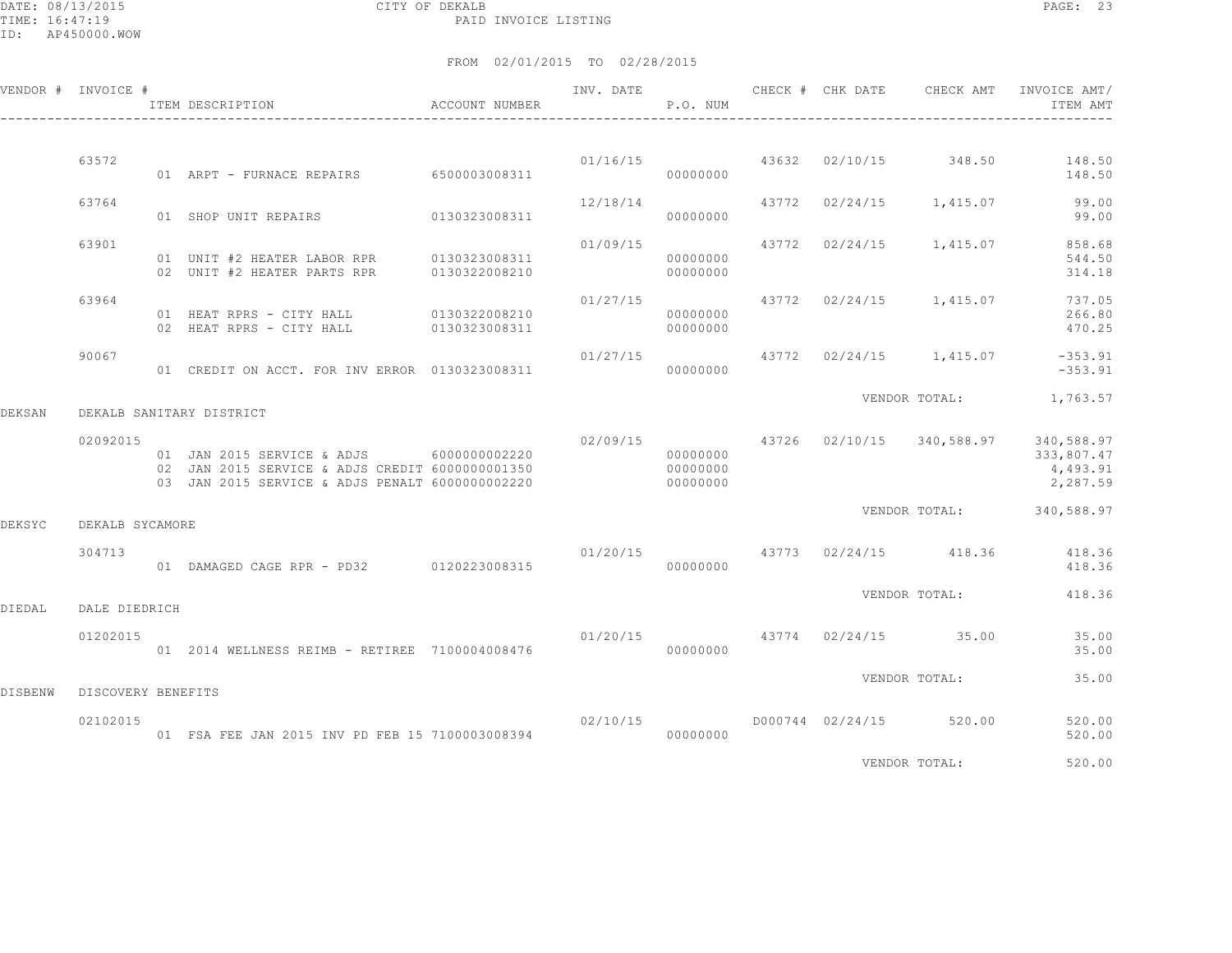CITY OF DEKALB
PAID INVOICE LISTING

FROM 02/01/2015 TO 02/28/2015

| VENDOR # | INVOICE # | ITEM DESCRIPTION | ACCOUNT NUMBER | INV. DATE | P.O. NUM | CHECK # | CHK DATE | CHECK AMT | INVOICE AMT/ ITEM AMT |
|---|---|---|---|---|---|---|---|---|---|
| | 63572 | | | 01/16/15 | | 43632 | 02/10/15 | 348.50 | 148.50 |
| | | 01 ARPT - FURNACE REPAIRS | 6500003008311 | | 00000000 | | | | 148.50 |
| | 63764 | | | 12/18/14 | | 43772 | 02/24/15 | 1,415.07 | 99.00 |
| | | 01 SHOP UNIT REPAIRS | 0130323008311 | | 00000000 | | | | 99.00 |
| | 63901 | | | 01/09/15 | | 43772 | 02/24/15 | 1,415.07 | 858.68 |
| | | 01 UNIT #2 HEATER LABOR RPR | 0130323008311 | | 00000000 | | | | 544.50 |
| | | 02 UNIT #2 HEATER PARTS RPR | 0130322008210 | | 00000000 | | | | 314.18 |
| | 63964 | | | 01/27/15 | | 43772 | 02/24/15 | 1,415.07 | 737.05 |
| | | 01 HEAT RPRS - CITY HALL | 0130322008210 | | 00000000 | | | | 266.80 |
| | | 02 HEAT RPRS - CITY HALL | 0130323008311 | | 00000000 | | | | 470.25 |
| | 90067 | | | 01/27/15 | | 43772 | 02/24/15 | 1,415.07 | -353.91 |
| | | 01 CREDIT ON ACCT. FOR INV ERROR | 0130323008311 | | 00000000 | | | | -353.91 |
| | | | | | | | VENDOR TOTAL: | | 1,763.57 |
| DEKSAN | DEKALB SANITARY DISTRICT | | | | | | | | |
| | 02092015 | | | 02/09/15 | | 43726 | 02/10/15 | 340,588.97 | 340,588.97 |
| | | 01 JAN 2015 SERVICE & ADJS | 6000000002220 | | 00000000 | | | | 333,807.47 |
| | | 02 JAN 2015 SERVICE & ADJS CREDIT | 6000000001350 | | 00000000 | | | | 4,493.91 |
| | | 03 JAN 2015 SERVICE & ADJS PENALT | 6000000002220 | | 00000000 | | | | 2,287.59 |
| | | | | | | | VENDOR TOTAL: | | 340,588.97 |
| DEKSYC | DEKALB SYCAMORE | | | | | | | | |
| | 304713 | | | 01/20/15 | | 43773 | 02/24/15 | 418.36 | 418.36 |
| | | 01 DAMAGED CAGE RPR - PD32 | 0120223008315 | | 00000000 | | | | 418.36 |
| | | | | | | | VENDOR TOTAL: | | 418.36 |
| DIEDAL | DALE DIEDRICH | | | | | | | | |
| | 01202015 | | | 01/20/15 | | 43774 | 02/24/15 | 35.00 | 35.00 |
| | | 01 2014 WELLNESS REIMB - RETIREE | 7100004008476 | | 00000000 | | | | 35.00 |
| | | | | | | | VENDOR TOTAL: | | 35.00 |
| DISBENW | DISCOVERY BENEFITS | | | | | | | | |
| | 02102015 | | | 02/10/15 | | D000744 | 02/24/15 | 520.00 | 520.00 |
| | | 01 FSA FEE JAN 2015 INV PD FEB 15 | 7100003008394 | | 00000000 | | | | 520.00 |
| | | | | | | | VENDOR TOTAL: | | 520.00 |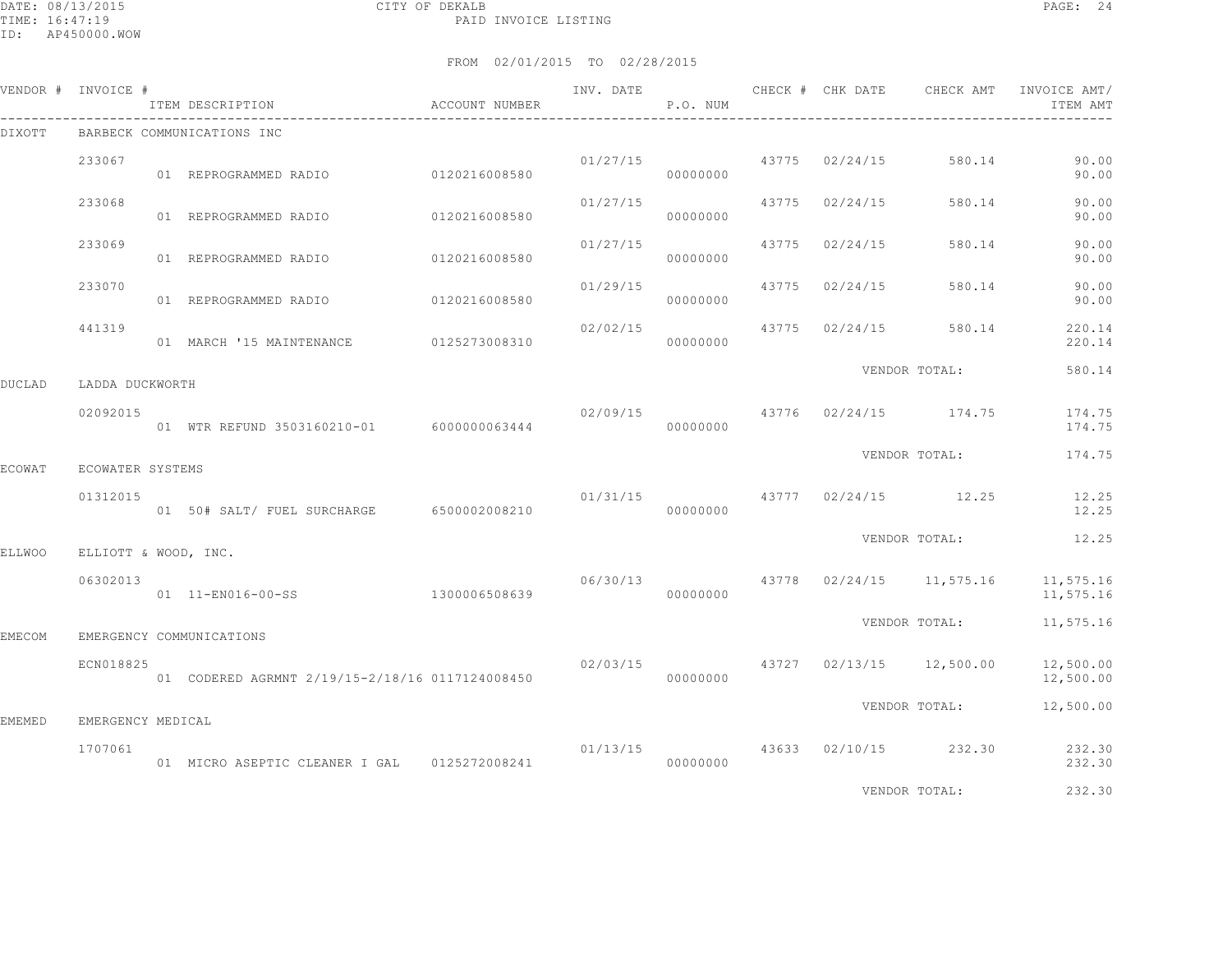CITY OF DEKALB
PAID INVOICE LISTING

DATE: 08/13/2015
TIME: 16:47:19
ID: AP450000.WOW

FROM 02/01/2015 TO 02/28/2015

| VENDOR # | INVOICE # | ITEM DESCRIPTION | ACCOUNT NUMBER | INV. DATE | P.O. NUM | CHECK # | CHK DATE | CHECK AMT | INVOICE AMT/ ITEM AMT |
|---|---|---|---|---|---|---|---|---|---|
| DIXOTT | BARBECK COMMUNICATIONS INC | | | | | | | | |
| | 233067 | | | 01/27/15 | | 43775 | 02/24/15 | 580.14 | 90.00 |
| | | 01 REPROGRAMMED RADIO | 0120216008580 | | 00000000 | | | | 90.00 |
| | 233068 | | | 01/27/15 | | 43775 | 02/24/15 | 580.14 | 90.00 |
| | | 01 REPROGRAMMED RADIO | 0120216008580 | | 00000000 | | | | 90.00 |
| | 233069 | | | 01/27/15 | | 43775 | 02/24/15 | 580.14 | 90.00 |
| | | 01 REPROGRAMMED RADIO | 0120216008580 | | 00000000 | | | | 90.00 |
| | 233070 | | | 01/29/15 | | 43775 | 02/24/15 | 580.14 | 90.00 |
| | | 01 REPROGRAMMED RADIO | 0120216008580 | | 00000000 | | | | 90.00 |
| | 441319 | | | 02/02/15 | | 43775 | 02/24/15 | 580.14 | 220.14 |
| | | 01 MARCH '15 MAINTENANCE | 0125273008310 | | 00000000 | | | | 220.14 |
| | | | | | | | VENDOR TOTAL: | | 580.14 |
| DUCLAD | LADDA DUCKWORTH | | | | | | | | |
| | 02092015 | | | 02/09/15 | | 43776 | 02/24/15 | 174.75 | 174.75 |
| | | 01 WTR REFUND 3503160210-01 | 6000000063444 | | 00000000 | | | | 174.75 |
| | | | | | | | VENDOR TOTAL: | | 174.75 |
| ECOWAT | ECOWATER SYSTEMS | | | | | | | | |
| | 01312015 | | | 01/31/15 | | 43777 | 02/24/15 | 12.25 | 12.25 |
| | | 01 50# SALT/ FUEL SURCHARGE | 6500002008210 | | 00000000 | | | | 12.25 |
| | | | | | | | VENDOR TOTAL: | | 12.25 |
| ELLWOO | ELLIOTT & WOOD, INC. | | | | | | | | |
| | 06302013 | | | 06/30/13 | | 43778 | 02/24/15 | 11,575.16 | 11,575.16 |
| | | 01 11-EN016-00-SS | 1300006508639 | | 00000000 | | | | 11,575.16 |
| | | | | | | | VENDOR TOTAL: | | 11,575.16 |
| EMECOM | EMERGENCY COMMUNICATIONS | | | | | | | | |
| | ECN018825 | | | 02/03/15 | | 43727 | 02/13/15 | 12,500.00 | 12,500.00 |
| | | 01 CODERED AGRMNT 2/19/15-2/18/16 | 0117124008450 | | 00000000 | | | | 12,500.00 |
| | | | | | | | VENDOR TOTAL: | | 12,500.00 |
| EMEMED | EMERGENCY MEDICAL | | | | | | | | |
| | 1707061 | | | 01/13/15 | | 43633 | 02/10/15 | 232.30 | 232.30 |
| | | 01 MICRO ASEPTIC CLEANER I GAL | 0125272008241 | | 00000000 | | | | 232.30 |
| | | | | | | | VENDOR TOTAL: | | 232.30 |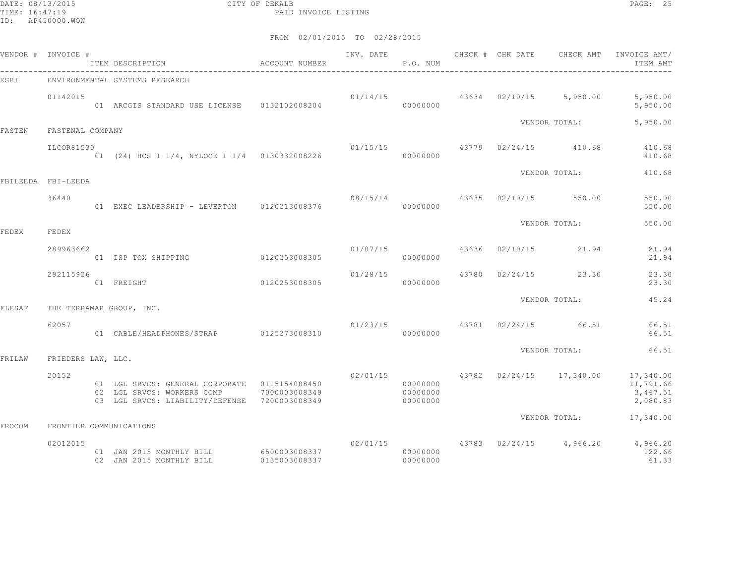CITY OF DEKALB
PAID INVOICE LISTING

DATE: 08/13/2015
TIME: 16:47:19
ID: AP450000.WOW

FROM 02/01/2015 TO 02/28/2015

| VENDOR # | INVOICE # | ITEM DESCRIPTION | ACCOUNT NUMBER | INV. DATE | P.O. NUM | CHECK # | CHK DATE | CHECK AMT | INVOICE AMT/ ITEM AMT |
|---|---|---|---|---|---|---|---|---|---|
| ESRI | ENVIRONMENTAL SYSTEMS RESEARCH | | | | | | | | |
| | 01142015 | | | 01/14/15 | | 43634 | 02/10/15 | 5,950.00 | 5,950.00 |
| | | 01 ARCGIS STANDARD USE LICENSE | 0132102008204 | | 00000000 | | | | 5,950.00 |
| | | | | | | | VENDOR TOTAL: | | 5,950.00 |
| FASTEN | FASTENAL COMPANY | | | | | | | | |
| | ILCOR81530 | | | 01/15/15 | | 43779 | 02/24/15 | 410.68 | 410.68 |
| | | 01 (24) HCS 1 1/4, NYLOCK 1 1/4 | 0130332008226 | | 00000000 | | | | 410.68 |
| | | | | | | | VENDOR TOTAL: | | 410.68 |
| FBILEEDA | FBI-LEEDA | | | | | | | | |
| | 36440 | | | 08/15/14 | | 43635 | 02/10/15 | 550.00 | 550.00 |
| | | 01 EXEC LEADERSHIP - LEVERTON | 0120213008376 | | 00000000 | | | | 550.00 |
| | | | | | | | VENDOR TOTAL: | | 550.00 |
| FEDEX | FEDEX | | | | | | | | |
| | 289963662 | | | 01/07/15 | | 43636 | 02/10/15 | 21.94 | 21.94 |
| | | 01 ISP TOX SHIPPING | 0120253008305 | | 00000000 | | | | 21.94 |
| | 292115926 | | | 01/28/15 | | 43780 | 02/24/15 | 23.30 | 23.30 |
| | | 01 FREIGHT | 0120253008305 | | 00000000 | | | | 23.30 |
| | | | | | | | VENDOR TOTAL: | | 45.24 |
| FLESAF | THE TERRAMAR GROUP, INC. | | | | | | | | |
| | 62057 | | | 01/23/15 | | 43781 | 02/24/15 | 66.51 | 66.51 |
| | | 01 CABLE/HEADPHONES/STRAP | 0125273008310 | | 00000000 | | | | 66.51 |
| | | | | | | | VENDOR TOTAL: | | 66.51 |
| FRILAW | FRIEDERS LAW, LLC. | | | | | | | | |
| | 20152 | | | 02/01/15 | | 43782 | 02/24/15 | 17,340.00 | 17,340.00 |
| | | 01 LGL SRVCS: GENERAL CORPORATE | 0115154008450 | | 00000000 | | | | 11,791.66 |
| | | 02 LGL SRVCS: WORKERS COMP | 7000003008349 | | 00000000 | | | | 3,467.51 |
| | | 03 LGL SRVCS: LIABILITY/DEFENSE | 7200003008349 | | 00000000 | | | | 2,080.83 |
| | | | | | | | VENDOR TOTAL: | | 17,340.00 |
| FROCOM | FRONTIER COMMUNICATIONS | | | | | | | | |
| | 02012015 | | | 02/01/15 | | 43783 | 02/24/15 | 4,966.20 | 4,966.20 |
| | | 01 JAN 2015 MONTHLY BILL | 6500003008337 | | 00000000 | | | | 122.66 |
| | | 02 JAN 2015 MONTHLY BILL | 0135003008337 | | 00000000 | | | | 61.33 |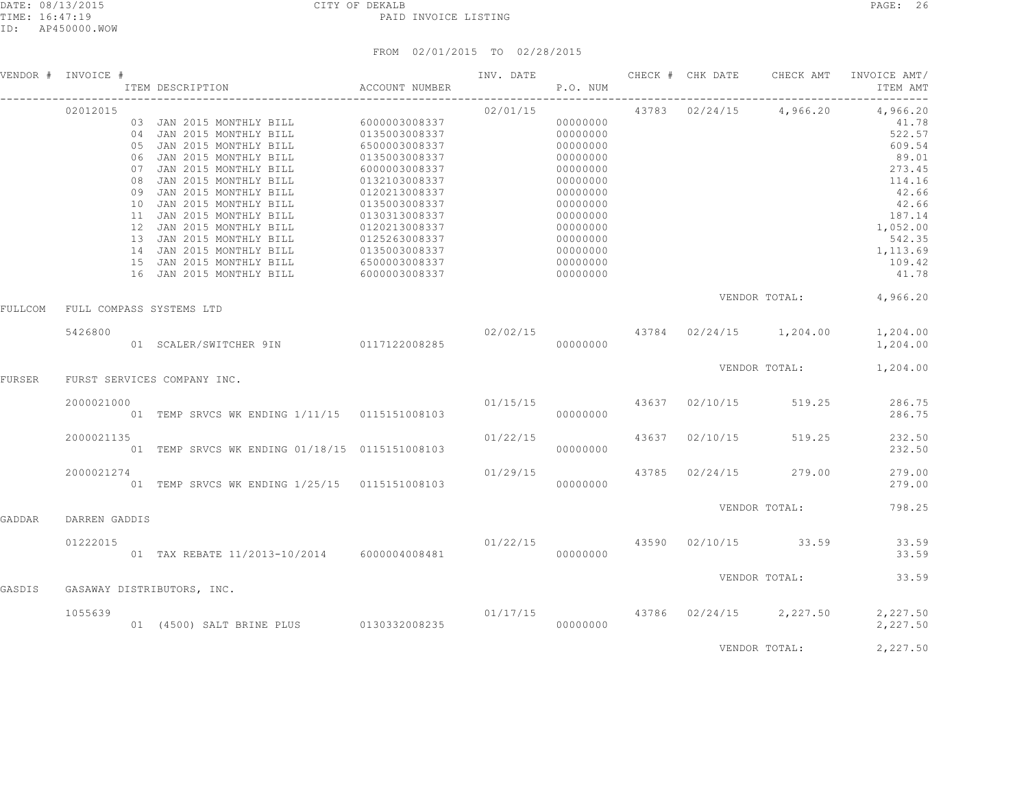CITY OF DEKALB

PAID INVOICE LISTING

DATE: 08/13/2015
TIME: 16:47:19
ID: AP450000.WOW

FROM 02/01/2015 TO 02/28/2015

| VENDOR # | INVOICE # / ITEM DESCRIPTION | ACCOUNT NUMBER | INV. DATE | P.O. NUM | CHECK # | CHK DATE | CHECK AMT | INVOICE AMT/ ITEM AMT |
|---|---|---|---|---|---|---|---|---|
| | 02012015 | | 02/01/15 | | 43783 | 02/24/15 | 4,966.20 | 4,966.20 |
| | 03 JAN 2015 MONTHLY BILL | 6000003008337 | | 00000000 | | | | 41.78 |
| | 04 JAN 2015 MONTHLY BILL | 0135003008337 | | 00000000 | | | | 522.57 |
| | 05 JAN 2015 MONTHLY BILL | 6500003008337 | | 00000000 | | | | 609.54 |
| | 06 JAN 2015 MONTHLY BILL | 0135003008337 | | 00000000 | | | | 89.01 |
| | 07 JAN 2015 MONTHLY BILL | 6000003008337 | | 00000000 | | | | 273.45 |
| | 08 JAN 2015 MONTHLY BILL | 0132103008337 | | 00000000 | | | | 114.16 |
| | 09 JAN 2015 MONTHLY BILL | 0120213008337 | | 00000000 | | | | 42.66 |
| | 10 JAN 2015 MONTHLY BILL | 0135003008337 | | 00000000 | | | | 42.66 |
| | 11 JAN 2015 MONTHLY BILL | 0130313008337 | | 00000000 | | | | 187.14 |
| | 12 JAN 2015 MONTHLY BILL | 0120213008337 | | 00000000 | | | | 1,052.00 |
| | 13 JAN 2015 MONTHLY BILL | 0125263008337 | | 00000000 | | | | 542.35 |
| | 14 JAN 2015 MONTHLY BILL | 0135003008337 | | 00000000 | | | | 1,113.69 |
| | 15 JAN 2015 MONTHLY BILL | 6500003008337 | | 00000000 | | | | 109.42 |
| | 16 JAN 2015 MONTHLY BILL | 6000003008337 | | 00000000 | | | | 41.78 |
| | | | | | | VENDOR TOTAL: | | 4,966.20 |
| FULLCOM | FULL COMPASS SYSTEMS LTD | | | | | | | |
| | 5426800 | | 02/02/15 | | 43784 | 02/24/15 | 1,204.00 | 1,204.00 |
| | 01 SCALER/SWITCHER 9IN | 0117122008285 | | 00000000 | | | | 1,204.00 |
| | | | | | | VENDOR TOTAL: | | 1,204.00 |
| FURSER | FURST SERVICES COMPANY INC. | | | | | | | |
| | 2000021000 | | 01/15/15 | | 43637 | 02/10/15 | 519.25 | 286.75 |
| | 01 TEMP SRVCS WK ENDING 1/11/15 | 0115151008103 | | 00000000 | | | | 286.75 |
| | 2000021135 | | 01/22/15 | | 43637 | 02/10/15 | 519.25 | 232.50 |
| | 01 TEMP SRVCS WK ENDING 01/18/15 | 0115151008103 | | 00000000 | | | | 232.50 |
| | 2000021274 | | 01/29/15 | | 43785 | 02/24/15 | 279.00 | 279.00 |
| | 01 TEMP SRVCS WK ENDING 1/25/15 | 0115151008103 | | 00000000 | | | | 279.00 |
| | | | | | | VENDOR TOTAL: | | 798.25 |
| GADDAR | DARREN GADDIS | | | | | | | |
| | 01222015 | | 01/22/15 | | 43590 | 02/10/15 | 33.59 | 33.59 |
| | 01 TAX REBATE 11/2013-10/2014 | 6000004008481 | | 00000000 | | | | 33.59 |
| | | | | | | VENDOR TOTAL: | | 33.59 |
| GASDIS | GASAWAY DISTRIBUTORS, INC. | | | | | | | |
| | 1055639 | | 01/17/15 | | 43786 | 02/24/15 | 2,227.50 | 2,227.50 |
| | 01 (4500) SALT BRINE PLUS | 0130332008235 | | 00000000 | | | | 2,227.50 |
| | | | | | | VENDOR TOTAL: | | 2,227.50 |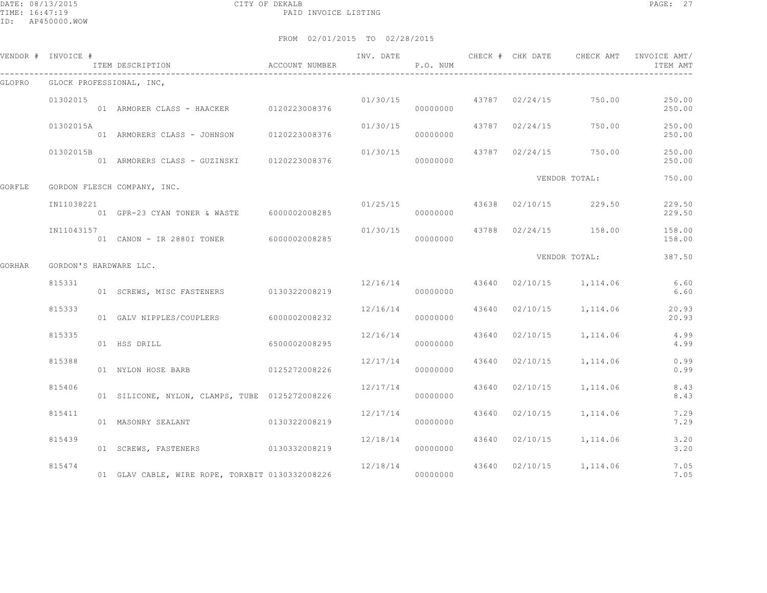CITY OF DEKALB

PAID INVOICE LISTING

DATE: 08/13/2015
TIME: 16:47:19
ID: AP450000.WOW

FROM 02/01/2015 TO 02/28/2015

| VENDOR # | INVOICE # / ITEM DESCRIPTION | ACCOUNT NUMBER | INV. DATE | P.O. NUM | CHECK # | CHK DATE | CHECK AMT | INVOICE AMT/ ITEM AMT |
|---|---|---|---|---|---|---|---|---|
| GLOPRO | GLOCK PROFESSIONAL, INC, | | | | | | | |
| | 01302015 | | 01/30/15 | | 43787 | 02/24/15 | 750.00 | 250.00 |
| | 01 ARMORER CLASS - HAACKER | 0120223008376 | | 00000000 | | | | 250.00 |
| | 01302015A | | 01/30/15 | | 43787 | 02/24/15 | 750.00 | 250.00 |
| | 01 ARMORERS CLASS - JOHNSON | 0120223008376 | | 00000000 | | | | 250.00 |
| | 01302015B | | 01/30/15 | | 43787 | 02/24/15 | 750.00 | 250.00 |
| | 01 ARMORERS CLASS - GUZINSKI | 0120223008376 | | 00000000 | | | | 250.00 |
| | | | | | | VENDOR TOTAL: | | 750.00 |
| GORFLE | GORDON FLESCH COMPANY, INC. | | | | | | | |
| | IN11038221 | | 01/25/15 | | 43638 | 02/10/15 | 229.50 | 229.50 |
| | 01 GPR-23 CYAN TONER & WASTE | 6000002008285 | | 00000000 | | | | 229.50 |
| | IN11043157 | | 01/30/15 | | 43788 | 02/24/15 | 158.00 | 158.00 |
| | 01 CANON - IR 2880I TONER | 6000002008285 | | 00000000 | | | | 158.00 |
| | | | | | | VENDOR TOTAL: | | 387.50 |
| GORHAR | GORDON'S HARDWARE LLC. | | | | | | | |
| | 815331 | | 12/16/14 | | 43640 | 02/10/15 | 1,114.06 | 6.60 |
| | 01 SCREWS, MISC FASTENERS | 0130322008219 | | 00000000 | | | | 6.60 |
| | 815333 | | 12/16/14 | | 43640 | 02/10/15 | 1,114.06 | 20.93 |
| | 01 GALV NIPPLES/COUPLERS | 6000002008232 | | 00000000 | | | | 20.93 |
| | 815335 | | 12/16/14 | | 43640 | 02/10/15 | 1,114.06 | 4.99 |
| | 01 HSS DRILL | 6500002008295 | | 00000000 | | | | 4.99 |
| | 815388 | | 12/17/14 | | 43640 | 02/10/15 | 1,114.06 | 0.99 |
| | 01 NYLON HOSE BARB | 0125272008226 | | 00000000 | | | | 0.99 |
| | 815406 | | 12/17/14 | | 43640 | 02/10/15 | 1,114.06 | 8.43 |
| | 01 SILICONE, NYLON, CLAMPS, TUBE | 0125272008226 | | 00000000 | | | | 8.43 |
| | 815411 | | 12/17/14 | | 43640 | 02/10/15 | 1,114.06 | 7.29 |
| | 01 MASONRY SEALANT | 0130322008219 | | 00000000 | | | | 7.29 |
| | 815439 | | 12/18/14 | | 43640 | 02/10/15 | 1,114.06 | 3.20 |
| | 01 SCREWS, FASTENERS | 0130332008219 | | 00000000 | | | | 3.20 |
| | 815474 | | 12/18/14 | | 43640 | 02/10/15 | 1,114.06 | 7.05 |
| | 01 GLAV CABLE, WIRE ROPE, TORXBIT | 0130332008226 | | 00000000 | | | | 7.05 |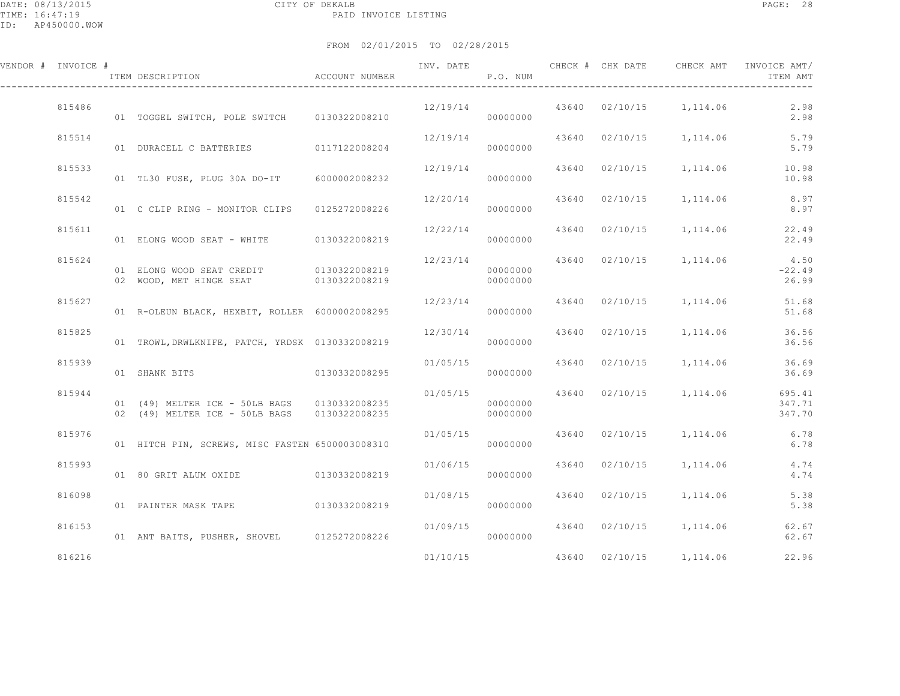CITY OF DEKALB
PAID INVOICE LISTING

DATE: 08/13/2015
TIME: 16:47:19
ID: AP450000.WOW

FROM 02/01/2015 TO 02/28/2015

| VENDOR # | INVOICE # | ITEM DESCRIPTION | ACCOUNT NUMBER | INV. DATE | P.O. NUM | CHECK # | CHK DATE | CHECK AMT | INVOICE AMT/ ITEM AMT |
|---|---|---|---|---|---|---|---|---|---|
| | 815486 | | | 12/19/14 | | 43640 | 02/10/15 | 1,114.06 | 2.98 |
| | | 01 TOGGEL SWITCH, POLE SWITCH | 0130322008210 | | 00000000 | | | | 2.98 |
| | 815514 | | | 12/19/14 | | 43640 | 02/10/15 | 1,114.06 | 5.79 |
| | | 01 DURACELL C BATTERIES | 0117122008204 | | 00000000 | | | | 5.79 |
| | 815533 | | | 12/19/14 | | 43640 | 02/10/15 | 1,114.06 | 10.98 |
| | | 01 TL30 FUSE, PLUG 30A DO-IT | 6000002008232 | | 00000000 | | | | 10.98 |
| | 815542 | | | 12/20/14 | | 43640 | 02/10/15 | 1,114.06 | 8.97 |
| | | 01 C CLIP RING - MONITOR CLIPS | 0125272008226 | | 00000000 | | | | 8.97 |
| | 815611 | | | 12/22/14 | | 43640 | 02/10/15 | 1,114.06 | 22.49 |
| | | 01 ELONG WOOD SEAT - WHITE | 0130322008219 | | 00000000 | | | | 22.49 |
| | 815624 | | | 12/23/14 | | 43640 | 02/10/15 | 1,114.06 | 4.50 |
| | | 01 ELONG WOOD SEAT CREDIT | 0130322008219 | | 00000000 | | | | -22.49 |
| | | 02 WOOD, MET HINGE SEAT | 0130322008219 | | 00000000 | | | | 26.99 |
| | 815627 | | | 12/23/14 | | 43640 | 02/10/15 | 1,114.06 | 51.68 |
| | | 01 R-OLEUN BLACK, HEXBIT, ROLLER | 6000002008295 | | 00000000 | | | | 51.68 |
| | 815825 | | | 12/30/14 | | 43640 | 02/10/15 | 1,114.06 | 36.56 |
| | | 01 TROWL,DRWLKNIFE, PATCH, YRDSK | 0130332008219 | | 00000000 | | | | 36.56 |
| | 815939 | | | 01/05/15 | | 43640 | 02/10/15 | 1,114.06 | 36.69 |
| | | 01 SHANK BITS | 0130332008295 | | 00000000 | | | | 36.69 |
| | 815944 | | | 01/05/15 | | 43640 | 02/10/15 | 1,114.06 | 695.41 |
| | | 01 (49) MELTER ICE - 50LB BAGS | 0130332008235 | | 00000000 | | | | 347.71 |
| | | 02 (49) MELTER ICE - 50LB BAGS | 0130322008235 | | 00000000 | | | | 347.70 |
| | 815976 | | | 01/05/15 | | 43640 | 02/10/15 | 1,114.06 | 6.78 |
| | | 01 HITCH PIN, SCREWS, MISC FASTEN | 6500003008310 | | 00000000 | | | | 6.78 |
| | 815993 | | | 01/06/15 | | 43640 | 02/10/15 | 1,114.06 | 4.74 |
| | | 01 80 GRIT ALUM OXIDE | 0130332008219 | | 00000000 | | | | 4.74 |
| | 816098 | | | 01/08/15 | | 43640 | 02/10/15 | 1,114.06 | 5.38 |
| | | 01 PAINTER MASK TAPE | 0130332008219 | | 00000000 | | | | 5.38 |
| | 816153 | | | 01/09/15 | | 43640 | 02/10/15 | 1,114.06 | 62.67 |
| | | 01 ANT BAITS, PUSHER, SHOVEL | 0125272008226 | | 00000000 | | | | 62.67 |
| | 816216 | | | 01/10/15 | | 43640 | 02/10/15 | 1,114.06 | 22.96 |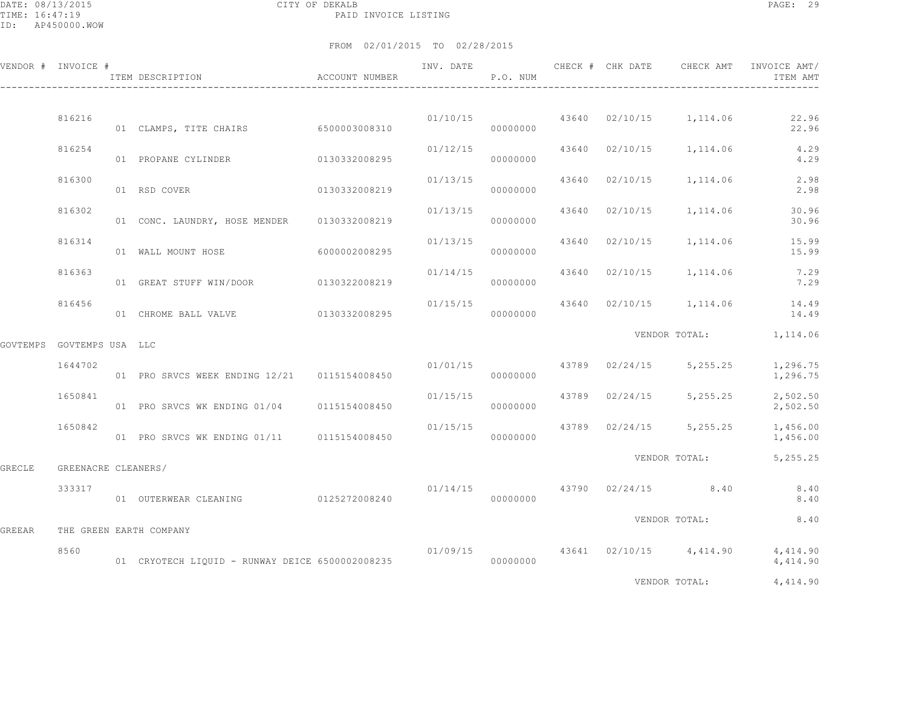CITY OF DEKALB
PAID INVOICE LISTING

DATE: 08/13/2015
TIME: 16:47:19
ID: AP450000.WOW

FROM 02/01/2015 TO 02/28/2015

| VENDOR # | INVOICE # | ITEM DESCRIPTION | ACCOUNT NUMBER | INV. DATE | P.O. NUM | CHECK # | CHK DATE | CHECK AMT | INVOICE AMT/ ITEM AMT |
|---|---|---|---|---|---|---|---|---|---|
| | 816216 | | | 01/10/15 | | 43640 | 02/10/15 | 1,114.06 | 22.96 |
| | | 01 CLAMPS, TITE CHAIRS | 6500003008310 | | 00000000 | | | | 22.96 |
| | 816254 | | | 01/12/15 | | 43640 | 02/10/15 | 1,114.06 | 4.29 |
| | | 01 PROPANE CYLINDER | 0130332008295 | | 00000000 | | | | 4.29 |
| | 816300 | | | 01/13/15 | | 43640 | 02/10/15 | 1,114.06 | 2.98 |
| | | 01 RSD COVER | 0130332008219 | | 00000000 | | | | 2.98 |
| | 816302 | | | 01/13/15 | | 43640 | 02/10/15 | 1,114.06 | 30.96 |
| | | 01 CONC. LAUNDRY, HOSE MENDER | 0130332008219 | | 00000000 | | | | 30.96 |
| | 816314 | | | 01/13/15 | | 43640 | 02/10/15 | 1,114.06 | 15.99 |
| | | 01 WALL MOUNT HOSE | 6000002008295 | | 00000000 | | | | 15.99 |
| | 816363 | | | 01/14/15 | | 43640 | 02/10/15 | 1,114.06 | 7.29 |
| | | 01 GREAT STUFF WIN/DOOR | 0130322008219 | | 00000000 | | | | 7.29 |
| | 816456 | | | 01/15/15 | | 43640 | 02/10/15 | 1,114.06 | 14.49 |
| | | 01 CHROME BALL VALVE | 0130332008295 | | 00000000 | | | | 14.49 |
| | | | | | | | VENDOR TOTAL: | | 1,114.06 |
| GOVTEMPS | GOVTEMPS USA LLC | | | | | | | | |
| | 1644702 | | | 01/01/15 | | 43789 | 02/24/15 | 5,255.25 | 1,296.75 |
| | | 01 PRO SRVCS WEEK ENDING 12/21 | 0115154008450 | | 00000000 | | | | 1,296.75 |
| | 1650841 | | | 01/15/15 | | 43789 | 02/24/15 | 5,255.25 | 2,502.50 |
| | | 01 PRO SRVCS WK ENDING 01/04 | 0115154008450 | | 00000000 | | | | 2,502.50 |
| | 1650842 | | | 01/15/15 | | 43789 | 02/24/15 | 5,255.25 | 1,456.00 |
| | | 01 PRO SRVCS WK ENDING 01/11 | 0115154008450 | | 00000000 | | | | 1,456.00 |
| | | | | | | | VENDOR TOTAL: | | 5,255.25 |
| GRECLE | GREENACRE CLEANERS/ | | | | | | | | |
| | 333317 | | | 01/14/15 | | 43790 | 02/24/15 | 8.40 | 8.40 |
| | | 01 OUTERWEAR CLEANING | 0125272008240 | | 00000000 | | | | 8.40 |
| | | | | | | | VENDOR TOTAL: | | 8.40 |
| GREEAR | THE GREEN EARTH COMPANY | | | | | | | | |
| | 8560 | | | 01/09/15 | | 43641 | 02/10/15 | 4,414.90 | 4,414.90 |
| | | 01 CRYOTECH LIQUID - RUNWAY DEICE | 6500002008235 | | 00000000 | | | | 4,414.90 |
| | | | | | | | VENDOR TOTAL: | | 4,414.90 |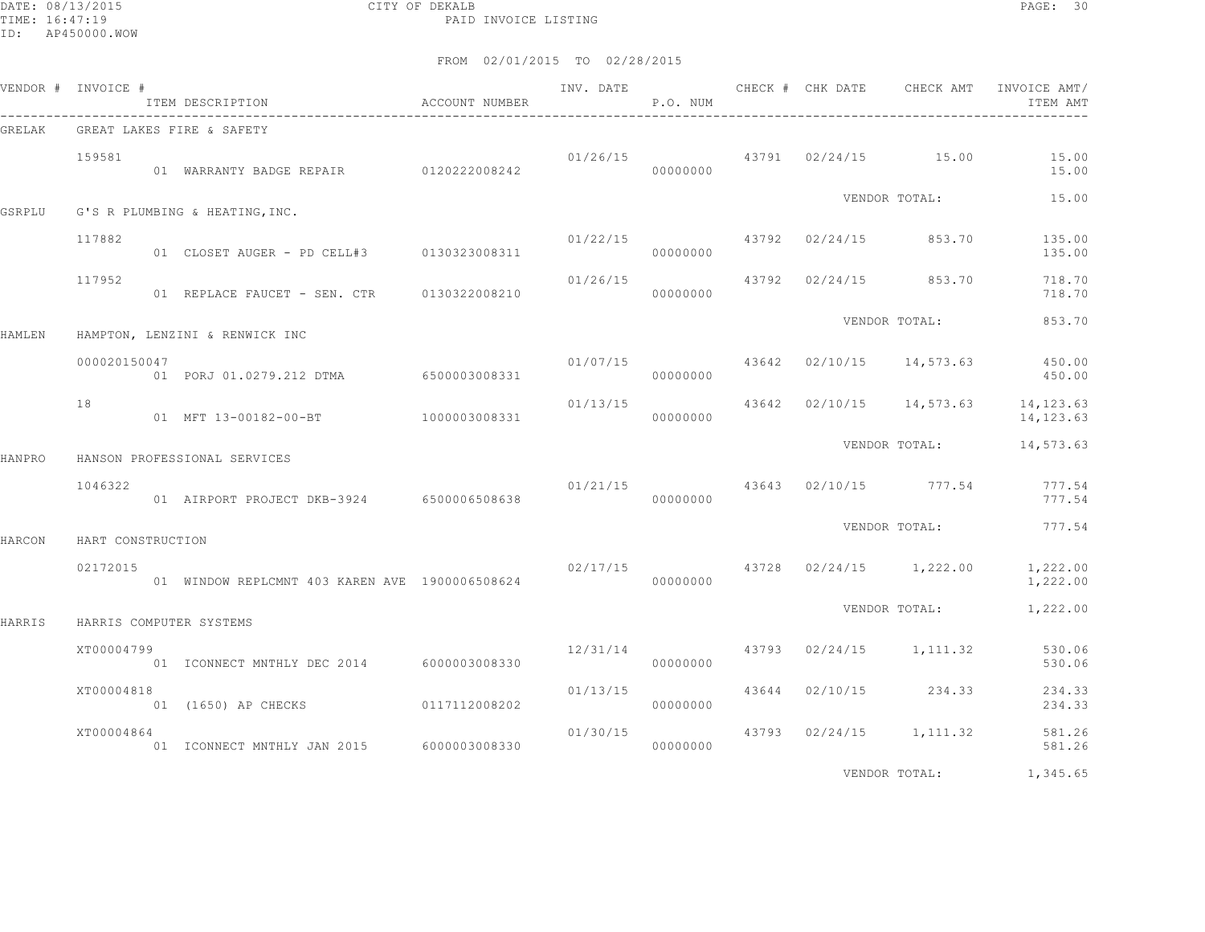CITY OF DEKALB

PAID INVOICE LISTING

FROM 02/01/2015 TO 02/28/2015

| VENDOR # | INVOICE # / ITEM DESCRIPTION | ACCOUNT NUMBER | INV. DATE | P.O. NUM | CHECK # | CHK DATE | CHECK AMT | INVOICE AMT/ ITEM AMT |
|---|---|---|---|---|---|---|---|---|
| GRELAK | GREAT LAKES FIRE & SAFETY | | | | | | | |
| | 159581 | | 01/26/15 | | 43791 | 02/24/15 | 15.00 | 15.00 |
| | 01 WARRANTY BADGE REPAIR | 0120222008242 | | 00000000 | | | | 15.00 |
| | | | | | | | VENDOR TOTAL: | 15.00 |
| GSRPLU | G'S R PLUMBING & HEATING,INC. | | | | | | | |
| | 117882 | | 01/22/15 | | 43792 | 02/24/15 | 853.70 | 135.00 |
| | 01 CLOSET AUGER - PD CELL#3 | 0130323008311 | | 00000000 | | | | 135.00 |
| | 117952 | | 01/26/15 | | 43792 | 02/24/15 | 853.70 | 718.70 |
| | 01 REPLACE FAUCET - SEN. CTR | 0130322008210 | | 00000000 | | | | 718.70 |
| | | | | | | | VENDOR TOTAL: | 853.70 |
| HAMLEN | HAMPTON, LENZINI & RENWICK INC | | | | | | | |
| | 000020150047 | | 01/07/15 | | 43642 | 02/10/15 | 14,573.63 | 450.00 |
| | 01 PORJ 01.0279.212 DTMA | 6500003008331 | | 00000000 | | | | 450.00 |
| | 18 | | 01/13/15 | | 43642 | 02/10/15 | 14,573.63 | 14,123.63 |
| | 01 MFT 13-00182-00-BT | 1000003008331 | | 00000000 | | | | 14,123.63 |
| | | | | | | | VENDOR TOTAL: | 14,573.63 |
| HANPRO | HANSON PROFESSIONAL SERVICES | | | | | | | |
| | 1046322 | | 01/21/15 | | 43643 | 02/10/15 | 777.54 | 777.54 |
| | 01 AIRPORT PROJECT DKB-3924 | 6500006508638 | | 00000000 | | | | 777.54 |
| | | | | | | | VENDOR TOTAL: | 777.54 |
| HARCON | HART CONSTRUCTION | | | | | | | |
| | 02172015 | | 02/17/15 | | 43728 | 02/24/15 | 1,222.00 | 1,222.00 |
| | 01 WINDOW REPLCMNT 403 KAREN AVE | 1900006508624 | | 00000000 | | | | 1,222.00 |
| | | | | | | | VENDOR TOTAL: | 1,222.00 |
| HARRIS | HARRIS COMPUTER SYSTEMS | | | | | | | |
| | XT00004799 | | 12/31/14 | | 43793 | 02/24/15 | 1,111.32 | 530.06 |
| | 01 ICONNECT MNTHLY DEC 2014 | 6000003008330 | | 00000000 | | | | 530.06 |
| | XT00004818 | | 01/13/15 | | 43644 | 02/10/15 | 234.33 | 234.33 |
| | 01 (1650) AP CHECKS | 0117112008202 | | 00000000 | | | | 234.33 |
| | XT00004864 | | 01/30/15 | | 43793 | 02/24/15 | 1,111.32 | 581.26 |
| | 01 ICONNECT MNTHLY JAN 2015 | 6000003008330 | | 00000000 | | | | 581.26 |
| | | | | | | | VENDOR TOTAL: | 1,345.65 |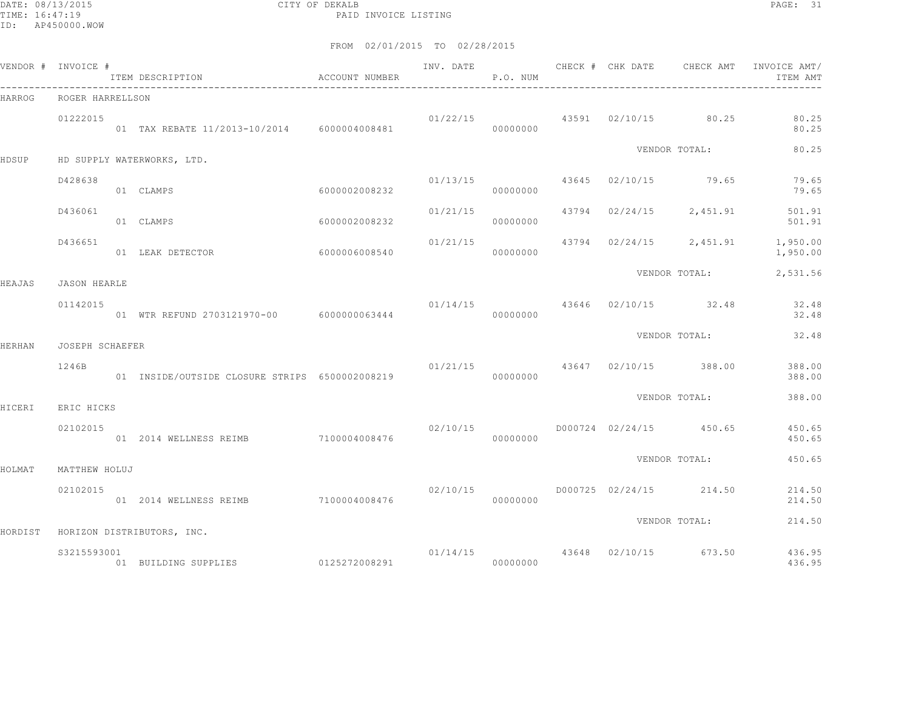DATE: 08/13/2015 CITY OF DEKALB
TIME: 16:47:19 PAID INVOICE LISTING
ID: AP450000.WOW

FROM 02/01/2015 TO 02/28/2015

| VENDOR # | INVOICE # / ITEM DESCRIPTION | ACCOUNT NUMBER | INV. DATE | P.O. NUM | CHECK # | CHK DATE | CHECK AMT | INVOICE AMT/ ITEM AMT |
|---|---|---|---|---|---|---|---|---|
| HARROG | ROGER HARRELLSON | | | | | | | |
| | 01222015 | | 01/22/15 | | 43591 | 02/10/15 | 80.25 | 80.25 |
| | 01 TAX REBATE 11/2013-10/2014 | 6000004008481 | | 00000000 | | | | 80.25 |
| | | | | | | VENDOR TOTAL: | | 80.25 |
| HDSUP | HD SUPPLY WATERWORKS, LTD. | | | | | | | |
| | D428638 | | 01/13/15 | | 43645 | 02/10/15 | 79.65 | 79.65 |
| | 01 CLAMPS | 6000002008232 | | 00000000 | | | | 79.65 |
| | D436061 | | 01/21/15 | | 43794 | 02/24/15 | 2,451.91 | 501.91 |
| | 01 CLAMPS | 6000002008232 | | 00000000 | | | | 501.91 |
| | D436651 | | 01/21/15 | | 43794 | 02/24/15 | 2,451.91 | 1,950.00 |
| | 01 LEAK DETECTOR | 6000006008540 | | 00000000 | | | | 1,950.00 |
| | | | | | | VENDOR TOTAL: | | 2,531.56 |
| HEAJAS | JASON HEARLE | | | | | | | |
| | 01142015 | | 01/14/15 | | 43646 | 02/10/15 | 32.48 | 32.48 |
| | 01 WTR REFUND 2703121970-00 | 6000000063444 | | 00000000 | | | | 32.48 |
| | | | | | | VENDOR TOTAL: | | 32.48 |
| HERHAN | JOSEPH SCHAEFER | | | | | | | |
| | 1246B | | 01/21/15 | | 43647 | 02/10/15 | 388.00 | 388.00 |
| | 01 INSIDE/OUTSIDE CLOSURE STRIPS | 6500002008219 | | 00000000 | | | | 388.00 |
| | | | | | | VENDOR TOTAL: | | 388.00 |
| HICERI | ERIC HICKS | | | | | | | |
| | 02102015 | | 02/10/15 | | D000724 | 02/24/15 | 450.65 | 450.65 |
| | 01 2014 WELLNESS REIMB | 7100004008476 | | 00000000 | | | | 450.65 |
| | | | | | | VENDOR TOTAL: | | 450.65 |
| HOLMAT | MATTHEW HOLUJ | | | | | | | |
| | 02102015 | | 02/10/15 | | D000725 | 02/24/15 | 214.50 | 214.50 |
| | 01 2014 WELLNESS REIMB | 7100004008476 | | 00000000 | | | | 214.50 |
| | | | | | | VENDOR TOTAL: | | 214.50 |
| HORDIST | HORIZON DISTRIBUTORS, INC. | | | | | | | |
| | S3215593001 | | 01/14/15 | | 43648 | 02/10/15 | 673.50 | 436.95 |
| | 01 BUILDING SUPPLIES | 0125272008291 | | 00000000 | | | | 436.95 |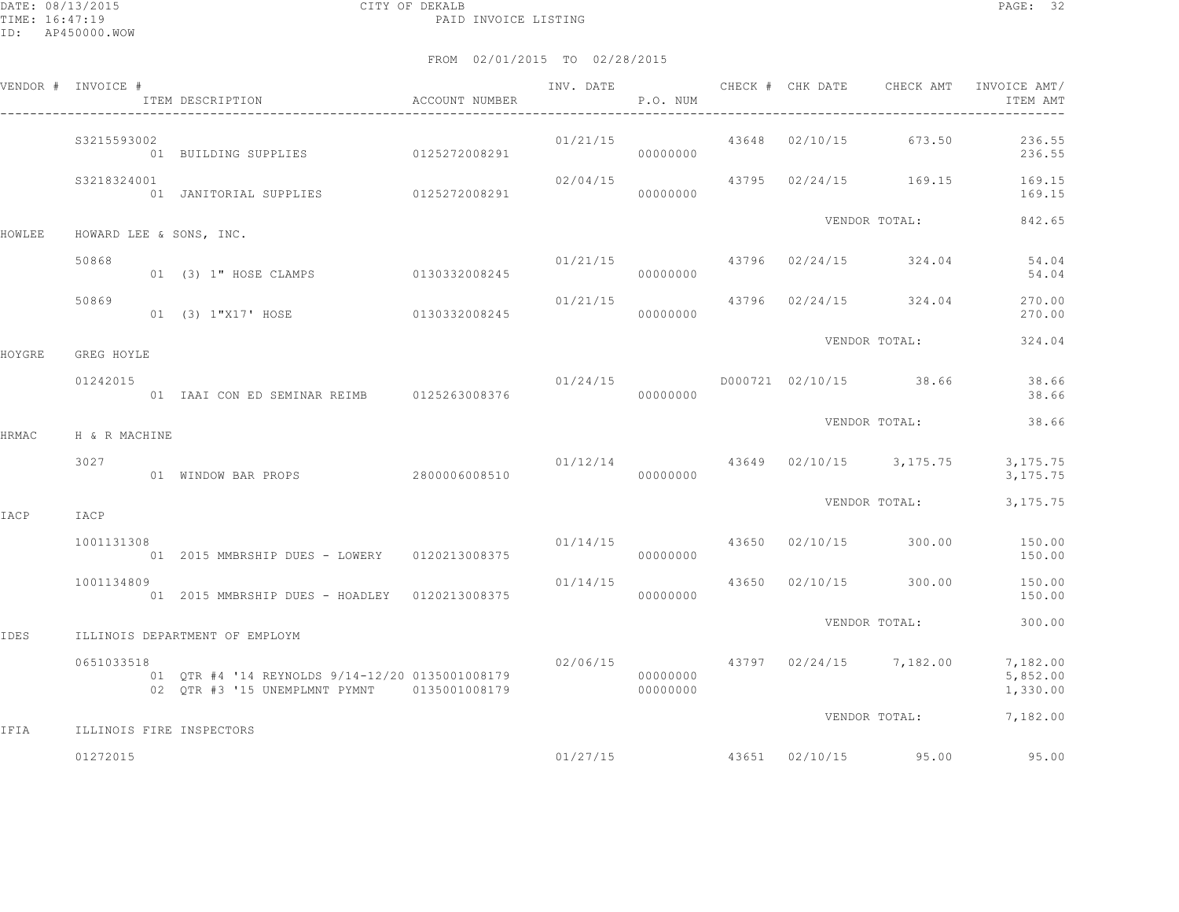CITY OF DEKALB
PAID INVOICE LISTING

DATE: 08/13/2015
TIME: 16:47:19
ID: AP450000.WOW

FROM 02/01/2015 TO 02/28/2015

| VENDOR # | INVOICE # | ITEM DESCRIPTION | ACCOUNT NUMBER | INV. DATE | P.O. NUM | CHECK # | CHK DATE | CHECK AMT | INVOICE AMT/ ITEM AMT |
|---|---|---|---|---|---|---|---|---|---|
| | S3215593002 | | | 01/21/15 | | 43648 | 02/10/15 | 673.50 | 236.55 |
| | | 01 BUILDING SUPPLIES | 0125272008291 | | 00000000 | | | | 236.55 |
| | S3218324001 | | | 02/04/15 | | 43795 | 02/24/15 | 169.15 | 169.15 |
| | | 01 JANITORIAL SUPPLIES | 0125272008291 | | 00000000 | | | | 169.15 |
| | | | | | | | | VENDOR TOTAL: | 842.65 |
| HOWLEE | HOWARD LEE & SONS, INC. | | | | | | | | |
| | 50868 | | | 01/21/15 | | 43796 | 02/24/15 | 324.04 | 54.04 |
| | | 01 (3) 1" HOSE CLAMPS | 0130332008245 | | 00000000 | | | | 54.04 |
| | 50869 | | | 01/21/15 | | 43796 | 02/24/15 | 324.04 | 270.00 |
| | | 01 (3) 1"X17' HOSE | 0130332008245 | | 00000000 | | | | 270.00 |
| | | | | | | | | VENDOR TOTAL: | 324.04 |
| HOYGRE | GREG HOYLE | | | | | | | | |
| | 01242015 | | | 01/24/15 | | D000721 | 02/10/15 | 38.66 | 38.66 |
| | | 01 IAAI CON ED SEMINAR REIMB | 0125263008376 | | 00000000 | | | | 38.66 |
| | | | | | | | | VENDOR TOTAL: | 38.66 |
| HRMAC | H & R MACHINE | | | | | | | | |
| | 3027 | | | 01/12/14 | | 43649 | 02/10/15 | 3,175.75 | 3,175.75 |
| | | 01 WINDOW BAR PROPS | 2800006008510 | | 00000000 | | | | 3,175.75 |
| | | | | | | | | VENDOR TOTAL: | 3,175.75 |
| IACP | IACP | | | | | | | | |
| | 1001131308 | | | 01/14/15 | | 43650 | 02/10/15 | 300.00 | 150.00 |
| | | 01 2015 MMBRSHIP DUES - LOWERY | 0120213008375 | | 00000000 | | | | 150.00 |
| | 1001134809 | | | 01/14/15 | | 43650 | 02/10/15 | 300.00 | 150.00 |
| | | 01 2015 MMBRSHIP DUES - HOADLEY | 0120213008375 | | 00000000 | | | | 150.00 |
| | | | | | | | | VENDOR TOTAL: | 300.00 |
| IDES | ILLINOIS DEPARTMENT OF EMPLOYM | | | | | | | | |
| | 0651033518 | | | 02/06/15 | | 43797 | 02/24/15 | 7,182.00 | 7,182.00 |
| | | 01 QTR #4 '14 REYNOLDS 9/14-12/20 | 0135001008179 | | 00000000 | | | | 5,852.00 |
| | | 02 QTR #3 '15 UNEMPLMNT PYMNT | 0135001008179 | | 00000000 | | | | 1,330.00 |
| | | | | | | | | VENDOR TOTAL: | 7,182.00 |
| IFIA | ILLINOIS FIRE INSPECTORS | | | | | | | | |
| | 01272015 | | | 01/27/15 | | 43651 | 02/10/15 | 95.00 | 95.00 |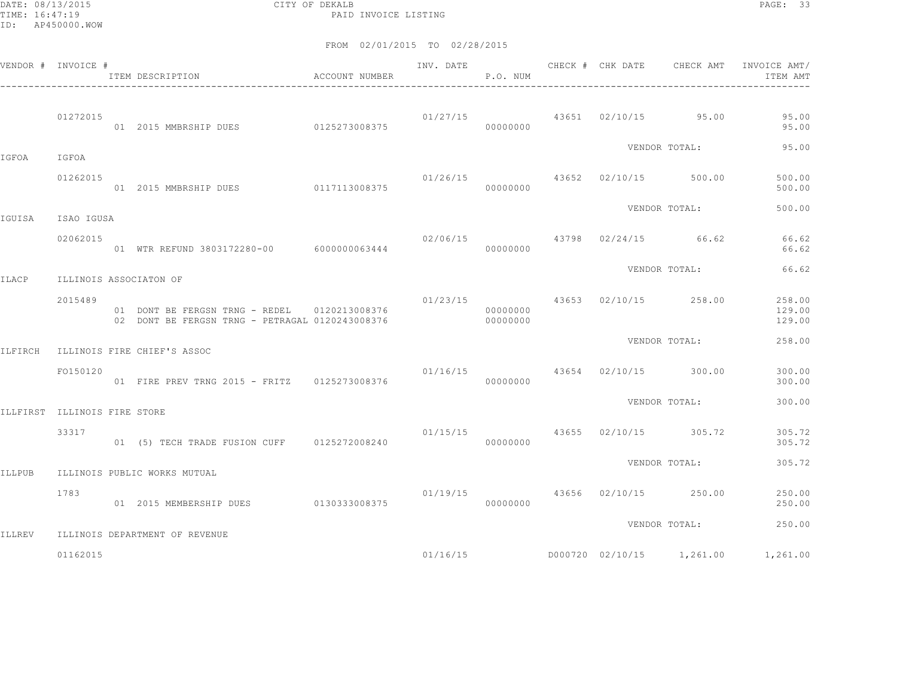CITY OF DEKALB

PAID INVOICE LISTING

DATE: 08/13/2015
TIME: 16:47:19
ID: AP450000.WOW

FROM 02/01/2015 TO 02/28/2015

| VENDOR # | INVOICE # | ITEM DESCRIPTION | ACCOUNT NUMBER | INV. DATE | P.O. NUM | CHECK # | CHK DATE | CHECK AMT | INVOICE AMT/ ITEM AMT |
|---|---|---|---|---|---|---|---|---|---|
| | 01272015 | | | 01/27/15 | | 43651 | 02/10/15 | 95.00 | 95.00 |
| | | 01 2015 MMBRSHIP DUES | 0125273008375 | | 00000000 | | | | 95.00 |
| | | | | | | | VENDOR TOTAL: | | 95.00 |
| IGFOA | IGFOA | | | | | | | | |
| | 01262015 | | | 01/26/15 | | 43652 | 02/10/15 | 500.00 | 500.00 |
| | | 01 2015 MMBRSHIP DUES | 0117113008375 | | 00000000 | | | | 500.00 |
| | | | | | | | VENDOR TOTAL: | | 500.00 |
| IGUISA | ISAO IGUSA | | | | | | | | |
| | 02062015 | | | 02/06/15 | | 43798 | 02/24/15 | 66.62 | 66.62 |
| | | 01 WTR REFUND 3803172280-00 | 6000000063444 | | 00000000 | | | | 66.62 |
| | | | | | | | VENDOR TOTAL: | | 66.62 |
| ILACP | ILLINOIS ASSOCIATON OF | | | | | | | | |
| | 2015489 | | | 01/23/15 | | 43653 | 02/10/15 | 258.00 | 258.00 |
| | | 01 DONT BE FERGSN TRNG - REDEL | 0120213008376 | | 00000000 | | | | 129.00 |
| | | 02 DONT BE FERGSN TRNG - PETRAGAL | 0120243008376 | | 00000000 | | | | 129.00 |
| | | | | | | | VENDOR TOTAL: | | 258.00 |
| ILFIRCH | ILLINOIS FIRE CHIEF'S ASSOC | | | | | | | | |
| | FO150120 | | | 01/16/15 | | 43654 | 02/10/15 | 300.00 | 300.00 |
| | | 01 FIRE PREV TRNG 2015 - FRITZ | 0125273008376 | | 00000000 | | | | 300.00 |
| | | | | | | | VENDOR TOTAL: | | 300.00 |
| ILLFIRST | ILLINOIS FIRE STORE | | | | | | | | |
| | 33317 | | | 01/15/15 | | 43655 | 02/10/15 | 305.72 | 305.72 |
| | | 01 (5) TECH TRADE FUSION CUFF | 0125272008240 | | 00000000 | | | | 305.72 |
| | | | | | | | VENDOR TOTAL: | | 305.72 |
| ILLPUB | ILLINOIS PUBLIC WORKS MUTUAL | | | | | | | | |
| | 1783 | | | 01/19/15 | | 43656 | 02/10/15 | 250.00 | 250.00 |
| | | 01 2015 MEMBERSHIP DUES | 0130333008375 | | 00000000 | | | | 250.00 |
| | | | | | | | VENDOR TOTAL: | | 250.00 |
| ILLREV | ILLINOIS DEPARTMENT OF REVENUE | | | | | | | | |
| | 01162015 | | | 01/16/15 | | D000720 | 02/10/15 | 1,261.00 | 1,261.00 |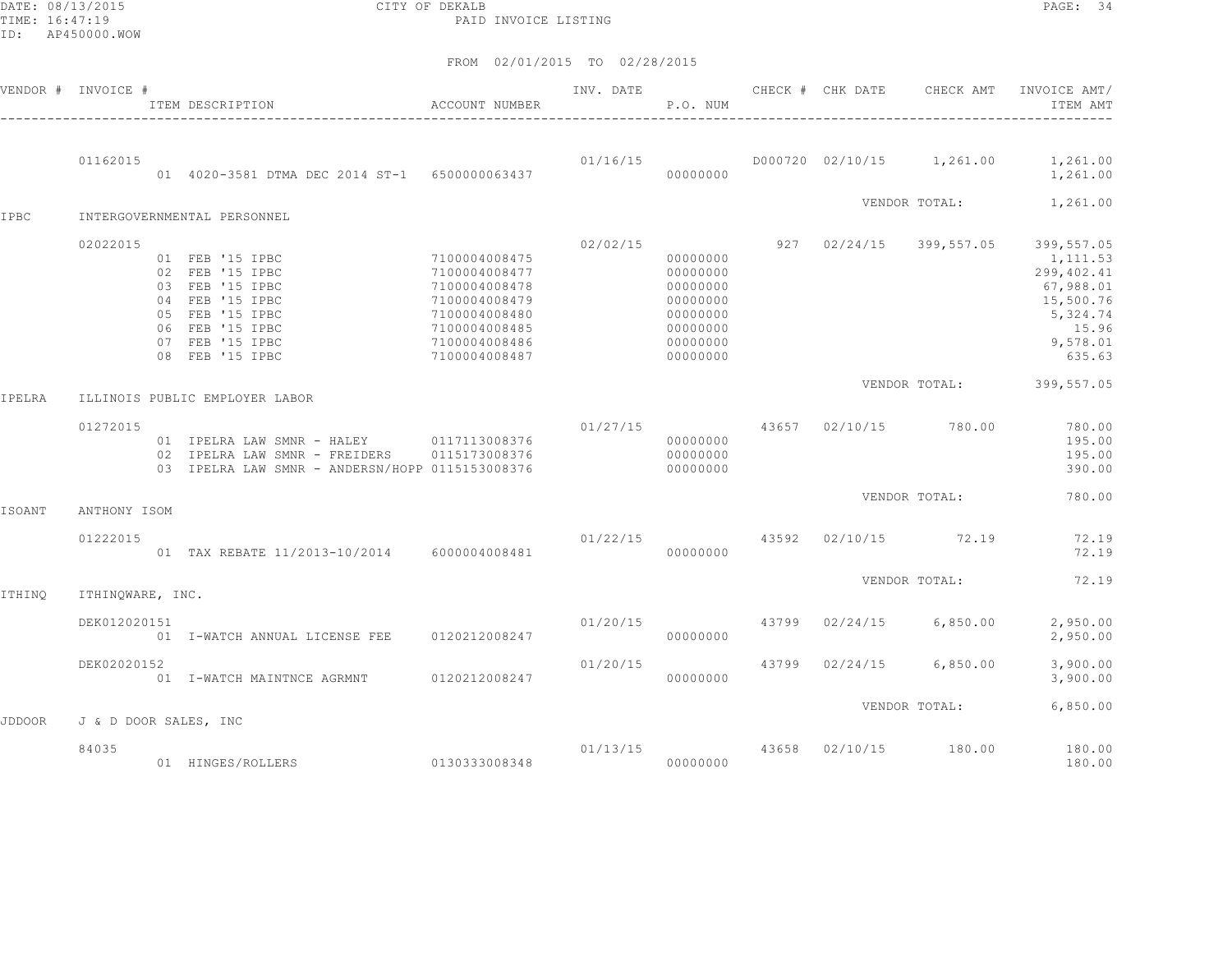CITY OF DEKALB
PAID INVOICE LISTING

FROM 02/01/2015 TO 02/28/2015

| VENDOR # | INVOICE # / ITEM DESCRIPTION | ACCOUNT NUMBER | INV. DATE | P.O. NUM | CHECK # | CHK DATE | CHECK AMT | INVOICE AMT/ ITEM AMT |
|---|---|---|---|---|---|---|---|---|
| | 01162015 | | 01/16/15 | | D000720 | 02/10/15 | 1,261.00 | 1,261.00 |
| | 01 4020-3581 DTMA DEC 2014 ST-1 | 6500000063437 | | 00000000 | | | | 1,261.00 |
| | | | | | | VENDOR TOTAL: | | 1,261.00 |
| IPBC | INTERGOVERNMENTAL PERSONNEL | | | | | | | |
| | 02022015 | | 02/02/15 | | 927 | 02/24/15 | 399,557.05 | 399,557.05 |
| | 01 FEB '15 IPBC | 7100004008475 | | 00000000 | | | | 1,111.53 |
| | 02 FEB '15 IPBC | 7100004008477 | | 00000000 | | | | 299,402.41 |
| | 03 FEB '15 IPBC | 7100004008478 | | 00000000 | | | | 67,988.01 |
| | 04 FEB '15 IPBC | 7100004008479 | | 00000000 | | | | 15,500.76 |
| | 05 FEB '15 IPBC | 7100004008480 | | 00000000 | | | | 5,324.74 |
| | 06 FEB '15 IPBC | 7100004008485 | | 00000000 | | | | 15.96 |
| | 07 FEB '15 IPBC | 7100004008486 | | 00000000 | | | | 9,578.01 |
| | 08 FEB '15 IPBC | 7100004008487 | | 00000000 | | | | 635.63 |
| | | | | | | VENDOR TOTAL: | | 399,557.05 |
| IPELRA | ILLINOIS PUBLIC EMPLOYER LABOR | | | | | | | |
| | 01272015 | | 01/27/15 | | 43657 | 02/10/15 | 780.00 | 780.00 |
| | 01 IPELRA LAW SMNR - HALEY | 0117113008376 | | 00000000 | | | | 195.00 |
| | 02 IPELRA LAW SMNR - FREIDERS | 0115173008376 | | 00000000 | | | | 195.00 |
| | 03 IPELRA LAW SMNR - ANDERSN/HOPP | 0115153008376 | | 00000000 | | | | 390.00 |
| | | | | | | VENDOR TOTAL: | | 780.00 |
| ISOANT | ANTHONY ISOM | | | | | | | |
| | 01222015 | | 01/22/15 | | 43592 | 02/10/15 | 72.19 | 72.19 |
| | 01 TAX REBATE 11/2013-10/2014 | 6000004008481 | | 00000000 | | | | 72.19 |
| | | | | | | VENDOR TOTAL: | | 72.19 |
| ITHINQ | ITHINQWARE, INC. | | | | | | | |
| | DEK012020151 | | 01/20/15 | | 43799 | 02/24/15 | 6,850.00 | 2,950.00 |
| | 01 I-WATCH ANNUAL LICENSE FEE | 0120212008247 | | 00000000 | | | | 2,950.00 |
| | DEK02020152 | | 01/20/15 | | 43799 | 02/24/15 | 6,850.00 | 3,900.00 |
| | 01 I-WATCH MAINTNCE AGRMNT | 0120212008247 | | 00000000 | | | | 3,900.00 |
| | | | | | | VENDOR TOTAL: | | 6,850.00 |
| JDDOOR | J & D DOOR SALES, INC | | | | | | | |
| | 84035 | | 01/13/15 | | 43658 | 02/10/15 | 180.00 | 180.00 |
| | 01 HINGES/ROLLERS | 0130333008348 | | 00000000 | | | | 180.00 |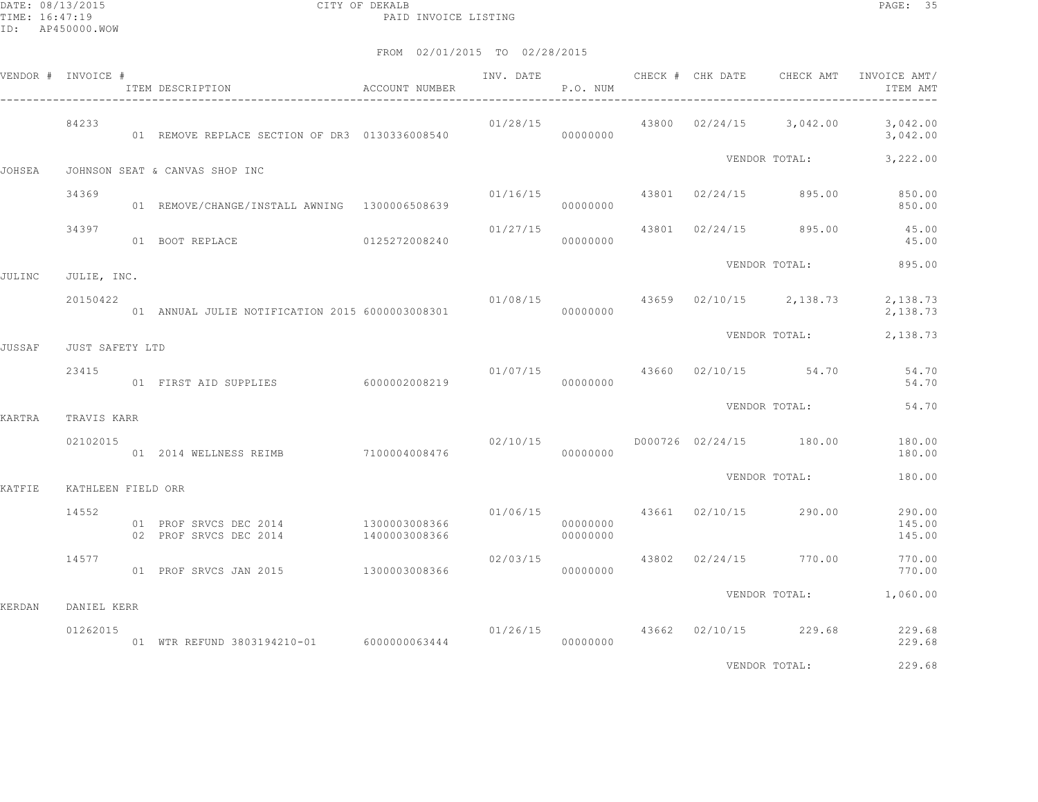DATE: 08/13/2015 CITY OF DEKALB
TIME: 16:47:19 PAID INVOICE LISTING
ID: AP450000.WOW

FROM 02/01/2015 TO 02/28/2015

| VENDOR # | INVOICE # | ITEM DESCRIPTION | ACCOUNT NUMBER | INV. DATE | P.O. NUM | CHECK # | CHK DATE | CHECK AMT | INVOICE AMT/ ITEM AMT |
|---|---|---|---|---|---|---|---|---|---|
| | 84233 | | | 01/28/15 | | 43800 | 02/24/15 | 3,042.00 | 3,042.00 |
| | | 01 REMOVE REPLACE SECTION OF DR3 | 0130336008540 | | 00000000 | | | | 3,042.00 |
| | | | | | | | | VENDOR TOTAL: | 3,222.00 |
| JOHSEA | JOHNSON SEAT & CANVAS SHOP INC | | | | | | | | |
| | 34369 | | | 01/16/15 | | 43801 | 02/24/15 | 895.00 | 850.00 |
| | | 01 REMOVE/CHANGE/INSTALL AWNING | 1300006508639 | | 00000000 | | | | 850.00 |
| | 34397 | | | 01/27/15 | | 43801 | 02/24/15 | 895.00 | 45.00 |
| | | 01 BOOT REPLACE | 0125272008240 | | 00000000 | | | | 45.00 |
| | | | | | | | | VENDOR TOTAL: | 895.00 |
| JULINC | JULIE, INC. | | | | | | | | |
| | 20150422 | | | 01/08/15 | | 43659 | 02/10/15 | 2,138.73 | 2,138.73 |
| | | 01 ANNUAL JULIE NOTIFICATION 2015 | 6000003008301 | | 00000000 | | | | 2,138.73 |
| | | | | | | | | VENDOR TOTAL: | 2,138.73 |
| JUSSAF | JUST SAFETY LTD | | | | | | | | |
| | 23415 | | | 01/07/15 | | 43660 | 02/10/15 | 54.70 | 54.70 |
| | | 01 FIRST AID SUPPLIES | 6000002008219 | | 00000000 | | | | 54.70 |
| | | | | | | | | VENDOR TOTAL: | 54.70 |
| KARTRA | TRAVIS KARR | | | | | | | | |
| | 02102015 | | | 02/10/15 | | D000726 | 02/24/15 | 180.00 | 180.00 |
| | | 01 2014 WELLNESS REIMB | 7100004008476 | | 00000000 | | | | 180.00 |
| | | | | | | | | VENDOR TOTAL: | 180.00 |
| KATFIE | KATHLEEN FIELD ORR | | | | | | | | |
| | 14552 | | | 01/06/15 | | 43661 | 02/10/15 | 290.00 | 290.00 |
| | | 01 PROF SRVCS DEC 2014 | 1300003008366 | | 00000000 | | | | 145.00 |
| | | 02 PROF SRVCS DEC 2014 | 1400003008366 | | 00000000 | | | | 145.00 |
| | 14577 | | | 02/03/15 | | 43802 | 02/24/15 | 770.00 | 770.00 |
| | | 01 PROF SRVCS JAN 2015 | 1300003008366 | | 00000000 | | | | 770.00 |
| | | | | | | | | VENDOR TOTAL: | 1,060.00 |
| KERDAN | DANIEL KERR | | | | | | | | |
| | 01262015 | | | 01/26/15 | | 43662 | 02/10/15 | 229.68 | 229.68 |
| | | 01 WTR REFUND 3803194210-01 | 6000000063444 | | 00000000 | | | | 229.68 |
| | | | | | | | | VENDOR TOTAL: | 229.68 |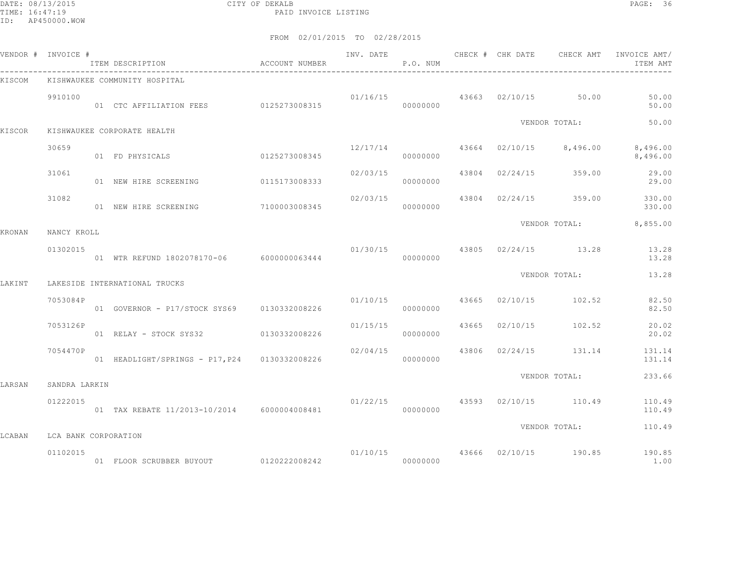CITY OF DEKALB
PAID INVOICE LISTING

DATE: 08/13/2015
TIME: 16:47:19
ID: AP450000.WOW

FROM 02/01/2015 TO 02/28/2015

| VENDOR # | INVOICE # | ITEM DESCRIPTION | ACCOUNT NUMBER | INV. DATE | P.O. NUM | CHECK # | CHK DATE | CHECK AMT | INVOICE AMT/ ITEM AMT |
|---|---|---|---|---|---|---|---|---|---|
| KISCOM | KISHWAUKEE COMMUNITY HOSPITAL | | | | | | | | |
| | 9910100 | | | 01/16/15 | | 43663 | 02/10/15 | 50.00 | 50.00 |
| | | 01 CTC AFFILIATION FEES | 0125273008315 | | 00000000 | | | | 50.00 |
| | | | | | | | | VENDOR TOTAL: | 50.00 |
| KISCOR | KISHWAUKEE CORPORATE HEALTH | | | | | | | | |
| | 30659 | | | 12/17/14 | | 43664 | 02/10/15 | 8,496.00 | 8,496.00 |
| | | 01 FD PHYSICALS | 0125273008345 | | 00000000 | | | | 8,496.00 |
| | 31061 | | | 02/03/15 | | 43804 | 02/24/15 | 359.00 | 29.00 |
| | | 01 NEW HIRE SCREENING | 0115173008333 | | 00000000 | | | | 29.00 |
| | 31082 | | | 02/03/15 | | 43804 | 02/24/15 | 359.00 | 330.00 |
| | | 01 NEW HIRE SCREENING | 7100003008345 | | 00000000 | | | | 330.00 |
| | | | | | | | | VENDOR TOTAL: | 8,855.00 |
| KRONAN | NANCY KROLL | | | | | | | | |
| | 01302015 | | | 01/30/15 | | 43805 | 02/24/15 | 13.28 | 13.28 |
| | | 01 WTR REFUND 1802078170-06 | 6000000063444 | | 00000000 | | | | 13.28 |
| | | | | | | | | VENDOR TOTAL: | 13.28 |
| LAKINT | LAKESIDE INTERNATIONAL TRUCKS | | | | | | | | |
| | 7053084P | | | 01/10/15 | | 43665 | 02/10/15 | 102.52 | 82.50 |
| | | 01 GOVERNOR - P17/STOCK SYS69 | 0130332008226 | | 00000000 | | | | 82.50 |
| | 7053126P | | | 01/15/15 | | 43665 | 02/10/15 | 102.52 | 20.02 |
| | | 01 RELAY - STOCK SYS32 | 0130332008226 | | 00000000 | | | | 20.02 |
| | 7054470P | | | 02/04/15 | | 43806 | 02/24/15 | 131.14 | 131.14 |
| | | 01 HEADLIGHT/SPRINGS - P17,P24 | 0130332008226 | | 00000000 | | | | 131.14 |
| | | | | | | | | VENDOR TOTAL: | 233.66 |
| LARSAN | SANDRA LARKIN | | | | | | | | |
| | 01222015 | | | 01/22/15 | | 43593 | 02/10/15 | 110.49 | 110.49 |
| | | 01 TAX REBATE 11/2013-10/2014 | 6000004008481 | | 00000000 | | | | 110.49 |
| | | | | | | | | VENDOR TOTAL: | 110.49 |
| LCABAN | LCA BANK CORPORATION | | | | | | | | |
| | 01102015 | | | 01/10/15 | | 43666 | 02/10/15 | 190.85 | 190.85 |
| | | 01 FLOOR SCRUBBER BUYOUT | 0120222008242 | | 00000000 | | | | 1.00 |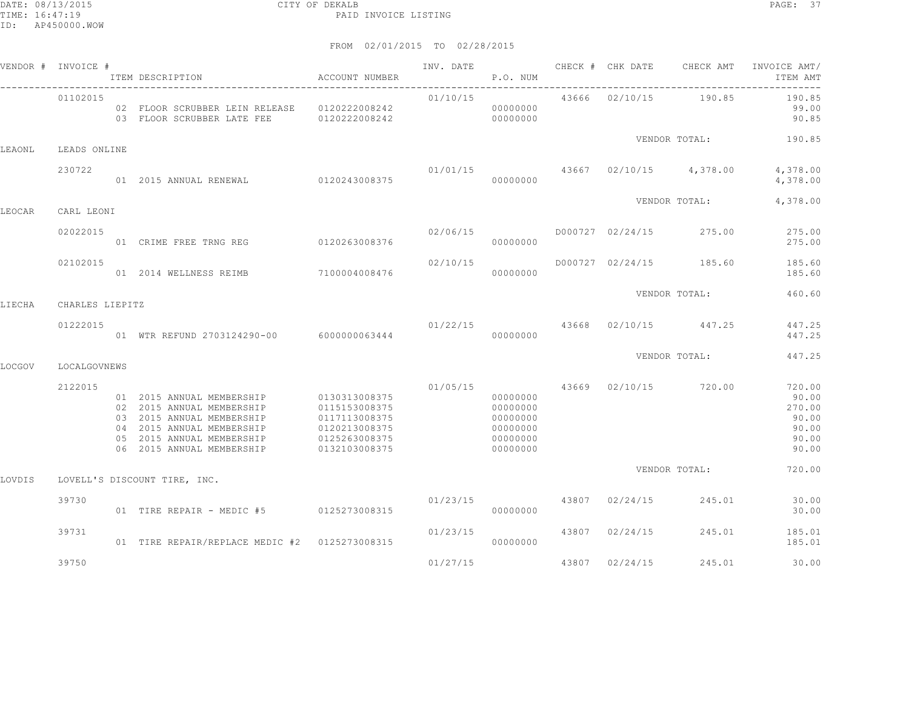CITY OF DEKALB

PAID INVOICE LISTING

FROM 02/01/2015 TO 02/28/2015

| VENDOR # | INVOICE # | ITEM DESCRIPTION | ACCOUNT NUMBER | INV. DATE | P.O. NUM | CHECK # | CHK DATE | CHECK AMT | INVOICE AMT/ ITEM AMT |
|---|---|---|---|---|---|---|---|---|---|
| | 01102015 | | | 01/10/15 | | 43666 | 02/10/15 | 190.85 | 190.85 |
| | | 02 FLOOR SCRUBBER LEIN RELEASE | 0120222008242 | | 00000000 | | | | 99.00 |
| | | 03 FLOOR SCRUBBER LATE FEE | 0120222008242 | | 00000000 | | | | 90.85 |
| | | | | | | | VENDOR TOTAL: | | 190.85 |
| LEAONL | LEADS ONLINE | | | | | | | | |
| | 230722 | | | 01/01/15 | | 43667 | 02/10/15 | 4,378.00 | 4,378.00 |
| | | 01 2015 ANNUAL RENEWAL | 0120243008375 | | 00000000 | | | | 4,378.00 |
| | | | | | | | VENDOR TOTAL: | | 4,378.00 |
| LEOCAR | CARL LEONI | | | | | | | | |
| | 02022015 | | | 02/06/15 | | D000727 | 02/24/15 | 275.00 | 275.00 |
| | | 01 CRIME FREE TRNG REG | 0120263008376 | | 00000000 | | | | 275.00 |
| | 02102015 | | | 02/10/15 | | D000727 | 02/24/15 | 185.60 | 185.60 |
| | | 01 2014 WELLNESS REIMB | 7100004008476 | | 00000000 | | | | 185.60 |
| | | | | | | | VENDOR TOTAL: | | 460.60 |
| LIECHA | CHARLES LIEPITZ | | | | | | | | |
| | 01222015 | | | 01/22/15 | | 43668 | 02/10/15 | 447.25 | 447.25 |
| | | 01 WTR REFUND 2703124290-00 | 6000000063444 | | 00000000 | | | | 447.25 |
| | | | | | | | VENDOR TOTAL: | | 447.25 |
| LOCGOV | LOCALGOVNEWS | | | | | | | | |
| | 2122015 | | | 01/05/15 | | 43669 | 02/10/15 | 720.00 | 720.00 |
| | | 01 2015 ANNUAL MEMBERSHIP | 0130313008375 | | 00000000 | | | | 90.00 |
| | | 02 2015 ANNUAL MEMBERSHIP | 0115153008375 | | 00000000 | | | | 270.00 |
| | | 03 2015 ANNUAL MEMBERSHIP | 0117113008375 | | 00000000 | | | | 90.00 |
| | | 04 2015 ANNUAL MEMBERSHIP | 0120213008375 | | 00000000 | | | | 90.00 |
| | | 05 2015 ANNUAL MEMBERSHIP | 0125263008375 | | 00000000 | | | | 90.00 |
| | | 06 2015 ANNUAL MEMBERSHIP | 0132103008375 | | 00000000 | | | | 90.00 |
| | | | | | | | VENDOR TOTAL: | | 720.00 |
| LOVDIS | LOVELL'S DISCOUNT TIRE, INC. | | | | | | | | |
| | 39730 | | | 01/23/15 | | 43807 | 02/24/15 | 245.01 | 30.00 |
| | | 01 TIRE REPAIR - MEDIC #5 | 0125273008315 | | 00000000 | | | | 30.00 |
| | 39731 | | | 01/23/15 | | 43807 | 02/24/15 | 245.01 | 185.01 |
| | | 01 TIRE REPAIR/REPLACE MEDIC #2 | 0125273008315 | | 00000000 | | | | 185.01 |
| | 39750 | | | 01/27/15 | | 43807 | 02/24/15 | 245.01 | 30.00 |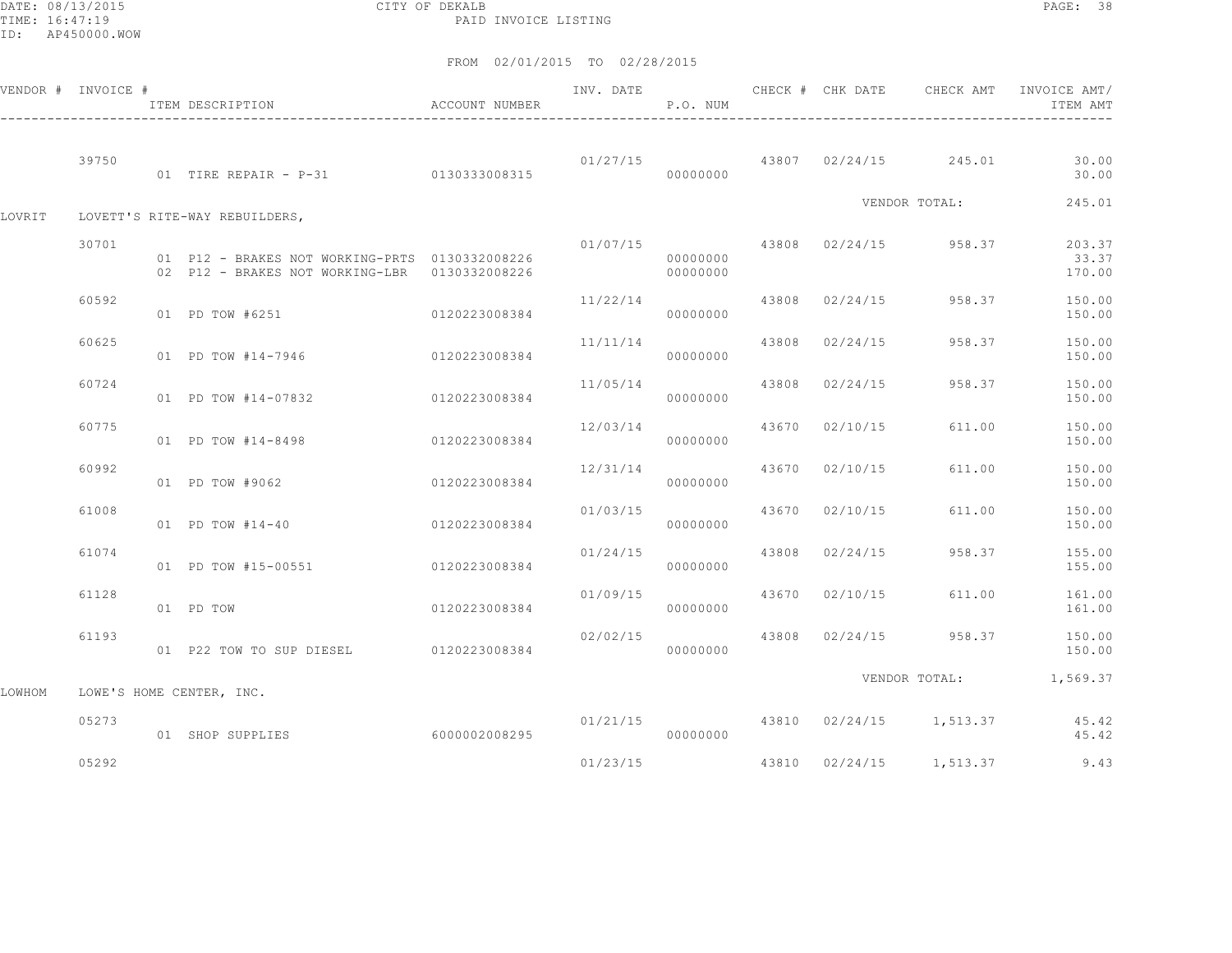CITY OF DEKALB
PAID INVOICE LISTING

DATE: 08/13/2015
TIME: 16:47:19
ID: AP450000.WOW

FROM 02/01/2015 TO 02/28/2015

| VENDOR # | INVOICE # | ITEM DESCRIPTION | ACCOUNT NUMBER | INV. DATE | P.O. NUM | CHECK # | CHK DATE | CHECK AMT | INVOICE AMT/ ITEM AMT |
|---|---|---|---|---|---|---|---|---|---|
| | 39750 | | | 01/27/15 | | 43807 | 02/24/15 | 245.01 | 30.00 |
| | | 01 TIRE REPAIR - P-31 | 0130333008315 | | 00000000 | | | | 30.00 |
| | | | | | | | | VENDOR TOTAL: | 245.01 |
| LOVRIT | LOVETT'S RITE-WAY REBUILDERS, | | | | | | | | |
| | 30701 | | | 01/07/15 | | 43808 | 02/24/15 | 958.37 | 203.37 |
| | | 01 P12 - BRAKES NOT WORKING-PRTS | 0130332008226 | | 00000000 | | | | 33.37 |
| | | 02 P12 - BRAKES NOT WORKING-LBR | 0130332008226 | | 00000000 | | | | 170.00 |
| | 60592 | | | 11/22/14 | | 43808 | 02/24/15 | 958.37 | 150.00 |
| | | 01 PD TOW #6251 | 0120223008384 | | 00000000 | | | | 150.00 |
| | 60625 | | | 11/11/14 | | 43808 | 02/24/15 | 958.37 | 150.00 |
| | | 01 PD TOW #14-7946 | 0120223008384 | | 00000000 | | | | 150.00 |
| | 60724 | | | 11/05/14 | | 43808 | 02/24/15 | 958.37 | 150.00 |
| | | 01 PD TOW #14-07832 | 0120223008384 | | 00000000 | | | | 150.00 |
| | 60775 | | | 12/03/14 | | 43670 | 02/10/15 | 611.00 | 150.00 |
| | | 01 PD TOW #14-8498 | 0120223008384 | | 00000000 | | | | 150.00 |
| | 60992 | | | 12/31/14 | | 43670 | 02/10/15 | 611.00 | 150.00 |
| | | 01 PD TOW #9062 | 0120223008384 | | 00000000 | | | | 150.00 |
| | 61008 | | | 01/03/15 | | 43670 | 02/10/15 | 611.00 | 150.00 |
| | | 01 PD TOW #14-40 | 0120223008384 | | 00000000 | | | | 150.00 |
| | 61074 | | | 01/24/15 | | 43808 | 02/24/15 | 958.37 | 155.00 |
| | | 01 PD TOW #15-00551 | 0120223008384 | | 00000000 | | | | 155.00 |
| | 61128 | | | 01/09/15 | | 43670 | 02/10/15 | 611.00 | 161.00 |
| | | 01 PD TOW | 0120223008384 | | 00000000 | | | | 161.00 |
| | 61193 | | | 02/02/15 | | 43808 | 02/24/15 | 958.37 | 150.00 |
| | | 01 P22 TOW TO SUP DIESEL | 0120223008384 | | 00000000 | | | | 150.00 |
| | | | | | | | | VENDOR TOTAL: | 1,569.37 |
| LOWHOM | LOWE'S HOME CENTER, INC. | | | | | | | | |
| | 05273 | | | 01/21/15 | | 43810 | 02/24/15 | 1,513.37 | 45.42 |
| | | 01 SHOP SUPPLIES | 6000002008295 | | 00000000 | | | | 45.42 |
| | 05292 | | | 01/23/15 | | 43810 | 02/24/15 | 1,513.37 | 9.43 |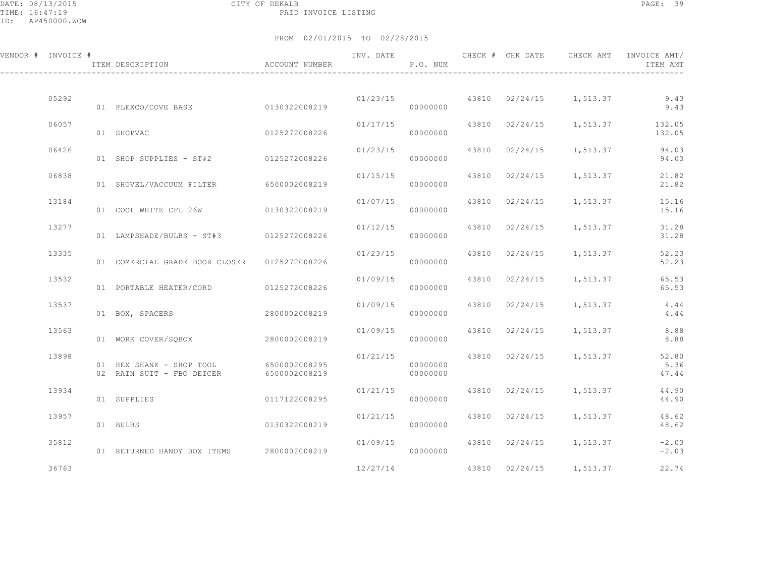CITY OF DEKALB

PAID INVOICE LISTING

FROM 02/01/2015 TO 02/28/2015

| VENDOR # | INVOICE # | ITEM DESCRIPTION | ACCOUNT NUMBER | INV. DATE | P.O. NUM | CHECK # | CHK DATE | CHECK AMT | INVOICE AMT/ ITEM AMT |
|---|---|---|---|---|---|---|---|---|---|
| | 05292 | | | 01/23/15 | | 43810 | 02/24/15 | 1,513.37 | 9.43 |
| | | 01 FLEXCO/COVE BASE | 0130322008219 | | 00000000 | | | | 9.43 |
| | 06057 | | | 01/17/15 | | 43810 | 02/24/15 | 1,513.37 | 132.05 |
| | | 01 SHOPVAC | 0125272008226 | | 00000000 | | | | 132.05 |
| | 06426 | | | 01/23/15 | | 43810 | 02/24/15 | 1,513.37 | 94.03 |
| | | 01 SHOP SUPPLIES - ST#2 | 0125272008226 | | 00000000 | | | | 94.03 |
| | 06838 | | | 01/15/15 | | 43810 | 02/24/15 | 1,513.37 | 21.82 |
| | | 01 SHOVEL/VACCUUM FILTER | 6500002008219 | | 00000000 | | | | 21.82 |
| | 13184 | | | 01/07/15 | | 43810 | 02/24/15 | 1,513.37 | 15.16 |
| | | 01 COOL WHITE CFL 26W | 0130322008219 | | 00000000 | | | | 15.16 |
| | 13277 | | | 01/12/15 | | 43810 | 02/24/15 | 1,513.37 | 31.28 |
| | | 01 LAMPSHADE/BULBS - ST#3 | 0125272008226 | | 00000000 | | | | 31.28 |
| | 13335 | | | 01/23/15 | | 43810 | 02/24/15 | 1,513.37 | 52.23 |
| | | 01 COMERCIAL GRADE DOOR CLOSER | 0125272008226 | | 00000000 | | | | 52.23 |
| | 13532 | | | 01/09/15 | | 43810 | 02/24/15 | 1,513.37 | 65.53 |
| | | 01 PORTABLE HEATER/CORD | 0125272008226 | | 00000000 | | | | 65.53 |
| | 13537 | | | 01/09/15 | | 43810 | 02/24/15 | 1,513.37 | 4.44 |
| | | 01 BOX, SPACERS | 2800002008219 | | 00000000 | | | | 4.44 |
| | 13563 | | | 01/09/15 | | 43810 | 02/24/15 | 1,513.37 | 8.88 |
| | | 01 WORK COVER/SQBOX | 2800002008219 | | 00000000 | | | | 8.88 |
| | 13898 | | | 01/21/15 | | 43810 | 02/24/15 | 1,513.37 | 52.80 |
| | | 01 HEX SHANK - SHOP TOOL | 6500002008295 | | 00000000 | | | | 5.36 |
| | | 02 RAIN SUIT - FBO DEICER | 6500002008219 | | 00000000 | | | | 47.44 |
| | 13934 | | | 01/21/15 | | 43810 | 02/24/15 | 1,513.37 | 44.90 |
| | | 01 SUPPLIES | 0117122008295 | | 00000000 | | | | 44.90 |
| | 13957 | | | 01/21/15 | | 43810 | 02/24/15 | 1,513.37 | 48.62 |
| | | 01 BULBS | 0130322008219 | | 00000000 | | | | 48.62 |
| | 35812 | | | 01/09/15 | | 43810 | 02/24/15 | 1,513.37 | -2.03 |
| | | 01 RETURNED HANDY BOX ITEMS | 2800002008219 | | 00000000 | | | | -2.03 |
| | 36763 | | | 12/27/14 | | 43810 | 02/24/15 | 1,513.37 | 22.74 |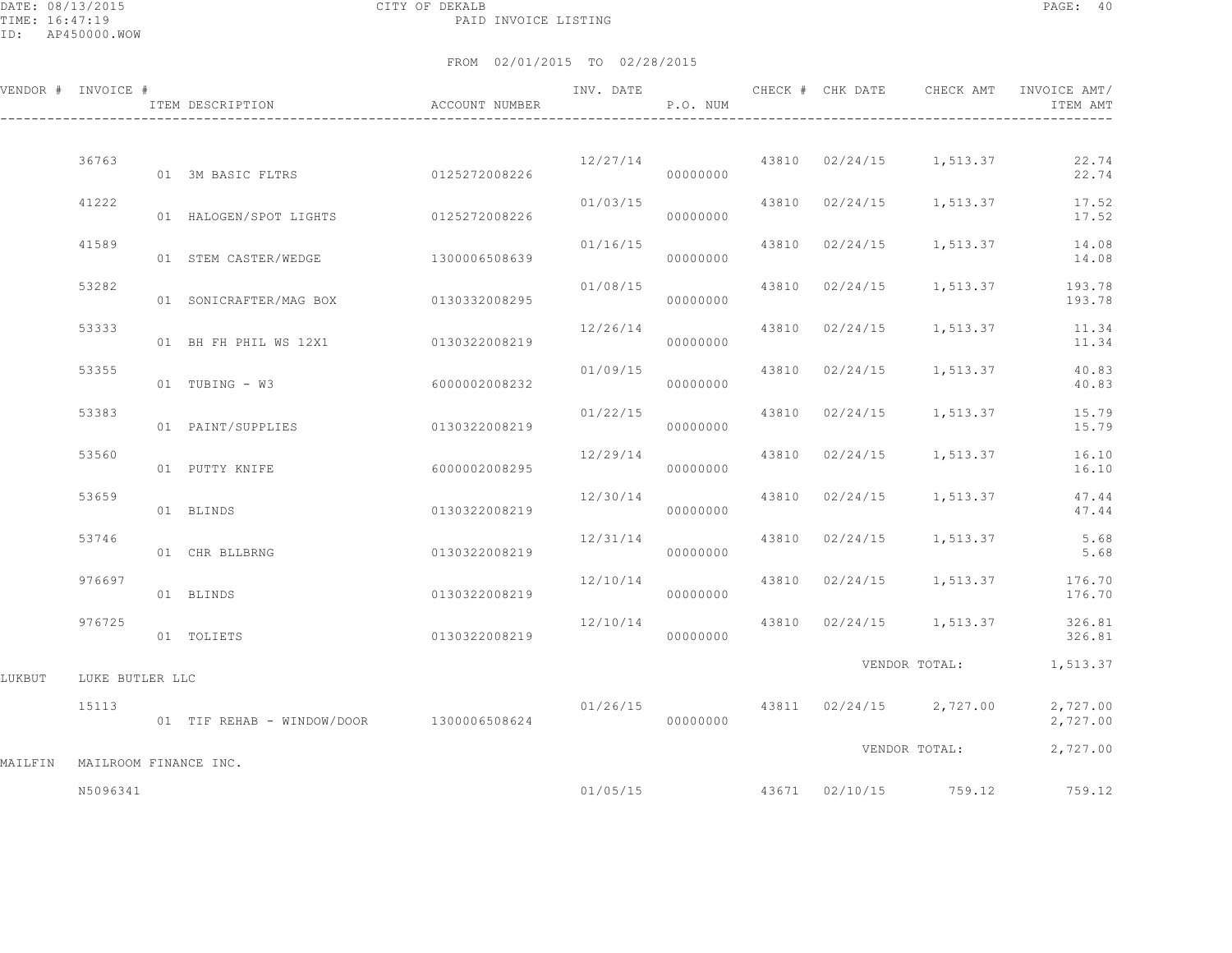CITY OF DEKALB

PAID INVOICE LISTING

FROM 02/01/2015 TO 02/28/2015

| VENDOR # | INVOICE # | ITEM DESCRIPTION | ACCOUNT NUMBER | INV. DATE | P.O. NUM | CHECK # | CHK DATE | CHECK AMT | INVOICE AMT/ ITEM AMT |
|---|---|---|---|---|---|---|---|---|---|
| | 36763 | | | 12/27/14 | | 43810 | 02/24/15 | 1,513.37 | 22.74 |
| | | 01 3M BASIC FLTRS | 0125272008226 | | 00000000 | | | | 22.74 |
| | 41222 | | | 01/03/15 | | 43810 | 02/24/15 | 1,513.37 | 17.52 |
| | | 01 HALOGEN/SPOT LIGHTS | 0125272008226 | | 00000000 | | | | 17.52 |
| | 41589 | | | 01/16/15 | | 43810 | 02/24/15 | 1,513.37 | 14.08 |
| | | 01 STEM CASTER/WEDGE | 1300006508639 | | 00000000 | | | | 14.08 |
| | 53282 | | | 01/08/15 | | 43810 | 02/24/15 | 1,513.37 | 193.78 |
| | | 01 SONICRAFTER/MAG BOX | 0130332008295 | | 00000000 | | | | 193.78 |
| | 53333 | | | 12/26/14 | | 43810 | 02/24/15 | 1,513.37 | 11.34 |
| | | 01 BH FH PHIL WS 12X1 | 0130322008219 | | 00000000 | | | | 11.34 |
| | 53355 | | | 01/09/15 | | 43810 | 02/24/15 | 1,513.37 | 40.83 |
| | | 01 TUBING - W3 | 6000002008232 | | 00000000 | | | | 40.83 |
| | 53383 | | | 01/22/15 | | 43810 | 02/24/15 | 1,513.37 | 15.79 |
| | | 01 PAINT/SUPPLIES | 0130322008219 | | 00000000 | | | | 15.79 |
| | 53560 | | | 12/29/14 | | 43810 | 02/24/15 | 1,513.37 | 16.10 |
| | | 01 PUTTY KNIFE | 6000002008295 | | 00000000 | | | | 16.10 |
| | 53659 | | | 12/30/14 | | 43810 | 02/24/15 | 1,513.37 | 47.44 |
| | | 01 BLINDS | 0130322008219 | | 00000000 | | | | 47.44 |
| | 53746 | | | 12/31/14 | | 43810 | 02/24/15 | 1,513.37 | 5.68 |
| | | 01 CHR BLLBRNG | 0130322008219 | | 00000000 | | | | 5.68 |
| | 976697 | | | 12/10/14 | | 43810 | 02/24/15 | 1,513.37 | 176.70 |
| | | 01 BLINDS | 0130322008219 | | 00000000 | | | | 176.70 |
| | 976725 | | | 12/10/14 | | 43810 | 02/24/15 | 1,513.37 | 326.81 |
| | | 01 TOLIETS | 0130322008219 | | 00000000 | | | | 326.81 |
| | | | | | | | | VENDOR TOTAL: | 1,513.37 |
| LUKBUT | LUKE BUTLER LLC | | | | | | | | |
| | 15113 | | | 01/26/15 | | 43811 | 02/24/15 | 2,727.00 | 2,727.00 |
| | | 01 TIF REHAB - WINDOW/DOOR | 1300006508624 | | 00000000 | | | | 2,727.00 |
| | | | | | | | | VENDOR TOTAL: | 2,727.00 |
| MAILFIN | MAILROOM FINANCE INC. | | | | | | | | |
| | N5096341 | | | 01/05/15 | | 43671 | 02/10/15 | 759.12 | 759.12 |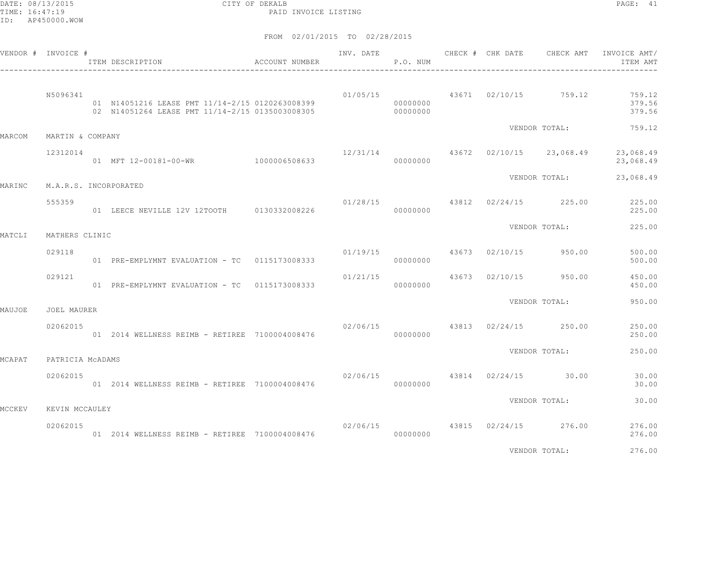DATE: 08/13/2015 CITY OF DEKALB
TIME: 16:47:19 PAID INVOICE LISTING
ID: AP450000.WOW

FROM 02/01/2015 TO 02/28/2015

| VENDOR # | INVOICE # / ITEM DESCRIPTION | ACCOUNT NUMBER | INV. DATE | P.O. NUM | CHECK # | CHK DATE | CHECK AMT | INVOICE AMT/ ITEM AMT |
|---|---|---|---|---|---|---|---|---|
| | N5096341 | | 01/05/15 | | 43671 | 02/10/15 | 759.12 | 759.12 |
| | 01 N14051216 LEASE PMT 11/14-2/15 | 0120263008399 | | 00000000 | | | | 379.56 |
| | 02 N14051264 LEASE PMT 11/14-2/15 | 0135003008305 | | 00000000 | | | | 379.56 |
| | | | | | | VENDOR TOTAL: | | 759.12 |
| MARCOM | MARTIN & COMPANY | | | | | | | |
| | 12312014 | | 12/31/14 | | 43672 | 02/10/15 | 23,068.49 | 23,068.49 |
| | 01 MFT 12-00181-00-WR | 1000006508633 | | 00000000 | | | | 23,068.49 |
| | | | | | | VENDOR TOTAL: | | 23,068.49 |
| MARINC | M.A.R.S. INCORPORATED | | | | | | | |
| | 555359 | | 01/28/15 | | 43812 | 02/24/15 | 225.00 | 225.00 |
| | 01 LEECE NEVILLE 12V 12TOOTH | 0130332008226 | | 00000000 | | | | 225.00 |
| | | | | | | VENDOR TOTAL: | | 225.00 |
| MATCLI | MATHERS CLINIC | | | | | | | |
| | 029118 | | 01/19/15 | | 43673 | 02/10/15 | 950.00 | 500.00 |
| | 01 PRE-EMPLYMNT EVALUATION - TC | 0115173008333 | | 00000000 | | | | 500.00 |
| | 029121 | | 01/21/15 | | 43673 | 02/10/15 | 950.00 | 450.00 |
| | 01 PRE-EMPLYMNT EVALUATION - TC | 0115173008333 | | 00000000 | | | | 450.00 |
| | | | | | | VENDOR TOTAL: | | 950.00 |
| MAUJOE | JOEL MAURER | | | | | | | |
| | 02062015 | | 02/06/15 | | 43813 | 02/24/15 | 250.00 | 250.00 |
| | 01 2014 WELLNESS REIMB - RETIREE | 7100004008476 | | 00000000 | | | | 250.00 |
| | | | | | | VENDOR TOTAL: | | 250.00 |
| MCAPAT | PATRICIA McADAMS | | | | | | | |
| | 02062015 | | 02/06/15 | | 43814 | 02/24/15 | 30.00 | 30.00 |
| | 01 2014 WELLNESS REIMB - RETIREE | 7100004008476 | | 00000000 | | | | 30.00 |
| | | | | | | VENDOR TOTAL: | | 30.00 |
| MCCKEV | KEVIN MCCAULEY | | | | | | | |
| | 02062015 | | 02/06/15 | | 43815 | 02/24/15 | 276.00 | 276.00 |
| | 01 2014 WELLNESS REIMB - RETIREE | 7100004008476 | | 00000000 | | | | 276.00 |
| | | | | | | VENDOR TOTAL: | | 276.00 |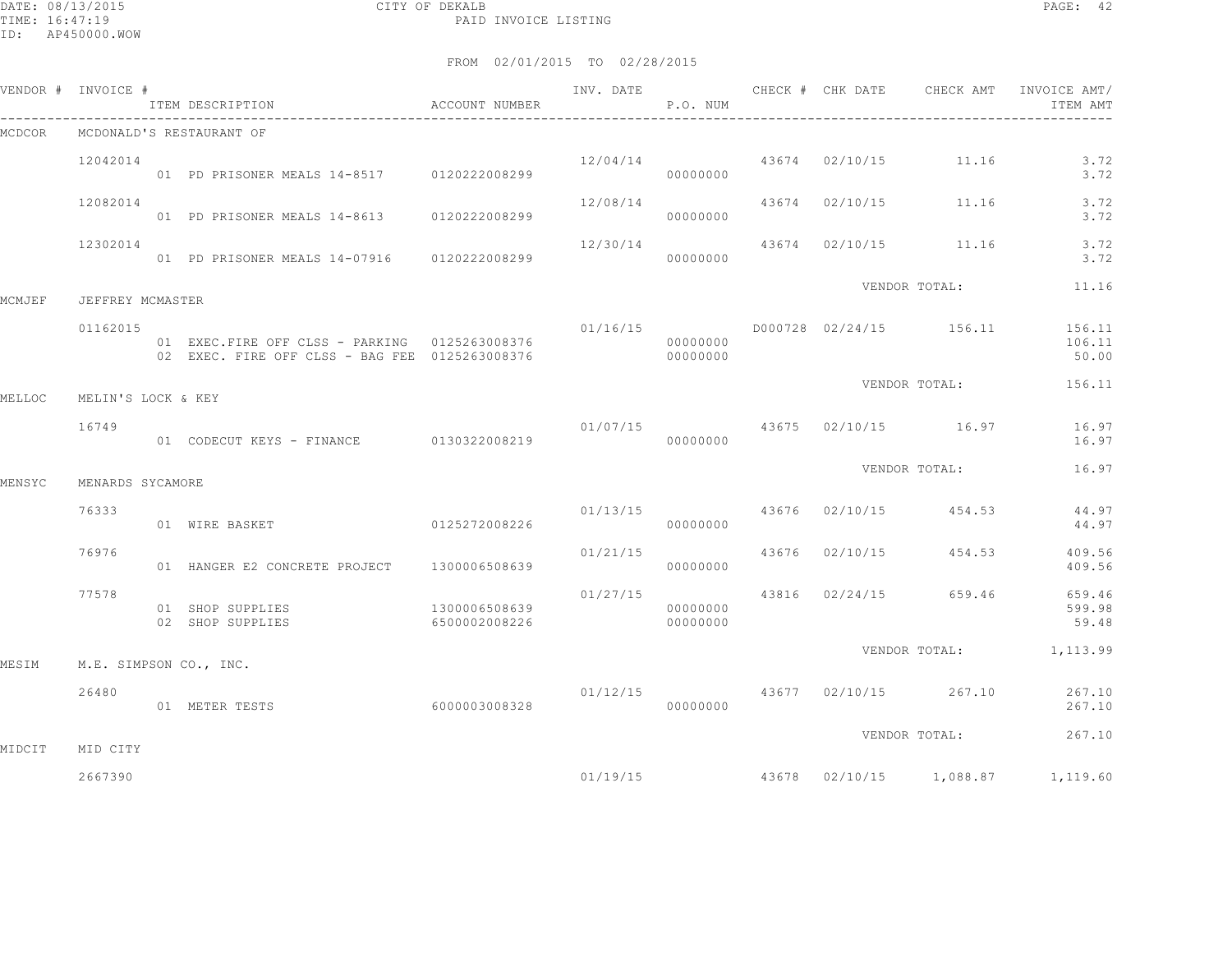DATE: 08/13/2015 CITY OF DEKALB
TIME: 16:47:19 PAID INVOICE LISTING
ID: AP450000.WOW

FROM 02/01/2015 TO 02/28/2015

| VENDOR # | INVOICE # | ITEM DESCRIPTION | ACCOUNT NUMBER | INV. DATE | P.O. NUM | CHECK # | CHK DATE | CHECK AMT | INVOICE AMT/ ITEM AMT |
|---|---|---|---|---|---|---|---|---|---|
| MCDCOR | MCDONALD'S RESTAURANT OF | | | | | | | | |
| | 12042014 | | | 12/04/14 | | 43674 | 02/10/15 | 11.16 | 3.72 |
| | | 01 PD PRISONER MEALS 14-8517 | 0120222008299 | | 00000000 | | | | 3.72 |
| | 12082014 | | | 12/08/14 | | 43674 | 02/10/15 | 11.16 | 3.72 |
| | | 01 PD PRISONER MEALS 14-8613 | 0120222008299 | | 00000000 | | | | 3.72 |
| | 12302014 | | | 12/30/14 | | 43674 | 02/10/15 | 11.16 | 3.72 |
| | | 01 PD PRISONER MEALS 14-07916 | 0120222008299 | | 00000000 | | | | 3.72 |
| | | | | | | | VENDOR TOTAL: | | 11.16 |
| MCMJEF | JEFFREY MCMASTER | | | | | | | | |
| | 01162015 | | | 01/16/15 | | D000728 | 02/24/15 | 156.11 | 156.11 |
| | | 01 EXEC.FIRE OFF CLSS - PARKING | 0125263008376 | | 00000000 | | | | 106.11 |
| | | 02 EXEC. FIRE OFF CLSS - BAG FEE | 0125263008376 | | 00000000 | | | | 50.00 |
| | | | | | | | VENDOR TOTAL: | | 156.11 |
| MELLOC | MELIN'S LOCK & KEY | | | | | | | | |
| | 16749 | | | 01/07/15 | | 43675 | 02/10/15 | 16.97 | 16.97 |
| | | 01 CODECUT KEYS - FINANCE | 0130322008219 | | 00000000 | | | | 16.97 |
| | | | | | | | VENDOR TOTAL: | | 16.97 |
| MENSYC | MENARDS SYCAMORE | | | | | | | | |
| | 76333 | | | 01/13/15 | | 43676 | 02/10/15 | 454.53 | 44.97 |
| | | 01 WIRE BASKET | 0125272008226 | | 00000000 | | | | 44.97 |
| | 76976 | | | 01/21/15 | | 43676 | 02/10/15 | 454.53 | 409.56 |
| | | 01 HANGER E2 CONCRETE PROJECT | 1300006508639 | | 00000000 | | | | 409.56 |
| | 77578 | | | 01/27/15 | | 43816 | 02/24/15 | 659.46 | 659.46 |
| | | 01 SHOP SUPPLIES | 1300006508639 | | 00000000 | | | | 599.98 |
| | | 02 SHOP SUPPLIES | 6500002008226 | | 00000000 | | | | 59.48 |
| | | | | | | | VENDOR TOTAL: | | 1,113.99 |
| MESIM | M.E. SIMPSON CO., INC. | | | | | | | | |
| | 26480 | | | 01/12/15 | | 43677 | 02/10/15 | 267.10 | 267.10 |
| | | 01 METER TESTS | 6000003008328 | | 00000000 | | | | 267.10 |
| | | | | | | | VENDOR TOTAL: | | 267.10 |
| MIDCIT | MID CITY | | | | | | | | |
| | 2667390 | | | 01/19/15 | | 43678 | 02/10/15 | 1,088.87 | 1,119.60 |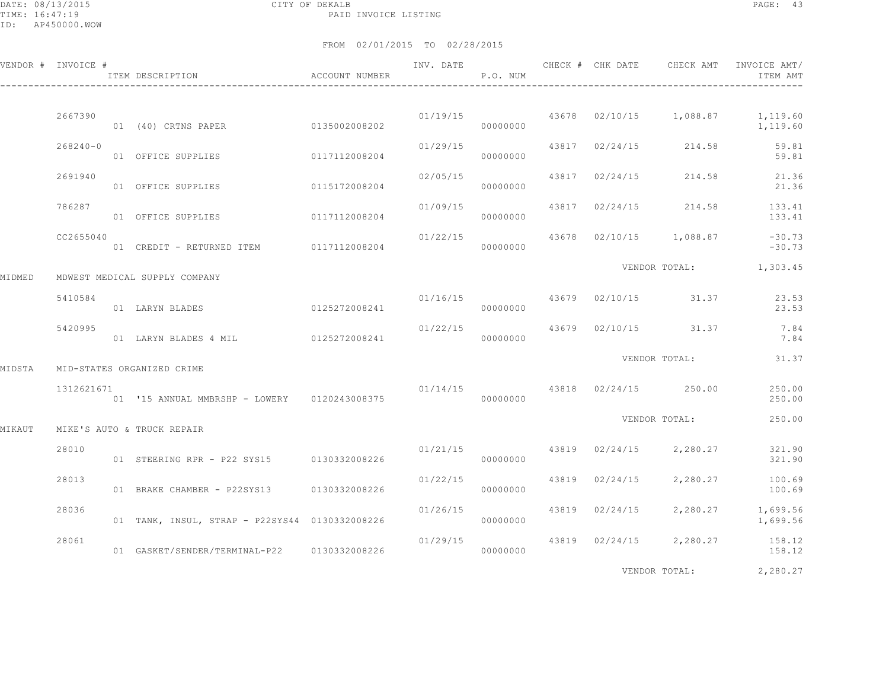CITY OF DEKALB
PAID INVOICE LISTING

DATE: 08/13/2015
TIME: 16:47:19
ID: AP450000.WOW

FROM 02/01/2015 TO 02/28/2015

| VENDOR # | INVOICE # / ITEM DESCRIPTION | ACCOUNT NUMBER | INV. DATE | P.O. NUM | CHECK # | CHK DATE | CHECK AMT | INVOICE AMT/ ITEM AMT |
|---|---|---|---|---|---|---|---|---|
| | 2667390 | | 01/19/15 | | 43678 | 02/10/15 | 1,088.87 | 1,119.60 |
| | 01 (40) CRTNS PAPER | 0135002008202 | | 00000000 | | | | 1,119.60 |
| | 268240-0 | | 01/29/15 | | 43817 | 02/24/15 | 214.58 | 59.81 |
| | 01 OFFICE SUPPLIES | 0117112008204 | | 00000000 | | | | 59.81 |
| | 2691940 | | 02/05/15 | | 43817 | 02/24/15 | 214.58 | 21.36 |
| | 01 OFFICE SUPPLIES | 0115172008204 | | 00000000 | | | | 21.36 |
| | 786287 | | 01/09/15 | | 43817 | 02/24/15 | 214.58 | 133.41 |
| | 01 OFFICE SUPPLIES | 0117112008204 | | 00000000 | | | | 133.41 |
| | CC2655040 | | 01/22/15 | | 43678 | 02/10/15 | 1,088.87 | -30.73 |
| | 01 CREDIT - RETURNED ITEM | 0117112008204 | | 00000000 | | | | -30.73 |
| | | | | | | VENDOR TOTAL: | | 1,303.45 |
| MIDMED | MDWEST MEDICAL SUPPLY COMPANY | | | | | | | |
| | 5410584 | | 01/16/15 | | 43679 | 02/10/15 | 31.37 | 23.53 |
| | 01 LARYN BLADES | 0125272008241 | | 00000000 | | | | 23.53 |
| | 5420995 | | 01/22/15 | | 43679 | 02/10/15 | 31.37 | 7.84 |
| | 01 LARYN BLADES 4 MIL | 0125272008241 | | 00000000 | | | | 7.84 |
| | | | | | | VENDOR TOTAL: | | 31.37 |
| MIDSTA | MID-STATES ORGANIZED CRIME | | | | | | | |
| | 1312621671 | | 01/14/15 | | 43818 | 02/24/15 | 250.00 | 250.00 |
| | 01 '15 ANNUAL MMBRSHP - LOWERY | 0120243008375 | | 00000000 | | | | 250.00 |
| | | | | | | VENDOR TOTAL: | | 250.00 |
| MIKAUT | MIKE'S AUTO & TRUCK REPAIR | | | | | | | |
| | 28010 | | 01/21/15 | | 43819 | 02/24/15 | 2,280.27 | 321.90 |
| | 01 STEERING RPR - P22 SYS15 | 0130332008226 | | 00000000 | | | | 321.90 |
| | 28013 | | 01/22/15 | | 43819 | 02/24/15 | 2,280.27 | 100.69 |
| | 01 BRAKE CHAMBER - P22SYS13 | 0130332008226 | | 00000000 | | | | 100.69 |
| | 28036 | | 01/26/15 | | 43819 | 02/24/15 | 2,280.27 | 1,699.56 |
| | 01 TANK, INSUL, STRAP - P22SYS44 | 0130332008226 | | 00000000 | | | | 1,699.56 |
| | 28061 | | 01/29/15 | | 43819 | 02/24/15 | 2,280.27 | 158.12 |
| | 01 GASKET/SENDER/TERMINAL-P22 | 0130332008226 | | 00000000 | | | | 158.12 |
| | | | | | | VENDOR TOTAL: | | 2,280.27 |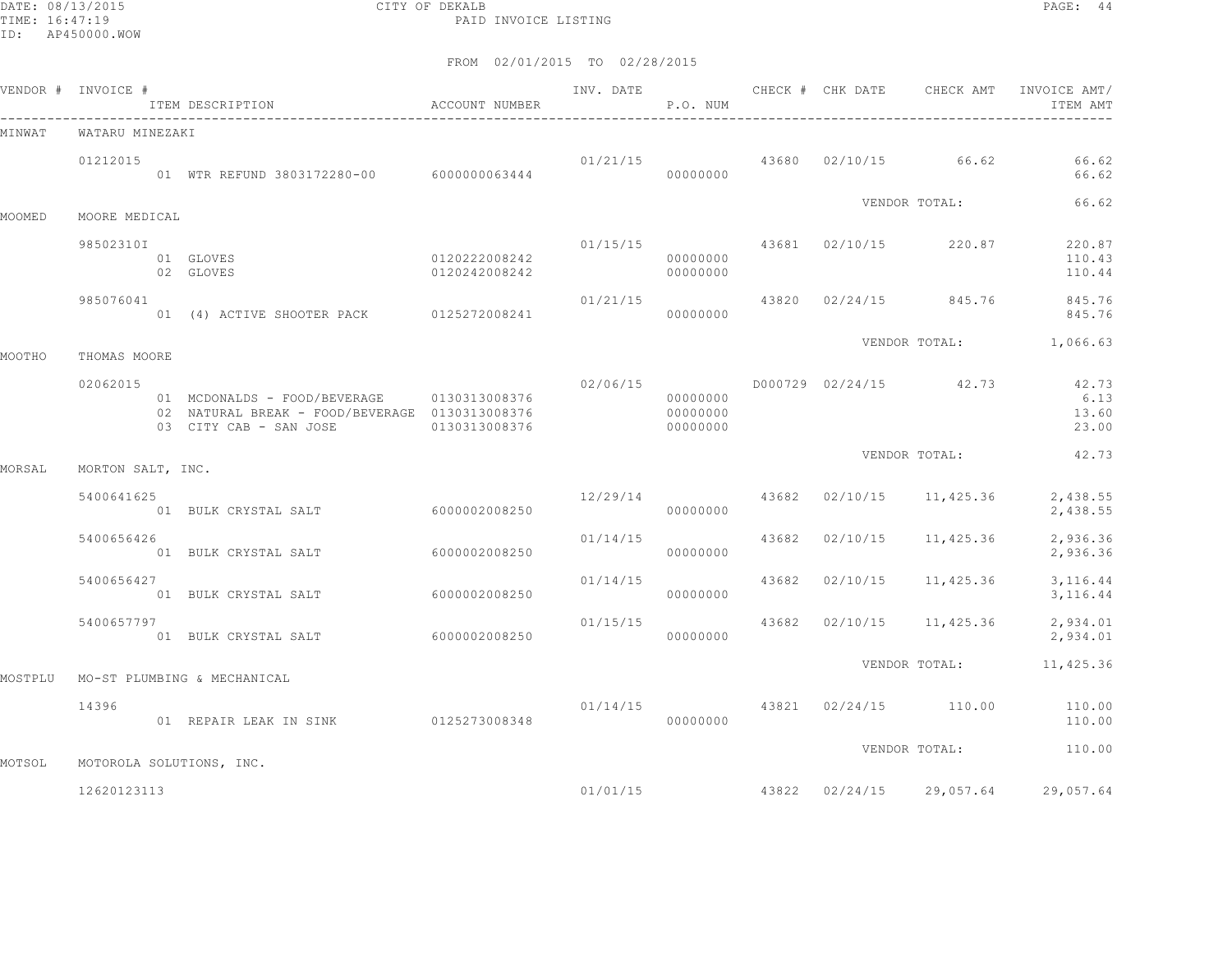CITY OF DEKALB
PAID INVOICE LISTING

DATE: 08/13/2015
TIME: 16:47:19
ID: AP450000.WOW

FROM 02/01/2015 TO 02/28/2015

| VENDOR # | INVOICE # / ITEM DESCRIPTION | ACCOUNT NUMBER | INV. DATE | P.O. NUM | CHECK # | CHK DATE | CHECK AMT | INVOICE AMT/ ITEM AMT |
|---|---|---|---|---|---|---|---|---|
| MINWAT | WATARU MINEZAKI | | | | | | | |
| | 01212015 | | 01/21/15 | | 43680 | 02/10/15 | 66.62 | 66.62 |
| | 01 WTR REFUND 3803172280-00 | 6000000063444 | | 00000000 | | | | 66.62 |
| | | | | | | VENDOR TOTAL: | | 66.62 |
| MOOMED | MOORE MEDICAL | | | | | | | |
| | 98502310I | | 01/15/15 | | 43681 | 02/10/15 | 220.87 | 220.87 |
| | 01 GLOVES | 0120222008242 | | 00000000 | | | | 110.43 |
| | 02 GLOVES | 0120242008242 | | 00000000 | | | | 110.44 |
| | 985076041 | | 01/21/15 | | 43820 | 02/24/15 | 845.76 | 845.76 |
| | 01 (4) ACTIVE SHOOTER PACK | 0125272008241 | | 00000000 | | | | 845.76 |
| | | | | | | VENDOR TOTAL: | | 1,066.63 |
| MOOTHO | THOMAS MOORE | | | | | | | |
| | 02062015 | | 02/06/15 | | D000729 | 02/24/15 | 42.73 | 42.73 |
| | 01 MCDONALDS - FOOD/BEVERAGE | 0130313008376 | | 00000000 | | | | 6.13 |
| | 02 NATURAL BREAK - FOOD/BEVERAGE | 0130313008376 | | 00000000 | | | | 13.60 |
| | 03 CITY CAB - SAN JOSE | 0130313008376 | | 00000000 | | | | 23.00 |
| | | | | | | VENDOR TOTAL: | | 42.73 |
| MORSAL | MORTON SALT, INC. | | | | | | | |
| | 5400641625 | | 12/29/14 | | 43682 | 02/10/15 | 11,425.36 | 2,438.55 |
| | 01 BULK CRYSTAL SALT | 6000002008250 | | 00000000 | | | | 2,438.55 |
| | 5400656426 | | 01/14/15 | | 43682 | 02/10/15 | 11,425.36 | 2,936.36 |
| | 01 BULK CRYSTAL SALT | 6000002008250 | | 00000000 | | | | 2,936.36 |
| | 5400656427 | | 01/14/15 | | 43682 | 02/10/15 | 11,425.36 | 3,116.44 |
| | 01 BULK CRYSTAL SALT | 6000002008250 | | 00000000 | | | | 3,116.44 |
| | 5400657797 | | 01/15/15 | | 43682 | 02/10/15 | 11,425.36 | 2,934.01 |
| | 01 BULK CRYSTAL SALT | 6000002008250 | | 00000000 | | | | 2,934.01 |
| | | | | | | VENDOR TOTAL: | | 11,425.36 |
| MOSTPLU | MO-ST PLUMBING & MECHANICAL | | | | | | | |
| | 14396 | | 01/14/15 | | 43821 | 02/24/15 | 110.00 | 110.00 |
| | 01 REPAIR LEAK IN SINK | 0125273008348 | | 00000000 | | | | 110.00 |
| | | | | | | VENDOR TOTAL: | | 110.00 |
| MOTSOL | MOTOROLA SOLUTIONS, INC. | | | | | | | |
| | 12620123113 | | 01/01/15 | | 43822 | 02/24/15 | 29,057.64 | 29,057.64 |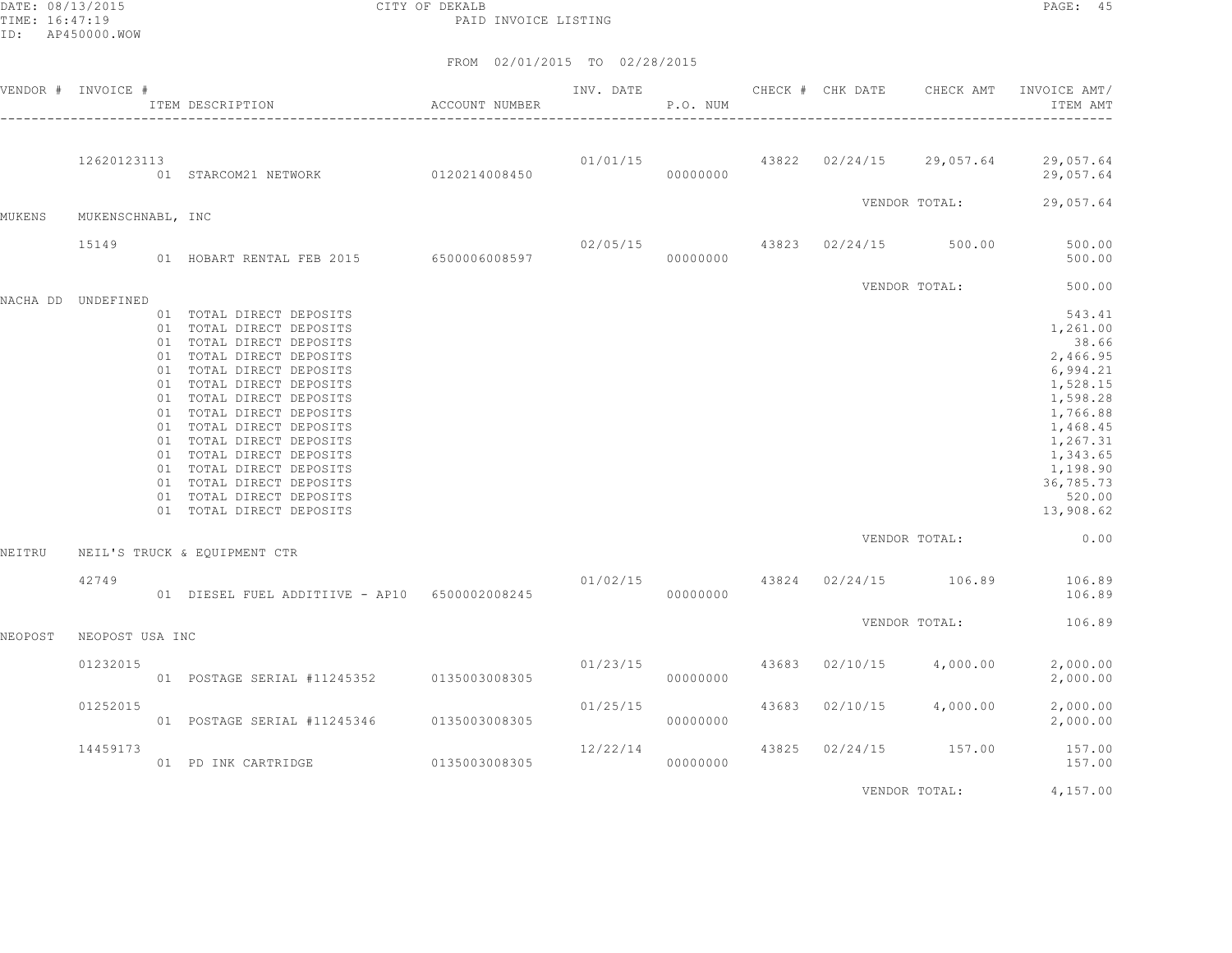CITY OF DEKALB

PAID INVOICE LISTING

FROM 02/01/2015 TO 02/28/2015

| VENDOR # | INVOICE # | ITEM DESCRIPTION | ACCOUNT NUMBER | INV. DATE | P.O. NUM | CHECK # | CHK DATE | CHECK AMT | INVOICE AMT/ ITEM AMT |
|---|---|---|---|---|---|---|---|---|---|
| | 12620123113 | | | 01/01/15 | | 43822 | 02/24/15 | 29,057.64 | 29,057.64 |
| | | 01 STARCOM21 NETWORK | 0120214008450 | | 00000000 | | | | 29,057.64 |
| | | | | | | | VENDOR TOTAL: | | 29,057.64 |
| MUKENS | MUKENSCHNABL, INC | | | | | | | | |
| | 15149 | | | 02/05/15 | | 43823 | 02/24/15 | 500.00 | 500.00 |
| | | 01 HOBART RENTAL FEB 2015 | 6500006008597 | | 00000000 | | | | 500.00 |
| | | | | | | | VENDOR TOTAL: | | 500.00 |
| NACHA DD | UNDEFINED | | | | | | | | |
| | | 01 TOTAL DIRECT DEPOSITS | | | | | | | 543.41 |
| | | 01 TOTAL DIRECT DEPOSITS | | | | | | | 1,261.00 |
| | | 01 TOTAL DIRECT DEPOSITS | | | | | | | 38.66 |
| | | 01 TOTAL DIRECT DEPOSITS | | | | | | | 2,466.95 |
| | | 01 TOTAL DIRECT DEPOSITS | | | | | | | 6,994.21 |
| | | 01 TOTAL DIRECT DEPOSITS | | | | | | | 1,528.15 |
| | | 01 TOTAL DIRECT DEPOSITS | | | | | | | 1,598.28 |
| | | 01 TOTAL DIRECT DEPOSITS | | | | | | | 1,766.88 |
| | | 01 TOTAL DIRECT DEPOSITS | | | | | | | 1,468.45 |
| | | 01 TOTAL DIRECT DEPOSITS | | | | | | | 1,267.31 |
| | | 01 TOTAL DIRECT DEPOSITS | | | | | | | 1,343.65 |
| | | 01 TOTAL DIRECT DEPOSITS | | | | | | | 1,198.90 |
| | | 01 TOTAL DIRECT DEPOSITS | | | | | | | 36,785.73 |
| | | 01 TOTAL DIRECT DEPOSITS | | | | | | | 520.00 |
| | | 01 TOTAL DIRECT DEPOSITS | | | | | | | 13,908.62 |
| | | | | | | | VENDOR TOTAL: | | 0.00 |
| NEITRU | NEIL'S TRUCK & EQUIPMENT CTR | | | | | | | | |
| | 42749 | | | 01/02/15 | | 43824 | 02/24/15 | 106.89 | 106.89 |
| | | 01 DIESEL FUEL ADDITIIVE - AP10 | 6500002008245 | | 00000000 | | | | 106.89 |
| | | | | | | | VENDOR TOTAL: | | 106.89 |
| NEOPOST | NEOPOST USA INC | | | | | | | | |
| | 01232015 | | | 01/23/15 | | 43683 | 02/10/15 | 4,000.00 | 2,000.00 |
| | | 01 POSTAGE SERIAL #11245352 | 0135003008305 | | 00000000 | | | | 2,000.00 |
| | 01252015 | | | 01/25/15 | | 43683 | 02/10/15 | 4,000.00 | 2,000.00 |
| | | 01 POSTAGE SERIAL #11245346 | 0135003008305 | | 00000000 | | | | 2,000.00 |
| | 14459173 | | | 12/22/14 | | 43825 | 02/24/15 | 157.00 | 157.00 |
| | | 01 PD INK CARTRIDGE | 0135003008305 | | 00000000 | | | | 157.00 |
| | | | | | | | VENDOR TOTAL: | | 4,157.00 |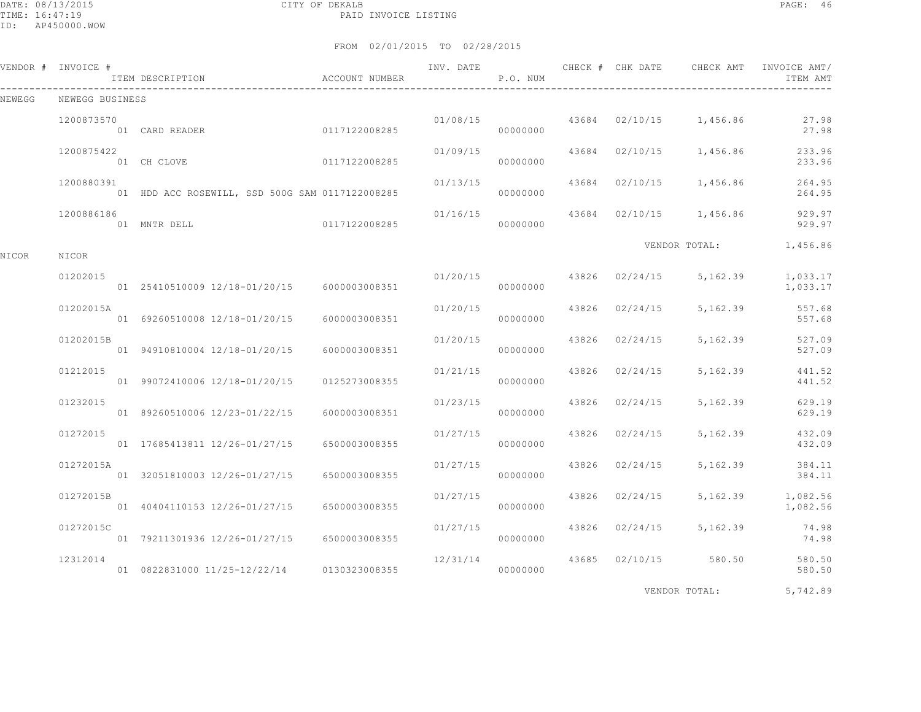DATE: 08/13/2015 CITY OF DEKALB
TIME: 16:47:19 PAID INVOICE LISTING
ID: AP450000.WOW

FROM 02/01/2015 TO 02/28/2015

| VENDOR # | INVOICE # | ITEM DESCRIPTION | ACCOUNT NUMBER | INV. DATE | P.O. NUM | CHECK # | CHK DATE | CHECK AMT | INVOICE AMT/ ITEM AMT |
|---|---|---|---|---|---|---|---|---|---|
| NEWEGG | NEWEGG BUSINESS | | | | | | | | |
| | 1200873570 | | | 01/08/15 | | 43684 | 02/10/15 | 1,456.86 | 27.98 |
| | | 01 CARD READER | 0117122008285 | | 00000000 | | | | 27.98 |
| | 1200875422 | | | 01/09/15 | | 43684 | 02/10/15 | 1,456.86 | 233.96 |
| | | 01 CH CLOVE | 0117122008285 | | 00000000 | | | | 233.96 |
| | 1200880391 | | | 01/13/15 | | 43684 | 02/10/15 | 1,456.86 | 264.95 |
| | | 01 HDD ACC ROSEWILL, SSD 500G SAM | 0117122008285 | | 00000000 | | | | 264.95 |
| | 1200886186 | | | 01/16/15 | | 43684 | 02/10/15 | 1,456.86 | 929.97 |
| | | 01 MNTR DELL | 0117122008285 | | 00000000 | | | | 929.97 |
| | | | | | | | | VENDOR TOTAL: | 1,456.86 |
| NICOR | NICOR | | | | | | | | |
| | 01202015 | | | 01/20/15 | | 43826 | 02/24/15 | 5,162.39 | 1,033.17 |
| | | 01 25410510009 12/18-01/20/15 | 6000003008351 | | 00000000 | | | | 1,033.17 |
| | 01202015A | | | 01/20/15 | | 43826 | 02/24/15 | 5,162.39 | 557.68 |
| | | 01 69260510008 12/18-01/20/15 | 6000003008351 | | 00000000 | | | | 557.68 |
| | 01202015B | | | 01/20/15 | | 43826 | 02/24/15 | 5,162.39 | 527.09 |
| | | 01 94910810004 12/18-01/20/15 | 6000003008351 | | 00000000 | | | | 527.09 |
| | 01212015 | | | 01/21/15 | | 43826 | 02/24/15 | 5,162.39 | 441.52 |
| | | 01 99072410006 12/18-01/20/15 | 0125273008355 | | 00000000 | | | | 441.52 |
| | 01232015 | | | 01/23/15 | | 43826 | 02/24/15 | 5,162.39 | 629.19 |
| | | 01 89260510006 12/23-01/22/15 | 6000003008351 | | 00000000 | | | | 629.19 |
| | 01272015 | | | 01/27/15 | | 43826 | 02/24/15 | 5,162.39 | 432.09 |
| | | 01 17685413811 12/26-01/27/15 | 6500003008355 | | 00000000 | | | | 432.09 |
| | 01272015A | | | 01/27/15 | | 43826 | 02/24/15 | 5,162.39 | 384.11 |
| | | 01 32051810003 12/26-01/27/15 | 6500003008355 | | 00000000 | | | | 384.11 |
| | 01272015B | | | 01/27/15 | | 43826 | 02/24/15 | 5,162.39 | 1,082.56 |
| | | 01 40404110153 12/26-01/27/15 | 6500003008355 | | 00000000 | | | | 1,082.56 |
| | 01272015C | | | 01/27/15 | | 43826 | 02/24/15 | 5,162.39 | 74.98 |
| | | 01 79211301936 12/26-01/27/15 | 6500003008355 | | 00000000 | | | | 74.98 |
| | 12312014 | | | 12/31/14 | | 43685 | 02/10/15 | 580.50 | 580.50 |
| | | 01 0822831000 11/25-12/22/14 | 0130323008355 | | 00000000 | | | | 580.50 |
| | | | | | | | | VENDOR TOTAL: | 5,742.89 |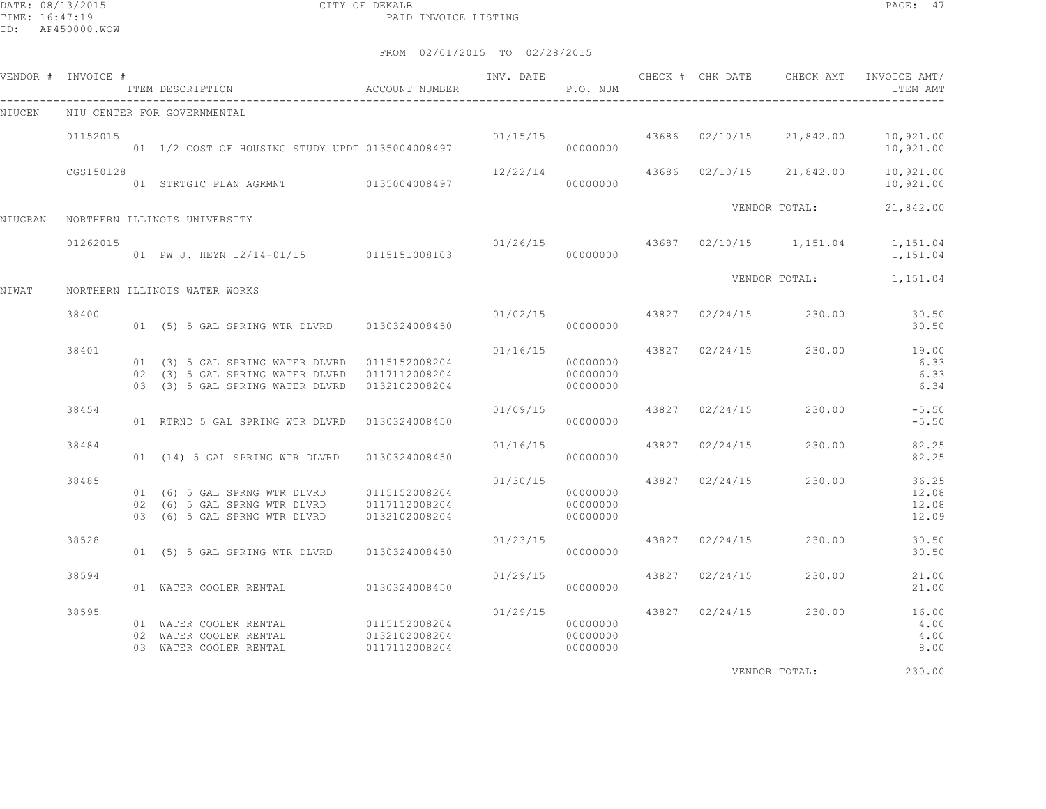CITY OF DEKALB
PAID INVOICE LISTING

FROM 02/01/2015 TO 02/28/2015

| VENDOR # | INVOICE # | ITEM DESCRIPTION | ACCOUNT NUMBER | INV. DATE | P.O. NUM | CHECK # | CHK DATE | CHECK AMT | INVOICE AMT/ ITEM AMT |
|---|---|---|---|---|---|---|---|---|---|
| NIUCEN | NIU CENTER FOR GOVERNMENTAL | | | | | | | | |
| | 01152015 | | | 01/15/15 | | 43686 | 02/10/15 | 21,842.00 | 10,921.00 |
| | | 01 1/2 COST OF HOUSING STUDY UPDT | 0135004008497 | | 00000000 | | | | 10,921.00 |
| | CGS150128 | | | 12/22/14 | | 43686 | 02/10/15 | 21,842.00 | 10,921.00 |
| | | 01 STRTGIC PLAN AGRMNT | 0135004008497 | | 00000000 | | | | 10,921.00 |
| | | | | | | | VENDOR TOTAL: | | 21,842.00 |
| NIUGRAN | NORTHERN ILLINOIS UNIVERSITY | | | | | | | | |
| | 01262015 | | | 01/26/15 | | 43687 | 02/10/15 | 1,151.04 | 1,151.04 |
| | | 01 PW J. HEYN 12/14-01/15 | 0115151008103 | | 00000000 | | | | 1,151.04 |
| | | | | | | | VENDOR TOTAL: | | 1,151.04 |
| NIWAT | NORTHERN ILLINOIS WATER WORKS | | | | | | | | |
| | 38400 | | | 01/02/15 | | 43827 | 02/24/15 | 230.00 | 30.50 |
| | | 01 (5) 5 GAL SPRING WTR DLVRD | 0130324008450 | | 00000000 | | | | 30.50 |
| | 38401 | | | 01/16/15 | | 43827 | 02/24/15 | 230.00 | 19.00 |
| | | 01 (3) 5 GAL SPRING WATER DLVRD | 0115152008204 | | 00000000 | | | | 6.33 |
| | | 02 (3) 5 GAL SPRING WATER DLVRD | 0117112008204 | | 00000000 | | | | 6.33 |
| | | 03 (3) 5 GAL SPRING WATER DLVRD | 0132102008204 | | 00000000 | | | | 6.34 |
| | 38454 | | | 01/09/15 | | 43827 | 02/24/15 | 230.00 | -5.50 |
| | | 01 RTRND 5 GAL SPRING WTR DLVRD | 0130324008450 | | 00000000 | | | | -5.50 |
| | 38484 | | | 01/16/15 | | 43827 | 02/24/15 | 230.00 | 82.25 |
| | | 01 (14) 5 GAL SPRING WTR DLVRD | 0130324008450 | | 00000000 | | | | 82.25 |
| | 38485 | | | 01/30/15 | | 43827 | 02/24/15 | 230.00 | 36.25 |
| | | 01 (6) 5 GAL SPRNG WTR DLVRD | 0115152008204 | | 00000000 | | | | 12.08 |
| | | 02 (6) 5 GAL SPRNG WTR DLVRD | 0117112008204 | | 00000000 | | | | 12.08 |
| | | 03 (6) 5 GAL SPRNG WTR DLVRD | 0132102008204 | | 00000000 | | | | 12.09 |
| | 38528 | | | 01/23/15 | | 43827 | 02/24/15 | 230.00 | 30.50 |
| | | 01 (5) 5 GAL SPRING WTR DLVRD | 0130324008450 | | 00000000 | | | | 30.50 |
| | 38594 | | | 01/29/15 | | 43827 | 02/24/15 | 230.00 | 21.00 |
| | | 01 WATER COOLER RENTAL | 0130324008450 | | 00000000 | | | | 21.00 |
| | 38595 | | | 01/29/15 | | 43827 | 02/24/15 | 230.00 | 16.00 |
| | | 01 WATER COOLER RENTAL | 0115152008204 | | 00000000 | | | | 4.00 |
| | | 02 WATER COOLER RENTAL | 0132102008204 | | 00000000 | | | | 4.00 |
| | | 03 WATER COOLER RENTAL | 0117112008204 | | 00000000 | | | | 8.00 |
| | | | | | | | VENDOR TOTAL: | | 230.00 |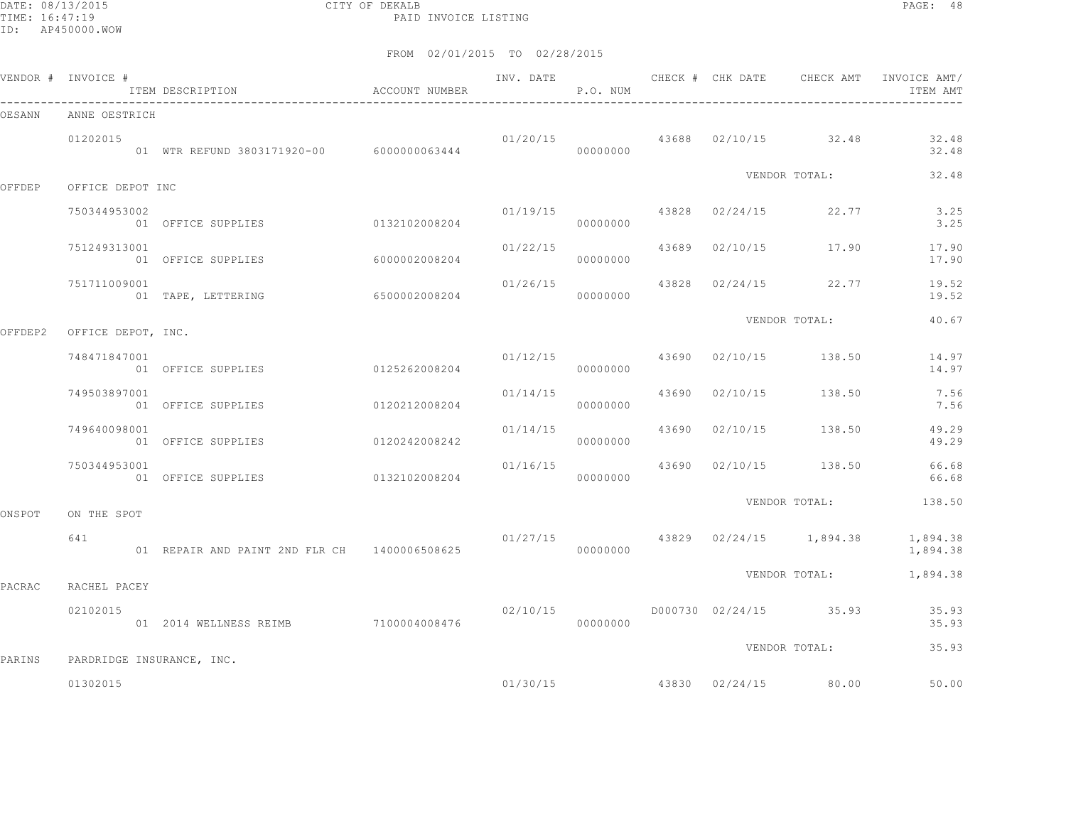CITY OF DEKALB
PAID INVOICE LISTING

DATE: 08/13/2015
TIME: 16:47:19
ID: AP450000.WOW

FROM 02/01/2015 TO 02/28/2015

| VENDOR # | INVOICE # | ITEM DESCRIPTION | ACCOUNT NUMBER | INV. DATE | P.O. NUM | CHECK # | CHK DATE | CHECK AMT | INVOICE AMT/ ITEM AMT |
|---|---|---|---|---|---|---|---|---|---|
| OESANN | ANNE OESTRICH | | | | | | | | |
| | 01202015 | | | 01/20/15 | | 43688 | 02/10/15 | 32.48 | 32.48 |
| | | 01 WTR REFUND 3803171920-00 | 6000000063444 | | 00000000 | | | | 32.48 |
| | | | | | | | VENDOR TOTAL: | | 32.48 |
| OFFDEP | OFFICE DEPOT INC | | | | | | | | |
| | 750344953002 | | | 01/19/15 | | 43828 | 02/24/15 | 22.77 | 3.25 |
| | | 01 OFFICE SUPPLIES | 0132102008204 | | 00000000 | | | | 3.25 |
| | 751249313001 | | | 01/22/15 | | 43689 | 02/10/15 | 17.90 | 17.90 |
| | | 01 OFFICE SUPPLIES | 6000002008204 | | 00000000 | | | | 17.90 |
| | 751711009001 | | | 01/26/15 | | 43828 | 02/24/15 | 22.77 | 19.52 |
| | | 01 TAPE, LETTERING | 6500002008204 | | 00000000 | | | | 19.52 |
| | | | | | | | VENDOR TOTAL: | | 40.67 |
| OFFDEP2 | OFFICE DEPOT, INC. | | | | | | | | |
| | 748471847001 | | | 01/12/15 | | 43690 | 02/10/15 | 138.50 | 14.97 |
| | | 01 OFFICE SUPPLIES | 0125262008204 | | 00000000 | | | | 14.97 |
| | 749503897001 | | | 01/14/15 | | 43690 | 02/10/15 | 138.50 | 7.56 |
| | | 01 OFFICE SUPPLIES | 0120212008204 | | 00000000 | | | | 7.56 |
| | 749640098001 | | | 01/14/15 | | 43690 | 02/10/15 | 138.50 | 49.29 |
| | | 01 OFFICE SUPPLIES | 0120242008242 | | 00000000 | | | | 49.29 |
| | 750344953001 | | | 01/16/15 | | 43690 | 02/10/15 | 138.50 | 66.68 |
| | | 01 OFFICE SUPPLIES | 0132102008204 | | 00000000 | | | | 66.68 |
| | | | | | | | VENDOR TOTAL: | | 138.50 |
| ONSPOT | ON THE SPOT | | | | | | | | |
| | 641 | | | 01/27/15 | | 43829 | 02/24/15 | 1,894.38 | 1,894.38 |
| | | 01 REPAIR AND PAINT 2ND FLR CH | 1400006508625 | | 00000000 | | | | 1,894.38 |
| | | | | | | | VENDOR TOTAL: | | 1,894.38 |
| PACRAC | RACHEL PACEY | | | | | | | | |
| | 02102015 | | | 02/10/15 | | D000730 | 02/24/15 | 35.93 | 35.93 |
| | | 01 2014 WELLNESS REIMB | 7100004008476 | | 00000000 | | | | 35.93 |
| | | | | | | | VENDOR TOTAL: | | 35.93 |
| PARINS | PARDRIDGE INSURANCE, INC. | | | | | | | | |
| | 01302015 | | | 01/30/15 | | 43830 | 02/24/15 | 80.00 | 50.00 |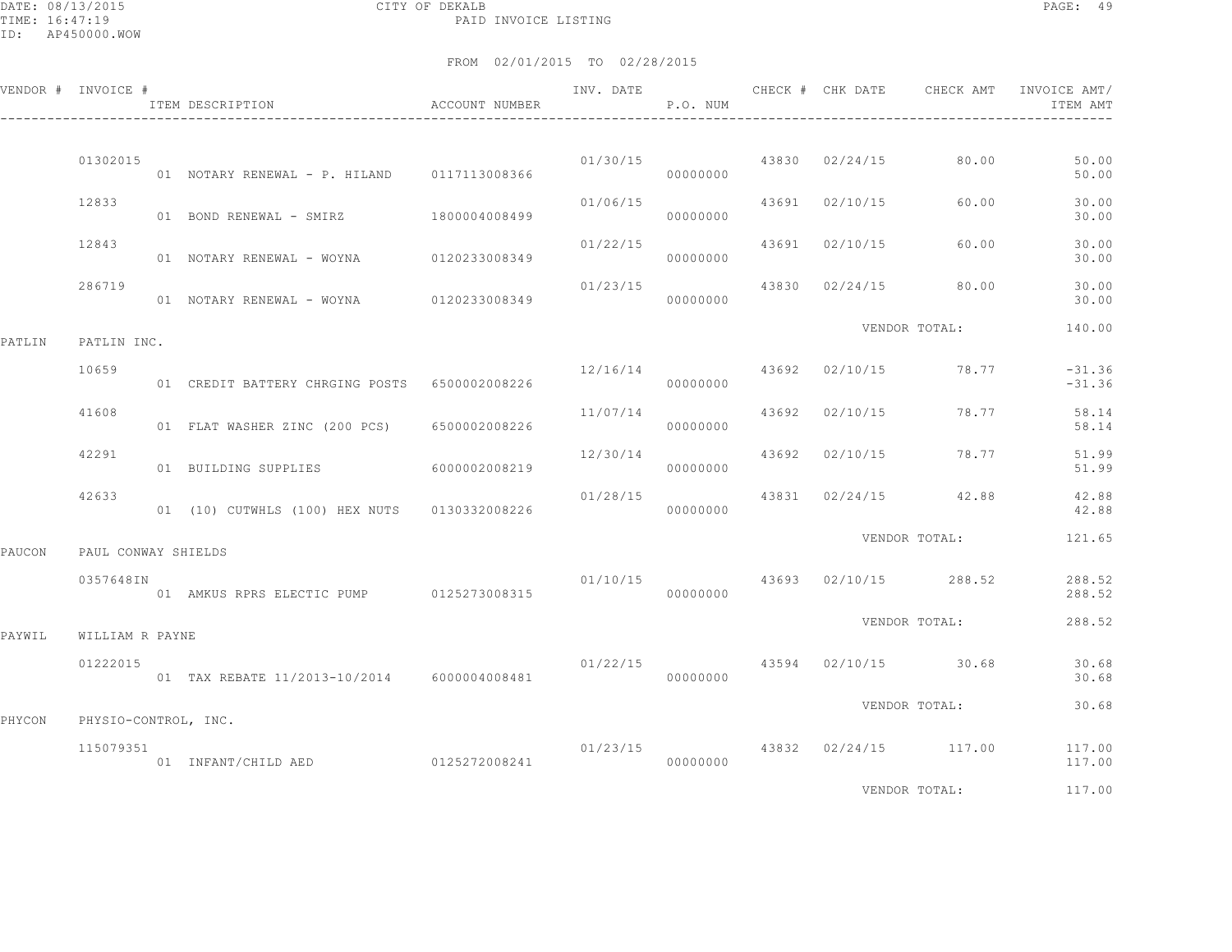CITY OF DEKALB
PAID INVOICE LISTING

DATE: 08/13/2015
TIME: 16:47:19
ID: AP450000.WOW

FROM 02/01/2015 TO 02/28/2015

| VENDOR # | INVOICE # | ITEM DESCRIPTION | ACCOUNT NUMBER | INV. DATE | P.O. NUM | CHECK # | CHK DATE | CHECK AMT | INVOICE AMT/ ITEM AMT |
|---|---|---|---|---|---|---|---|---|---|
| | 01302015 | | | 01/30/15 | | 43830 | 02/24/15 | 80.00 | 50.00 |
| | | 01 NOTARY RENEWAL - P. HILAND | 0117113008366 | | 00000000 | | | | 50.00 |
| | 12833 | | | 01/06/15 | | 43691 | 02/10/15 | 60.00 | 30.00 |
| | | 01 BOND RENEWAL - SMIRZ | 1800004008499 | | 00000000 | | | | 30.00 |
| | 12843 | | | 01/22/15 | | 43691 | 02/10/15 | 60.00 | 30.00 |
| | | 01 NOTARY RENEWAL - WOYNA | 0120233008349 | | 00000000 | | | | 30.00 |
| | 286719 | | | 01/23/15 | | 43830 | 02/24/15 | 80.00 | 30.00 |
| | | 01 NOTARY RENEWAL - WOYNA | 0120233008349 | | 00000000 | | | | 30.00 |
| | | | | | | | VENDOR TOTAL: | | 140.00 |
| PATLIN | PATLIN INC. | | | | | | | | |
| | 10659 | | | 12/16/14 | | 43692 | 02/10/15 | 78.77 | -31.36 |
| | | 01 CREDIT BATTERY CHRGING POSTS | 6500002008226 | | 00000000 | | | | -31.36 |
| | 41608 | | | 11/07/14 | | 43692 | 02/10/15 | 78.77 | 58.14 |
| | | 01 FLAT WASHER ZINC (200 PCS) | 6500002008226 | | 00000000 | | | | 58.14 |
| | 42291 | | | 12/30/14 | | 43692 | 02/10/15 | 78.77 | 51.99 |
| | | 01 BUILDING SUPPLIES | 6000002008219 | | 00000000 | | | | 51.99 |
| | 42633 | | | 01/28/15 | | 43831 | 02/24/15 | 42.88 | 42.88 |
| | | 01 (10) CUTWHLS (100) HEX NUTS | 0130332008226 | | 00000000 | | | | 42.88 |
| | | | | | | | VENDOR TOTAL: | | 121.65 |
| PAUCON | PAUL CONWAY SHIELDS | | | | | | | | |
| | 0357648IN | | | 01/10/15 | | 43693 | 02/10/15 | 288.52 | 288.52 |
| | | 01 AMKUS RPRS ELECTIC PUMP | 0125273008315 | | 00000000 | | | | 288.52 |
| | | | | | | | VENDOR TOTAL: | | 288.52 |
| PAYWIL | WILLIAM R PAYNE | | | | | | | | |
| | 01222015 | | | 01/22/15 | | 43594 | 02/10/15 | 30.68 | 30.68 |
| | | 01 TAX REBATE 11/2013-10/2014 | 6000004008481 | | 00000000 | | | | 30.68 |
| | | | | | | | VENDOR TOTAL: | | 30.68 |
| PHYCON | PHYSIO-CONTROL, INC. | | | | | | | | |
| | 115079351 | | | 01/23/15 | | 43832 | 02/24/15 | 117.00 | 117.00 |
| | | 01 INFANT/CHILD AED | 0125272008241 | | 00000000 | | | | 117.00 |
| | | | | | | | VENDOR TOTAL: | | 117.00 |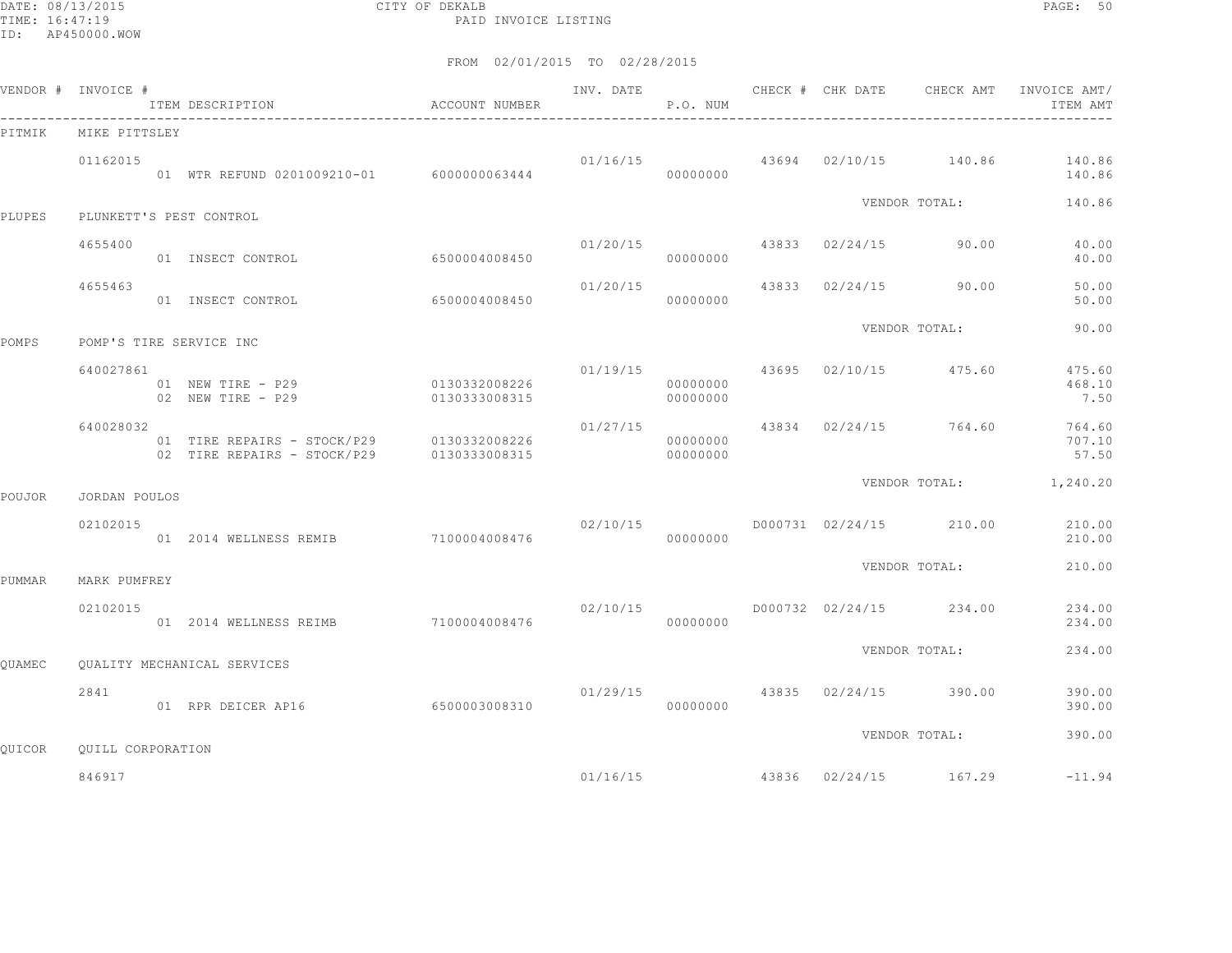CITY OF DEKALB
PAID INVOICE LISTING

DATE: 08/13/2015
TIME: 16:47:19
ID: AP450000.WOW

FROM 02/01/2015 TO 02/28/2015

| VENDOR # | INVOICE # / ITEM DESCRIPTION | ACCOUNT NUMBER | INV. DATE | P.O. NUM | CHECK # | CHK DATE | CHECK AMT | INVOICE AMT/ ITEM AMT |
|---|---|---|---|---|---|---|---|---|
| PITMIK | MIKE PITTSLEY | | | | | | | |
| | 01162015 | | 01/16/15 | | 43694 | 02/10/15 | 140.86 | 140.86 |
| | 01 WTR REFUND 0201009210-01 | 6000000063444 | | 00000000 | | | | 140.86 |
| | | | | | | VENDOR TOTAL: | | 140.86 |
| PLUPES | PLUNKETT'S PEST CONTROL | | | | | | | |
| | 4655400 | | 01/20/15 | | 43833 | 02/24/15 | 90.00 | 40.00 |
| | 01 INSECT CONTROL | 6500004008450 | | 00000000 | | | | 40.00 |
| | 4655463 | | 01/20/15 | | 43833 | 02/24/15 | 90.00 | 50.00 |
| | 01 INSECT CONTROL | 6500004008450 | | 00000000 | | | | 50.00 |
| | | | | | | VENDOR TOTAL: | | 90.00 |
| POMPS | POMP'S TIRE SERVICE INC | | | | | | | |
| | 640027861 | | 01/19/15 | | 43695 | 02/10/15 | 475.60 | 475.60 |
| | 01 NEW TIRE - P29 | 0130332008226 | | 00000000 | | | | 468.10 |
| | 02 NEW TIRE - P29 | 0130333008315 | | 00000000 | | | | 7.50 |
| | 640028032 | | 01/27/15 | | 43834 | 02/24/15 | 764.60 | 764.60 |
| | 01 TIRE REPAIRS - STOCK/P29 | 0130332008226 | | 00000000 | | | | 707.10 |
| | 02 TIRE REPAIRS - STOCK/P29 | 0130333008315 | | 00000000 | | | | 57.50 |
| | | | | | | VENDOR TOTAL: | | 1,240.20 |
| POUJOR | JORDAN POULOS | | | | | | | |
| | 02102015 | | 02/10/15 | | D000731 | 02/24/15 | 210.00 | 210.00 |
| | 01 2014 WELLNESS REMIB | 7100004008476 | | 00000000 | | | | 210.00 |
| | | | | | | VENDOR TOTAL: | | 210.00 |
| PUMMAR | MARK PUMFREY | | | | | | | |
| | 02102015 | | 02/10/15 | | D000732 | 02/24/15 | 234.00 | 234.00 |
| | 01 2014 WELLNESS REIMB | 7100004008476 | | 00000000 | | | | 234.00 |
| | | | | | | VENDOR TOTAL: | | 234.00 |
| QUAMEC | QUALITY MECHANICAL SERVICES | | | | | | | |
| | 2841 | | 01/29/15 | | 43835 | 02/24/15 | 390.00 | 390.00 |
| | 01 RPR DEICER AP16 | 6500003008310 | | 00000000 | | | | 390.00 |
| | | | | | | VENDOR TOTAL: | | 390.00 |
| QUICOR | QUILL CORPORATION | | | | | | | |
| | 846917 | | 01/16/15 | | 43836 | 02/24/15 | 167.29 | -11.94 |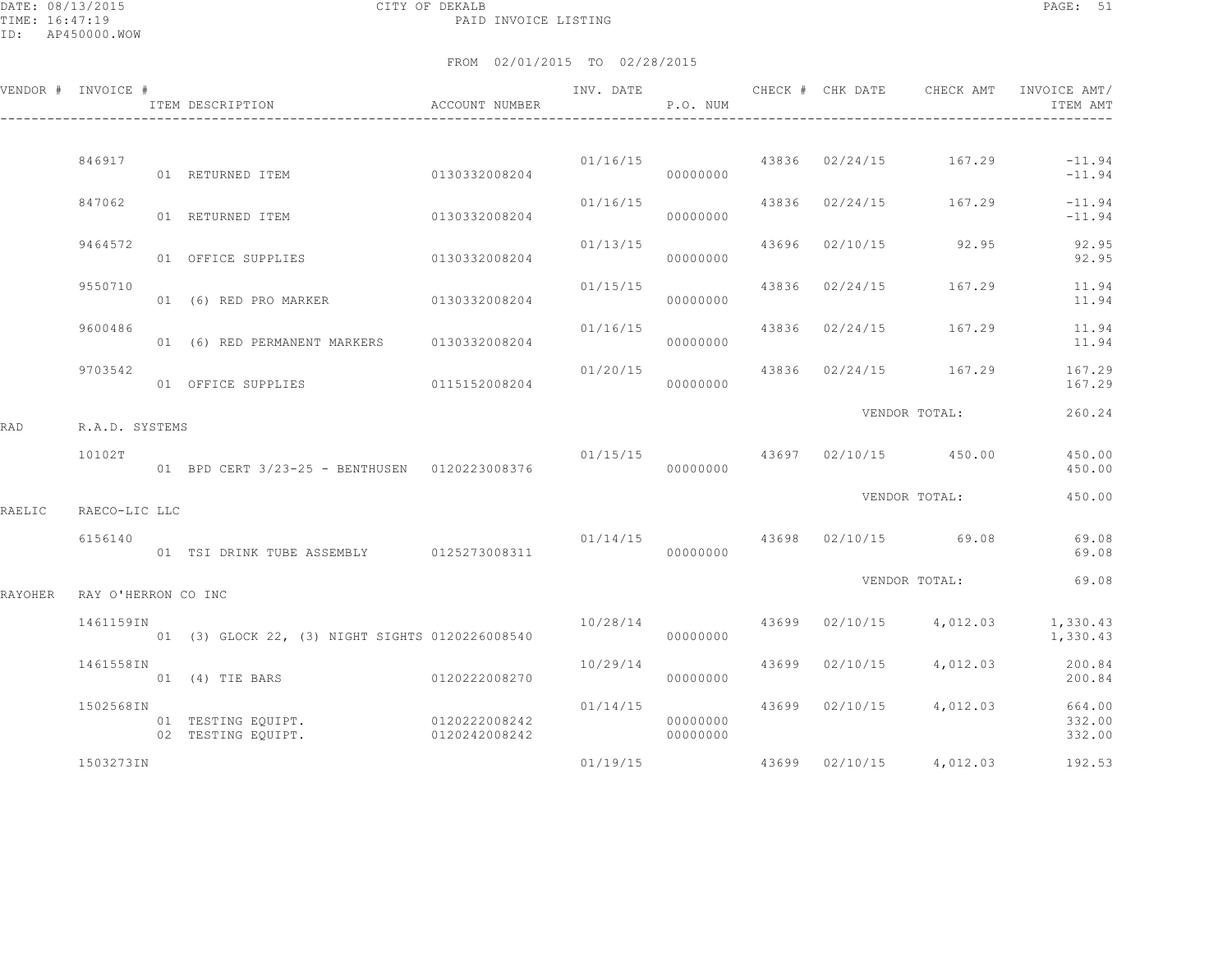CITY OF DEKALB

PAID INVOICE LISTING

FROM 02/01/2015 TO 02/28/2015

| VENDOR # | INVOICE # | ITEM DESCRIPTION | ACCOUNT NUMBER | INV. DATE | P.O. NUM | CHECK # | CHK DATE | CHECK AMT | INVOICE AMT/ ITEM AMT |
|---|---|---|---|---|---|---|---|---|---|
| | 846917 | | | 01/16/15 | | 43836 | 02/24/15 | 167.29 | -11.94 |
| | | 01 RETURNED ITEM | 0130332008204 | | 00000000 | | | | -11.94 |
| | 847062 | | | 01/16/15 | | 43836 | 02/24/15 | 167.29 | -11.94 |
| | | 01 RETURNED ITEM | 0130332008204 | | 00000000 | | | | -11.94 |
| | 9464572 | | | 01/13/15 | | 43696 | 02/10/15 | 92.95 | 92.95 |
| | | 01 OFFICE SUPPLIES | 0130332008204 | | 00000000 | | | | 92.95 |
| | 9550710 | | | 01/15/15 | | 43836 | 02/24/15 | 167.29 | 11.94 |
| | | 01 (6) RED PRO MARKER | 0130332008204 | | 00000000 | | | | 11.94 |
| | 9600486 | | | 01/16/15 | | 43836 | 02/24/15 | 167.29 | 11.94 |
| | | 01 (6) RED PERMANENT MARKERS | 0130332008204 | | 00000000 | | | | 11.94 |
| | 9703542 | | | 01/20/15 | | 43836 | 02/24/15 | 167.29 | 167.29 |
| | | 01 OFFICE SUPPLIES | 0115152008204 | | 00000000 | | | | 167.29 |
| | | | | | | | VENDOR TOTAL: | | 260.24 |
| RAD | R.A.D. SYSTEMS | | | | | | | | |
| | 10102T | | | 01/15/15 | | 43697 | 02/10/15 | 450.00 | 450.00 |
| | | 01 BPD CERT 3/23-25 - BENTHUSEN | 0120223008376 | | 00000000 | | | | 450.00 |
| | | | | | | | VENDOR TOTAL: | | 450.00 |
| RAELIC | RAECO-LIC LLC | | | | | | | | |
| | 6156140 | | | 01/14/15 | | 43698 | 02/10/15 | 69.08 | 69.08 |
| | | 01 TSI DRINK TUBE ASSEMBLY | 0125273008311 | | 00000000 | | | | 69.08 |
| | | | | | | | VENDOR TOTAL: | | 69.08 |
| RAYOHER | RAY O'HERRON CO INC | | | | | | | | |
| | 1461159IN | | | 10/28/14 | | 43699 | 02/10/15 | 4,012.03 | 1,330.43 |
| | | 01 (3) GLOCK 22, (3) NIGHT SIGHTS | 0120226008540 | | 00000000 | | | | 1,330.43 |
| | 1461558IN | | | 10/29/14 | | 43699 | 02/10/15 | 4,012.03 | 200.84 |
| | | 01 (4) TIE BARS | 0120222008270 | | 00000000 | | | | 200.84 |
| | 1502568IN | | | 01/14/15 | | 43699 | 02/10/15 | 4,012.03 | 664.00 |
| | | 01 TESTING EQUIPT. | 0120222008242 | | 00000000 | | | | 332.00 |
| | | 02 TESTING EQUIPT. | 0120242008242 | | 00000000 | | | | 332.00 |
| | 1503273IN | | | 01/19/15 | | 43699 | 02/10/15 | 4,012.03 | 192.53 |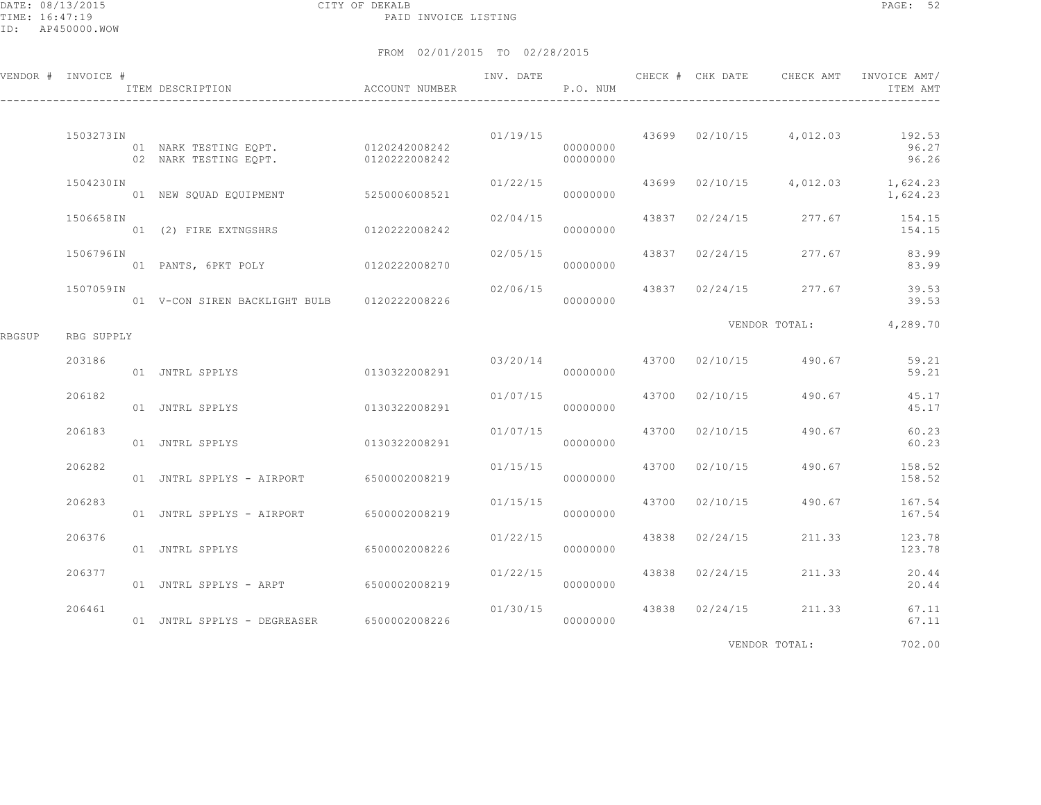CITY OF DEKALB

PAID INVOICE LISTING

FROM 02/01/2015 TO 02/28/2015

| VENDOR # | INVOICE # | ITEM DESCRIPTION | ACCOUNT NUMBER | INV. DATE | P.O. NUM | CHECK # | CHK DATE | CHECK AMT | INVOICE AMT/ ITEM AMT |
|---|---|---|---|---|---|---|---|---|---|
| | 1503273IN | | | 01/19/15 | | 43699 | 02/10/15 | 4,012.03 | 192.53 |
| | | 01 NARK TESTING EQPT. | 0120242008242 | | 00000000 | | | | 96.27 |
| | | 02 NARK TESTING EQPT. | 0120222008242 | | 00000000 | | | | 96.26 |
| | 1504230IN | | | 01/22/15 | | 43699 | 02/10/15 | 4,012.03 | 1,624.23 |
| | | 01 NEW SQUAD EQUIPMENT | 5250006008521 | | 00000000 | | | | 1,624.23 |
| | 1506658IN | | | 02/04/15 | | 43837 | 02/24/15 | 277.67 | 154.15 |
| | | 01 (2) FIRE EXTNGSHRS | 0120222008242 | | 00000000 | | | | 154.15 |
| | 1506796IN | | | 02/05/15 | | 43837 | 02/24/15 | 277.67 | 83.99 |
| | | 01 PANTS, 6PKT POLY | 0120222008270 | | 00000000 | | | | 83.99 |
| | 1507059IN | | | 02/06/15 | | 43837 | 02/24/15 | 277.67 | 39.53 |
| | | 01 V-CON SIREN BACKLIGHT BULB | 0120222008226 | | 00000000 | | | | 39.53 |
| | | | | | | | | VENDOR TOTAL: | 4,289.70 |
| RBGSUP | RBG SUPPLY | | | | | | | | |
| | 203186 | | | 03/20/14 | | 43700 | 02/10/15 | 490.67 | 59.21 |
| | | 01 JNTRL SPPLYS | 0130322008291 | | 00000000 | | | | 59.21 |
| | 206182 | | | 01/07/15 | | 43700 | 02/10/15 | 490.67 | 45.17 |
| | | 01 JNTRL SPPLYS | 0130322008291 | | 00000000 | | | | 45.17 |
| | 206183 | | | 01/07/15 | | 43700 | 02/10/15 | 490.67 | 60.23 |
| | | 01 JNTRL SPPLYS | 0130322008291 | | 00000000 | | | | 60.23 |
| | 206282 | | | 01/15/15 | | 43700 | 02/10/15 | 490.67 | 158.52 |
| | | 01 JNTRL SPPLYS - AIRPORT | 6500002008219 | | 00000000 | | | | 158.52 |
| | 206283 | | | 01/15/15 | | 43700 | 02/10/15 | 490.67 | 167.54 |
| | | 01 JNTRL SPPLYS - AIRPORT | 6500002008219 | | 00000000 | | | | 167.54 |
| | 206376 | | | 01/22/15 | | 43838 | 02/24/15 | 211.33 | 123.78 |
| | | 01 JNTRL SPPLYS | 6500002008226 | | 00000000 | | | | 123.78 |
| | 206377 | | | 01/22/15 | | 43838 | 02/24/15 | 211.33 | 20.44 |
| | | 01 JNTRL SPPLYS - ARPT | 6500002008219 | | 00000000 | | | | 20.44 |
| | 206461 | | | 01/30/15 | | 43838 | 02/24/15 | 211.33 | 67.11 |
| | | 01 JNTRL SPPLYS - DEGREASER | 6500002008226 | | 00000000 | | | | 67.11 |
| | | | | | | | | VENDOR TOTAL: | 702.00 |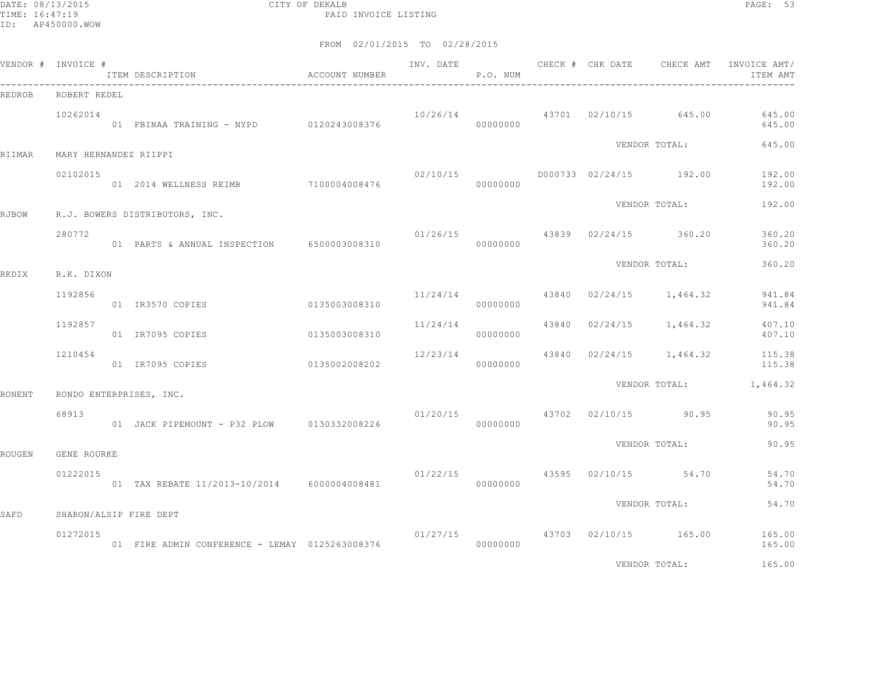CITY OF DEKALB
PAID INVOICE LISTING

DATE: 08/13/2015
TIME: 16:47:19
ID: AP450000.WOW

FROM 02/01/2015 TO 02/28/2015

| VENDOR # | INVOICE # | ITEM DESCRIPTION | ACCOUNT NUMBER | INV. DATE | P.O. NUM | CHECK # | CHK DATE | CHECK AMT | INVOICE AMT/ ITEM AMT |
|---|---|---|---|---|---|---|---|---|---|
| REDROB | ROBERT REDEL | | | | | | | | |
| | 10262014 | | | 10/26/14 | | 43701 | 02/10/15 | 645.00 | 645.00 |
| | | 01 FBINAA TRAINING - NYPD | 0120243008376 | | 00000000 | | | | 645.00 |
| | | | | | | | | VENDOR TOTAL: | 645.00 |
| RIIMAR | MARY HERNANDEZ RIIPPI | | | | | | | | |
| | 02102015 | | | 02/10/15 | | D000733 | 02/24/15 | 192.00 | 192.00 |
| | | 01 2014 WELLNESS REIMB | 7100004008476 | | 00000000 | | | | 192.00 |
| | | | | | | | | VENDOR TOTAL: | 192.00 |
| RJBOW | R.J. BOWERS DISTRIBUTORS, INC. | | | | | | | | |
| | 280772 | | | 01/26/15 | | 43839 | 02/24/15 | 360.20 | 360.20 |
| | | 01 PARTS & ANNUAL INSPECTION | 6500003008310 | | 00000000 | | | | 360.20 |
| | | | | | | | | VENDOR TOTAL: | 360.20 |
| RKDIX | R.K. DIXON | | | | | | | | |
| | 1192856 | | | 11/24/14 | | 43840 | 02/24/15 | 1,464.32 | 941.84 |
| | | 01 IR3570 COPIES | 0135003008310 | | 00000000 | | | | 941.84 |
| | 1192857 | | | 11/24/14 | | 43840 | 02/24/15 | 1,464.32 | 407.10 |
| | | 01 IR7095 COPIES | 0135003008310 | | 00000000 | | | | 407.10 |
| | 1210454 | | | 12/23/14 | | 43840 | 02/24/15 | 1,464.32 | 115.38 |
| | | 01 IR7095 COPIES | 0135002008202 | | 00000000 | | | | 115.38 |
| | | | | | | | | VENDOR TOTAL: | 1,464.32 |
| RONENT | RONDO ENTERPRISES, INC. | | | | | | | | |
| | 68913 | | | 01/20/15 | | 43702 | 02/10/15 | 90.95 | 90.95 |
| | | 01 JACK PIPEMOUNT - P32 PLOW | 0130332008226 | | 00000000 | | | | 90.95 |
| | | | | | | | | VENDOR TOTAL: | 90.95 |
| ROUGEN | GENE ROURKE | | | | | | | | |
| | 01222015 | | | 01/22/15 | | 43595 | 02/10/15 | 54.70 | 54.70 |
| | | 01 TAX REBATE 11/2013-10/2014 | 6000004008481 | | 00000000 | | | | 54.70 |
| | | | | | | | | VENDOR TOTAL: | 54.70 |
| SAFD | SHARON/ALSIP FIRE DEPT | | | | | | | | |
| | 01272015 | | | 01/27/15 | | 43703 | 02/10/15 | 165.00 | 165.00 |
| | | 01 FIRE ADMIN CONFERENCE - LEMAY | 0125263008376 | | 00000000 | | | | 165.00 |
| | | | | | | | | VENDOR TOTAL: | 165.00 |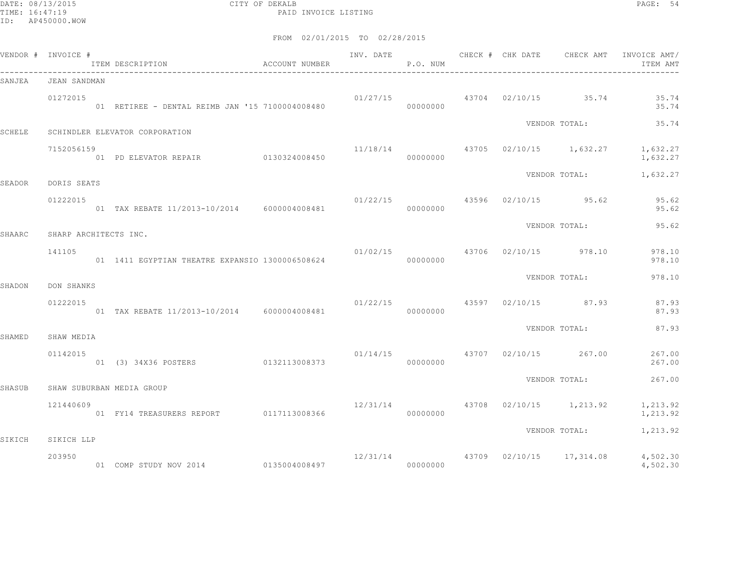CITY OF DEKALB
PAID INVOICE LISTING

FROM 02/01/2015 TO 02/28/2015

| VENDOR # | INVOICE # | ITEM DESCRIPTION | ACCOUNT NUMBER | INV. DATE | P.O. NUM | CHECK # | CHK DATE | CHECK AMT | INVOICE AMT/ ITEM AMT |
|---|---|---|---|---|---|---|---|---|---|
| SANJEA | JEAN SANDMAN | | | | | | | | |
| | 01272015 | | | 01/27/15 | | 43704 | 02/10/15 | 35.74 | 35.74 |
| | | 01 RETIREE - DENTAL REIMB JAN '15 | 7100004008480 | | 00000000 | | | | 35.74 |
| | | | | | | | VENDOR TOTAL: | | 35.74 |
| SCHELE | SCHINDLER ELEVATOR CORPORATION | | | | | | | | |
| | 7152056159 | | | 11/18/14 | | 43705 | 02/10/15 | 1,632.27 | 1,632.27 |
| | | 01 PD ELEVATOR REPAIR | 0130324008450 | | 00000000 | | | | 1,632.27 |
| | | | | | | | VENDOR TOTAL: | | 1,632.27 |
| SEADOR | DORIS SEATS | | | | | | | | |
| | 01222015 | | | 01/22/15 | | 43596 | 02/10/15 | 95.62 | 95.62 |
| | | 01 TAX REBATE 11/2013-10/2014 | 6000004008481 | | 00000000 | | | | 95.62 |
| | | | | | | | VENDOR TOTAL: | | 95.62 |
| SHAARC | SHARP ARCHITECTS INC. | | | | | | | | |
| | 141105 | | | 01/02/15 | | 43706 | 02/10/15 | 978.10 | 978.10 |
| | | 01 1411 EGYPTIAN THEATRE EXPANSIO | 1300006508624 | | 00000000 | | | | 978.10 |
| | | | | | | | VENDOR TOTAL: | | 978.10 |
| SHADON | DON SHANKS | | | | | | | | |
| | 01222015 | | | 01/22/15 | | 43597 | 02/10/15 | 87.93 | 87.93 |
| | | 01 TAX REBATE 11/2013-10/2014 | 6000004008481 | | 00000000 | | | | 87.93 |
| | | | | | | | VENDOR TOTAL: | | 87.93 |
| SHAMED | SHAW MEDIA | | | | | | | | |
| | 01142015 | | | 01/14/15 | | 43707 | 02/10/15 | 267.00 | 267.00 |
| | | 01 (3) 34X36 POSTERS | 0132113008373 | | 00000000 | | | | 267.00 |
| | | | | | | | VENDOR TOTAL: | | 267.00 |
| SHASUB | SHAW SUBURBAN MEDIA GROUP | | | | | | | | |
| | 121440609 | | | 12/31/14 | | 43708 | 02/10/15 | 1,213.92 | 1,213.92 |
| | | 01 FY14 TREASURERS REPORT | 0117113008366 | | 00000000 | | | | 1,213.92 |
| | | | | | | | VENDOR TOTAL: | | 1,213.92 |
| SIKICH | SIKICH LLP | | | | | | | | |
| | 203950 | | | 12/31/14 | | 43709 | 02/10/15 | 17,314.08 | 4,502.30 |
| | | 01 COMP STUDY NOV 2014 | 0135004008497 | | 00000000 | | | | 4,502.30 |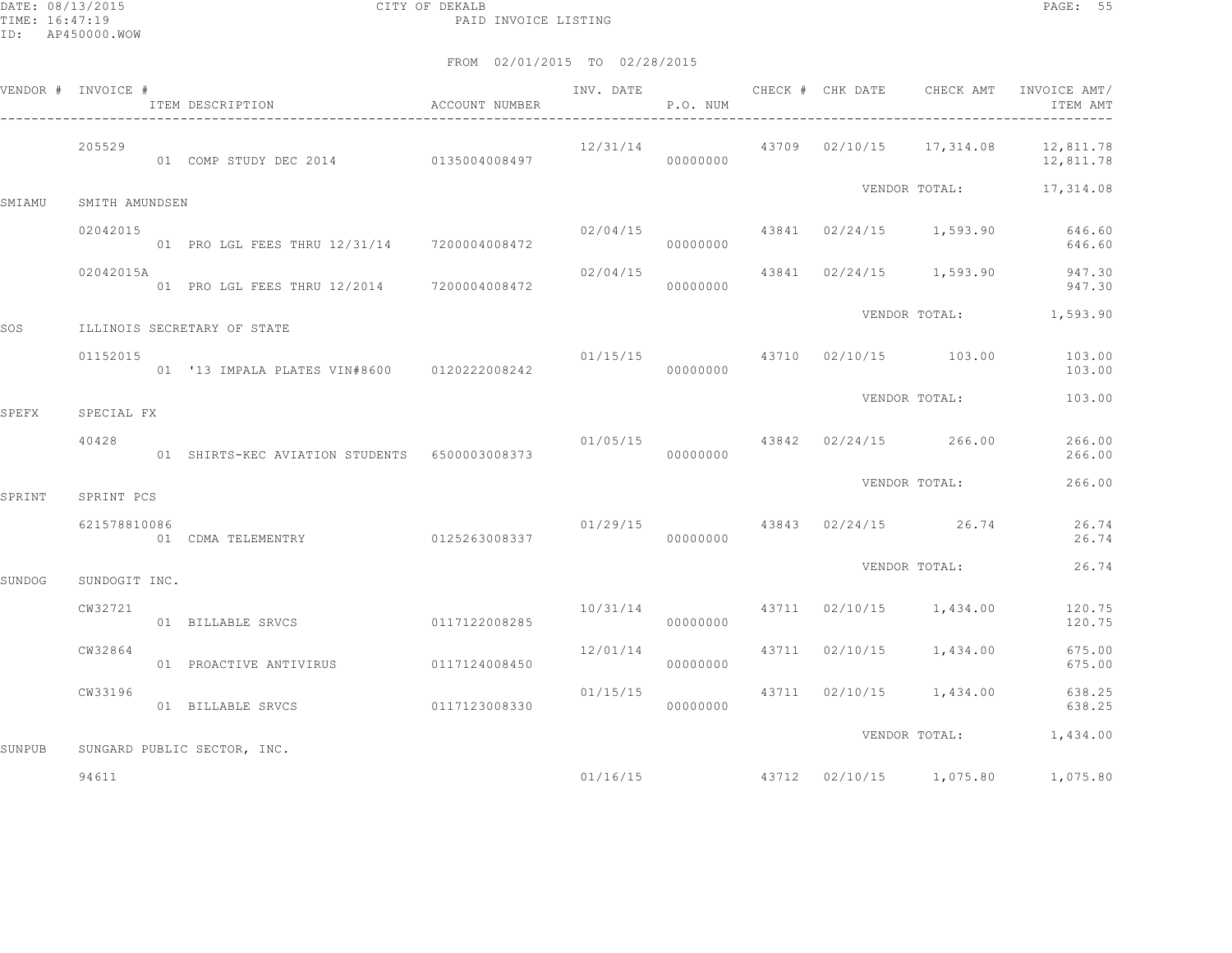CITY OF DEKALB
PAID INVOICE LISTING

DATE: 08/13/2015
TIME: 16:47:19
ID: AP450000.WOW

FROM 02/01/2015 TO 02/28/2015

| VENDOR # | INVOICE # | ITEM DESCRIPTION | ACCOUNT NUMBER | INV. DATE | P.O. NUM | CHECK # | CHK DATE | CHECK AMT | INVOICE AMT/ ITEM AMT |
|---|---|---|---|---|---|---|---|---|---|
| | 205529 | | | 12/31/14 | | 43709 | 02/10/15 | 17,314.08 | 12,811.78 |
| | | 01 COMP STUDY DEC 2014 | 0135004008497 | | 00000000 | | | | 12,811.78 |
| | | | | | | | VENDOR TOTAL: | | 17,314.08 |
| SMIAMU | SMITH AMUNDSEN | | | | | | | | |
| | 02042015 | | | 02/04/15 | | 43841 | 02/24/15 | 1,593.90 | 646.60 |
| | | 01 PRO LGL FEES THRU 12/31/14 | 7200004008472 | | 00000000 | | | | 646.60 |
| | 02042015A | | | 02/04/15 | | 43841 | 02/24/15 | 1,593.90 | 947.30 |
| | | 01 PRO LGL FEES THRU 12/2014 | 7200004008472 | | 00000000 | | | | 947.30 |
| | | | | | | | VENDOR TOTAL: | | 1,593.90 |
| SOS | ILLINOIS SECRETARY OF STATE | | | | | | | | |
| | 01152015 | | | 01/15/15 | | 43710 | 02/10/15 | 103.00 | 103.00 |
| | | 01 '13 IMPALA PLATES VIN#8600 | 0120222008242 | | 00000000 | | | | 103.00 |
| | | | | | | | VENDOR TOTAL: | | 103.00 |
| SPEFX | SPECIAL FX | | | | | | | | |
| | 40428 | | | 01/05/15 | | 43842 | 02/24/15 | 266.00 | 266.00 |
| | | 01 SHIRTS-KEC AVIATION STUDENTS | 6500003008373 | | 00000000 | | | | 266.00 |
| | | | | | | | VENDOR TOTAL: | | 266.00 |
| SPRINT | SPRINT PCS | | | | | | | | |
| | 621578810086 | | | 01/29/15 | | 43843 | 02/24/15 | 26.74 | 26.74 |
| | | 01 CDMA TELEMENTRY | 0125263008337 | | 00000000 | | | | 26.74 |
| | | | | | | | VENDOR TOTAL: | | 26.74 |
| SUNDOG | SUNDOGIT INC. | | | | | | | | |
| | CW32721 | | | 10/31/14 | | 43711 | 02/10/15 | 1,434.00 | 120.75 |
| | | 01 BILLABLE SRVCS | 0117122008285 | | 00000000 | | | | 120.75 |
| | CW32864 | | | 12/01/14 | | 43711 | 02/10/15 | 1,434.00 | 675.00 |
| | | 01 PROACTIVE ANTIVIRUS | 0117124008450 | | 00000000 | | | | 675.00 |
| | CW33196 | | | 01/15/15 | | 43711 | 02/10/15 | 1,434.00 | 638.25 |
| | | 01 BILLABLE SRVCS | 0117123008330 | | 00000000 | | | | 638.25 |
| | | | | | | | VENDOR TOTAL: | | 1,434.00 |
| SUNPUB | SUNGARD PUBLIC SECTOR, INC. | | | | | | | | |
| | 94611 | | | 01/16/15 | | 43712 | 02/10/15 | 1,075.80 | 1,075.80 |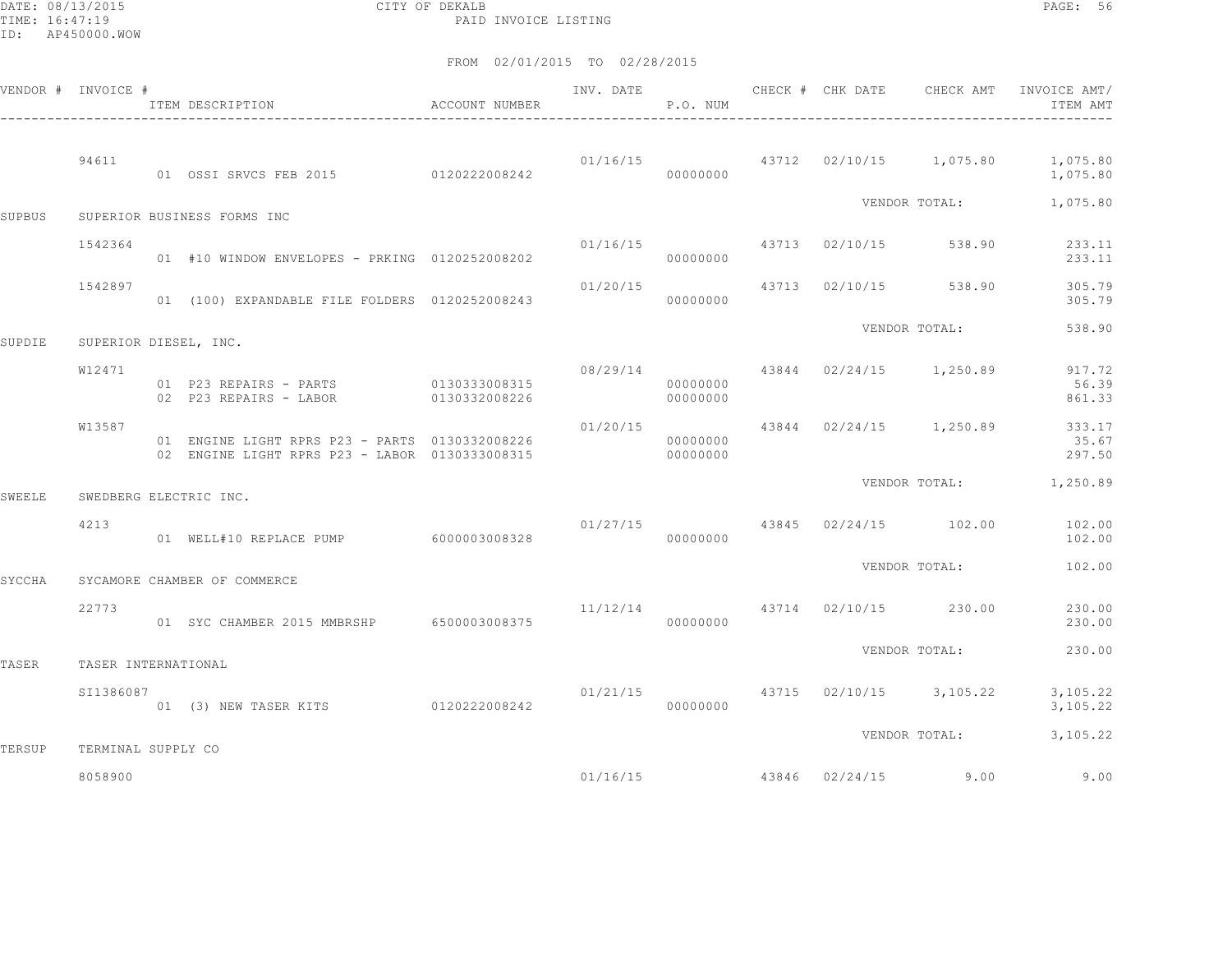CITY OF DEKALB

PAID INVOICE LISTING

DATE: 08/13/2015
TIME: 16:47:19
ID: AP450000.WOW

FROM 02/01/2015 TO 02/28/2015

| VENDOR # | INVOICE # | ITEM DESCRIPTION | ACCOUNT NUMBER | INV. DATE | P.O. NUM | CHECK # | CHK DATE | CHECK AMT | INVOICE AMT/ ITEM AMT |
|---|---|---|---|---|---|---|---|---|---|
| | 94611 | | | 01/16/15 | | 43712 | 02/10/15 | 1,075.80 | 1,075.80 |
| | | 01 OSSI SRVCS FEB 2015 | 0120222008242 | | 00000000 | | | | 1,075.80 |
| | | | | | | | | VENDOR TOTAL: | 1,075.80 |
| SUPBUS | SUPERIOR BUSINESS FORMS INC | | | | | | | | |
| | 1542364 | | | 01/16/15 | | 43713 | 02/10/15 | 538.90 | 233.11 |
| | | 01 #10 WINDOW ENVELOPES - PRKING | 0120252008202 | | 00000000 | | | | 233.11 |
| | 1542897 | | | 01/20/15 | | 43713 | 02/10/15 | 538.90 | 305.79 |
| | | 01 (100) EXPANDABLE FILE FOLDERS | 0120252008243 | | 00000000 | | | | 305.79 |
| | | | | | | | | VENDOR TOTAL: | 538.90 |
| SUPDIE | SUPERIOR DIESEL, INC. | | | | | | | | |
| | W12471 | | | 08/29/14 | | 43844 | 02/24/15 | 1,250.89 | 917.72 |
| | | 01 P23 REPAIRS - PARTS | 0130333008315 | | 00000000 | | | | 56.39 |
| | | 02 P23 REPAIRS - LABOR | 0130332008226 | | 00000000 | | | | 861.33 |
| | W13587 | | | 01/20/15 | | 43844 | 02/24/15 | 1,250.89 | 333.17 |
| | | 01 ENGINE LIGHT RPRS P23 - PARTS | 0130332008226 | | 00000000 | | | | 35.67 |
| | | 02 ENGINE LIGHT RPRS P23 - LABOR | 0130333008315 | | 00000000 | | | | 297.50 |
| | | | | | | | | VENDOR TOTAL: | 1,250.89 |
| SWEELE | SWEDBERG ELECTRIC INC. | | | | | | | | |
| | 4213 | | | 01/27/15 | | 43845 | 02/24/15 | 102.00 | 102.00 |
| | | 01 WELL#10 REPLACE PUMP | 6000003008328 | | 00000000 | | | | 102.00 |
| | | | | | | | | VENDOR TOTAL: | 102.00 |
| SYCCHA | SYCAMORE CHAMBER OF COMMERCE | | | | | | | | |
| | 22773 | | | 11/12/14 | | 43714 | 02/10/15 | 230.00 | 230.00 |
| | | 01 SYC CHAMBER 2015 MMBRSHP | 6500003008375 | | 00000000 | | | | 230.00 |
| | | | | | | | | VENDOR TOTAL: | 230.00 |
| TASER | TASER INTERNATIONAL | | | | | | | | |
| | SI1386087 | | | 01/21/15 | | 43715 | 02/10/15 | 3,105.22 | 3,105.22 |
| | | 01 (3) NEW TASER KITS | 0120222008242 | | 00000000 | | | | 3,105.22 |
| | | | | | | | | VENDOR TOTAL: | 3,105.22 |
| TERSUP | TERMINAL SUPPLY CO | | | | | | | | |
| | 8058900 | | | 01/16/15 | | 43846 | 02/24/15 | 9.00 | 9.00 |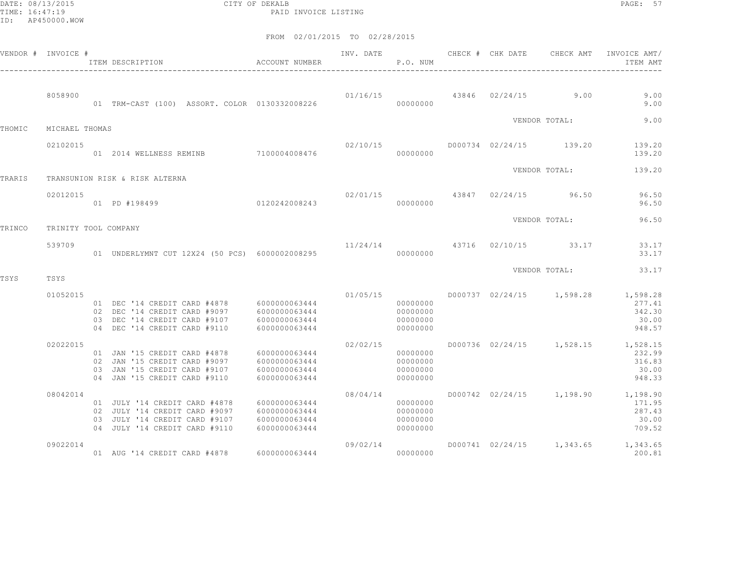CITY OF DEKALB
PAID INVOICE LISTING

FROM 02/01/2015 TO 02/28/2015

| VENDOR # | INVOICE # | ITEM DESCRIPTION | ACCOUNT NUMBER | INV. DATE | P.O. NUM | CHECK # | CHK DATE | CHECK AMT | INVOICE AMT/ ITEM AMT |
|---|---|---|---|---|---|---|---|---|---|
| | 8058900 | | | 01/16/15 | | 43846 | 02/24/15 | 9.00 | 9.00 |
| | | 01 TRM-CAST (100) ASSORT. COLOR | 0130332008226 | | 00000000 | | | | 9.00 |
| | | | | | | | VENDOR TOTAL: | | 9.00 |
| THOMIC | MICHAEL THOMAS | | | | | | | | |
| | 02102015 | | | 02/10/15 | | D000734 | 02/24/15 | 139.20 | 139.20 |
| | | 01 2014 WELLNESS REMINB | 7100004008476 | | 00000000 | | | | 139.20 |
| | | | | | | | VENDOR TOTAL: | | 139.20 |
| TRARIS | TRANSUNION RISK & RISK ALTERNA | | | | | | | | |
| | 02012015 | | | 02/01/15 | | 43847 | 02/24/15 | 96.50 | 96.50 |
| | | 01 PD #198499 | 0120242008243 | | 00000000 | | | | 96.50 |
| | | | | | | | VENDOR TOTAL: | | 96.50 |
| TRINCO | TRINITY TOOL COMPANY | | | | | | | | |
| | 539709 | | | 11/24/14 | | 43716 | 02/10/15 | 33.17 | 33.17 |
| | | 01 UNDERLYMNT CUT 12X24 (50 PCS) | 6000002008295 | | 00000000 | | | | 33.17 |
| | | | | | | | VENDOR TOTAL: | | 33.17 |
| TSYS | TSYS | | | | | | | | |
| | 01052015 | | | 01/05/15 | | D000737 | 02/24/15 | 1,598.28 | 1,598.28 |
| | | 01 DEC '14 CREDIT CARD #4878 | 6000000063444 | | 00000000 | | | | 277.41 |
| | | 02 DEC '14 CREDIT CARD #9097 | 6000000063444 | | 00000000 | | | | 342.30 |
| | | 03 DEC '14 CREDIT CARD #9107 | 6000000063444 | | 00000000 | | | | 30.00 |
| | | 04 DEC '14 CREDIT CARD #9110 | 6000000063444 | | 00000000 | | | | 948.57 |
| | 02022015 | | | 02/02/15 | | D000736 | 02/24/15 | 1,528.15 | 1,528.15 |
| | | 01 JAN '15 CREDIT CARD #4878 | 6000000063444 | | 00000000 | | | | 232.99 |
| | | 02 JAN '15 CREDIT CARD #9097 | 6000000063444 | | 00000000 | | | | 316.83 |
| | | 03 JAN '15 CREDIT CARD #9107 | 6000000063444 | | 00000000 | | | | 30.00 |
| | | 04 JAN '15 CREDIT CARD #9110 | 6000000063444 | | 00000000 | | | | 948.33 |
| | 08042014 | | | 08/04/14 | | D000742 | 02/24/15 | 1,198.90 | 1,198.90 |
| | | 01 JULY '14 CREDIT CARD #4878 | 6000000063444 | | 00000000 | | | | 171.95 |
| | | 02 JULY '14 CREDIT CARD #9097 | 6000000063444 | | 00000000 | | | | 287.43 |
| | | 03 JULY '14 CREDIT CARD #9107 | 6000000063444 | | 00000000 | | | | 30.00 |
| | | 04 JULY '14 CREDIT CARD #9110 | 6000000063444 | | 00000000 | | | | 709.52 |
| | 09022014 | | | 09/02/14 | | D000741 | 02/24/15 | 1,343.65 | 1,343.65 |
| | | 01 AUG '14 CREDIT CARD #4878 | 6000000063444 | | 00000000 | | | | 200.81 |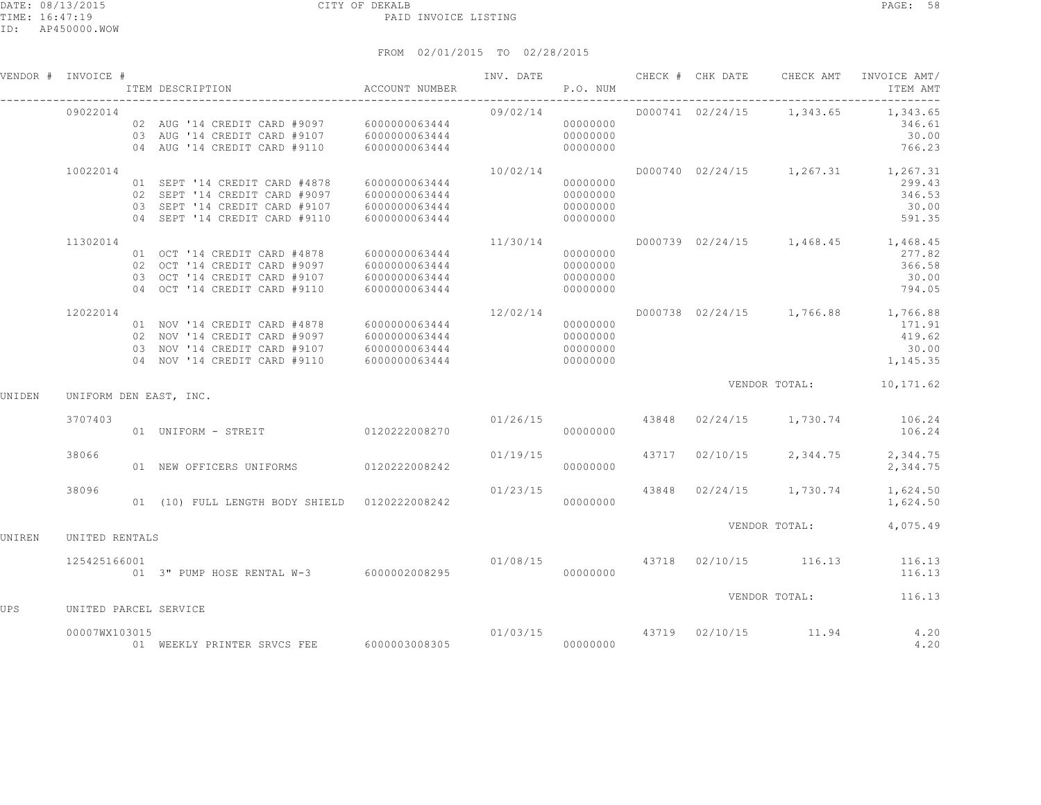CITY OF DEKALB

PAID INVOICE LISTING

FROM 02/01/2015 TO 02/28/2015

| VENDOR # | INVOICE # | ITEM DESCRIPTION | ACCOUNT NUMBER | INV. DATE | P.O. NUM | CHECK # | CHK DATE | CHECK AMT | INVOICE AMT/ ITEM AMT |
|---|---|---|---|---|---|---|---|---|---|
| | 09022014 | | | 09/02/14 | | D000741 | 02/24/15 | 1,343.65 | 1,343.65 |
| | | 02 AUG '14 CREDIT CARD #9097 | 6000000063444 | | 00000000 | | | | 346.61 |
| | | 03 AUG '14 CREDIT CARD #9107 | 6000000063444 | | 00000000 | | | | 30.00 |
| | | 04 AUG '14 CREDIT CARD #9110 | 6000000063444 | | 00000000 | | | | 766.23 |
| | 10022014 | | | 10/02/14 | | D000740 | 02/24/15 | 1,267.31 | 1,267.31 |
| | | 01 SEPT '14 CREDIT CARD #4878 | 6000000063444 | | 00000000 | | | | 299.43 |
| | | 02 SEPT '14 CREDIT CARD #9097 | 6000000063444 | | 00000000 | | | | 346.53 |
| | | 03 SEPT '14 CREDIT CARD #9107 | 6000000063444 | | 00000000 | | | | 30.00 |
| | | 04 SEPT '14 CREDIT CARD #9110 | 6000000063444 | | 00000000 | | | | 591.35 |
| | 11302014 | | | 11/30/14 | | D000739 | 02/24/15 | 1,468.45 | 1,468.45 |
| | | 01 OCT '14 CREDIT CARD #4878 | 6000000063444 | | 00000000 | | | | 277.82 |
| | | 02 OCT '14 CREDIT CARD #9097 | 6000000063444 | | 00000000 | | | | 366.58 |
| | | 03 OCT '14 CREDIT CARD #9107 | 6000000063444 | | 00000000 | | | | 30.00 |
| | | 04 OCT '14 CREDIT CARD #9110 | 6000000063444 | | 00000000 | | | | 794.05 |
| | 12022014 | | | 12/02/14 | | D000738 | 02/24/15 | 1,766.88 | 1,766.88 |
| | | 01 NOV '14 CREDIT CARD #4878 | 6000000063444 | | 00000000 | | | | 171.91 |
| | | 02 NOV '14 CREDIT CARD #9097 | 6000000063444 | | 00000000 | | | | 419.62 |
| | | 03 NOV '14 CREDIT CARD #9107 | 6000000063444 | | 00000000 | | | | 30.00 |
| | | 04 NOV '14 CREDIT CARD #9110 | 6000000063444 | | 00000000 | | | | 1,145.35 |
| | | | | | | | | VENDOR TOTAL: | 10,171.62 |
| UNIDEN | UNIFORM DEN EAST, INC. | | | | | | | | |
| | 3707403 | | | 01/26/15 | | 43848 | 02/24/15 | 1,730.74 | 106.24 |
| | | 01 UNIFORM - STREIT | 0120222008270 | | 00000000 | | | | 106.24 |
| | 38066 | | | 01/19/15 | | 43717 | 02/10/15 | 2,344.75 | 2,344.75 |
| | | 01 NEW OFFICERS UNIFORMS | 0120222008242 | | 00000000 | | | | 2,344.75 |
| | 38096 | | | 01/23/15 | | 43848 | 02/24/15 | 1,730.74 | 1,624.50 |
| | | 01 (10) FULL LENGTH BODY SHIELD | 0120222008242 | | 00000000 | | | | 1,624.50 |
| | | | | | | | | VENDOR TOTAL: | 4,075.49 |
| UNIREN | UNITED RENTALS | | | | | | | | |
| | 125425166001 | | | 01/08/15 | | 43718 | 02/10/15 | 116.13 | 116.13 |
| | | 01 3" PUMP HOSE RENTAL W-3 | 6000002008295 | | 00000000 | | | | 116.13 |
| | | | | | | | | VENDOR TOTAL: | 116.13 |
| UPS | UNITED PARCEL SERVICE | | | | | | | | |
| | 00007WX103015 | | | 01/03/15 | | 43719 | 02/10/15 | 11.94 | 4.20 |
| | | 01 WEEKLY PRINTER SRVCS FEE | 6000003008305 | | 00000000 | | | | 4.20 |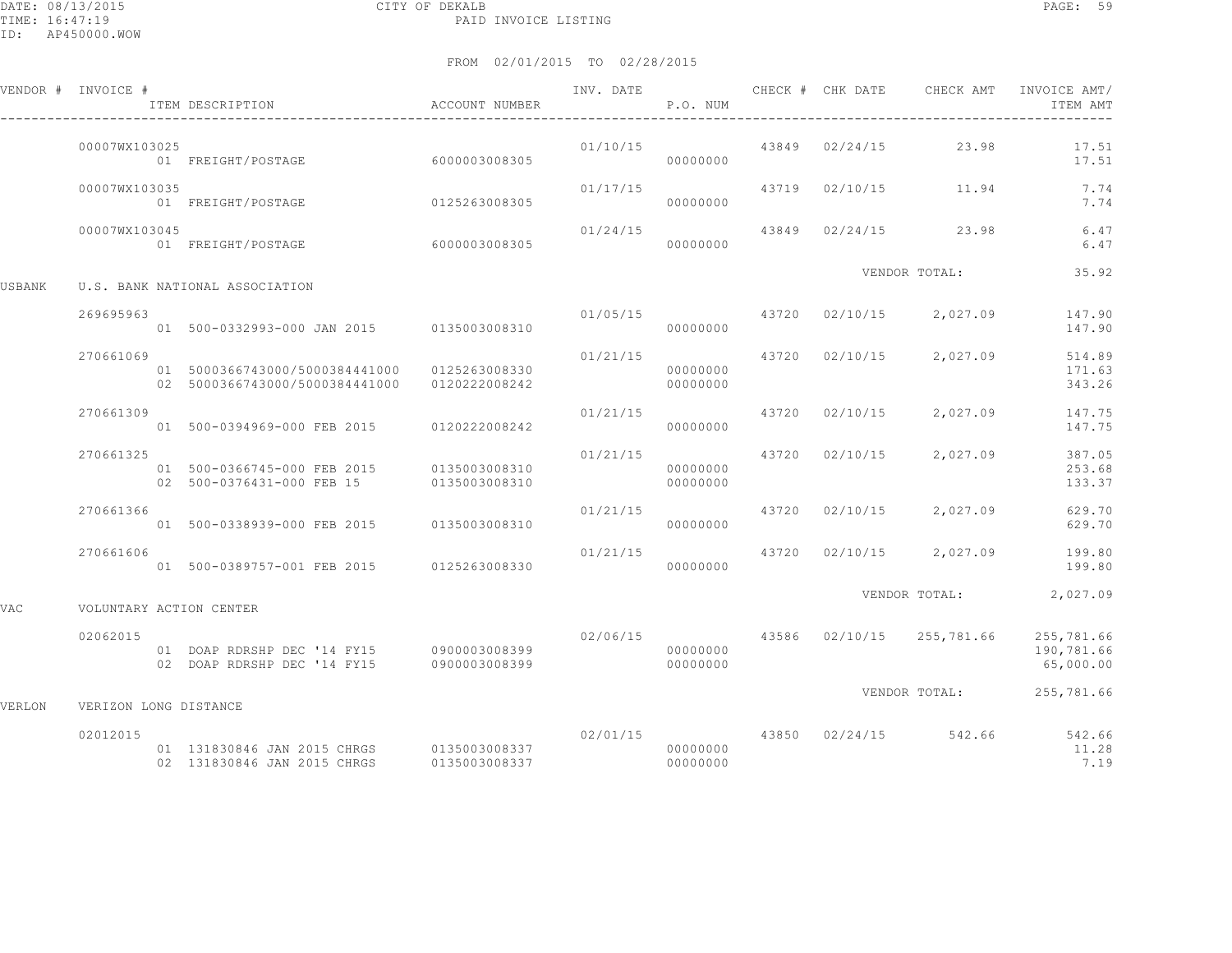CITY OF DEKALB
PAID INVOICE LISTING

DATE: 08/13/2015
TIME: 16:47:19
ID: AP450000.WOW

FROM 02/01/2015 TO 02/28/2015

| VENDOR # | INVOICE # | ITEM DESCRIPTION | ACCOUNT NUMBER | INV. DATE | P.O. NUM | CHECK # | CHK DATE | CHECK AMT | INVOICE AMT/ ITEM AMT |
|---|---|---|---|---|---|---|---|---|---|
| | 00007WX103025 | | | 01/10/15 | | 43849 | 02/24/15 | 23.98 | 17.51 |
| | | 01 FREIGHT/POSTAGE | 6000003008305 | | 00000000 | | | | 17.51 |
| | 00007WX103035 | | | 01/17/15 | | 43719 | 02/10/15 | 11.94 | 7.74 |
| | | 01 FREIGHT/POSTAGE | 0125263008305 | | 00000000 | | | | 7.74 |
| | 00007WX103045 | | | 01/24/15 | | 43849 | 02/24/15 | 23.98 | 6.47 |
| | | 01 FREIGHT/POSTAGE | 6000003008305 | | 00000000 | | | | 6.47 |
| | | | | | | | | VENDOR TOTAL: | 35.92 |
| USBANK | U.S. BANK NATIONAL ASSOCIATION | | | | | | | | |
| | 269695963 | | | 01/05/15 | | 43720 | 02/10/15 | 2,027.09 | 147.90 |
| | | 01 500-0332993-000 JAN 2015 | 0135003008310 | | 00000000 | | | | 147.90 |
| | 270661069 | | | 01/21/15 | | 43720 | 02/10/15 | 2,027.09 | 514.89 |
| | | 01 5000366743000/5000384441000 | 0125263008330 | | 00000000 | | | | 171.63 |
| | | 02 5000366743000/5000384441000 | 0120222008242 | | 00000000 | | | | 343.26 |
| | 270661309 | | | 01/21/15 | | 43720 | 02/10/15 | 2,027.09 | 147.75 |
| | | 01 500-0394969-000 FEB 2015 | 0120222008242 | | 00000000 | | | | 147.75 |
| | 270661325 | | | 01/21/15 | | 43720 | 02/10/15 | 2,027.09 | 387.05 |
| | | 01 500-0366745-000 FEB 2015 | 0135003008310 | | 00000000 | | | | 253.68 |
| | | 02 500-0376431-000 FEB 15 | 0135003008310 | | 00000000 | | | | 133.37 |
| | 270661366 | | | 01/21/15 | | 43720 | 02/10/15 | 2,027.09 | 629.70 |
| | | 01 500-0338939-000 FEB 2015 | 0135003008310 | | 00000000 | | | | 629.70 |
| | 270661606 | | | 01/21/15 | | 43720 | 02/10/15 | 2,027.09 | 199.80 |
| | | 01 500-0389757-001 FEB 2015 | 0125263008330 | | 00000000 | | | | 199.80 |
| | | | | | | | | VENDOR TOTAL: | 2,027.09 |
| VAC | VOLUNTARY ACTION CENTER | | | | | | | | |
| | 02062015 | | | 02/06/15 | | 43586 | 02/10/15 | 255,781.66 | 255,781.66 |
| | | 01 DOAP RDRSHP DEC '14 FY15 | 0900003008399 | | 00000000 | | | | 190,781.66 |
| | | 02 DOAP RDRSHP DEC '14 FY15 | 0900003008399 | | 00000000 | | | | 65,000.00 |
| | | | | | | | | VENDOR TOTAL: | 255,781.66 |
| VERLON | VERIZON LONG DISTANCE | | | | | | | | |
| | 02012015 | | | 02/01/15 | | 43850 | 02/24/15 | 542.66 | 542.66 |
| | | 01 131830846 JAN 2015 CHRGS | 0135003008337 | | 00000000 | | | | 11.28 |
| | | 02 131830846 JAN 2015 CHRGS | 0135003008337 | | 00000000 | | | | 7.19 |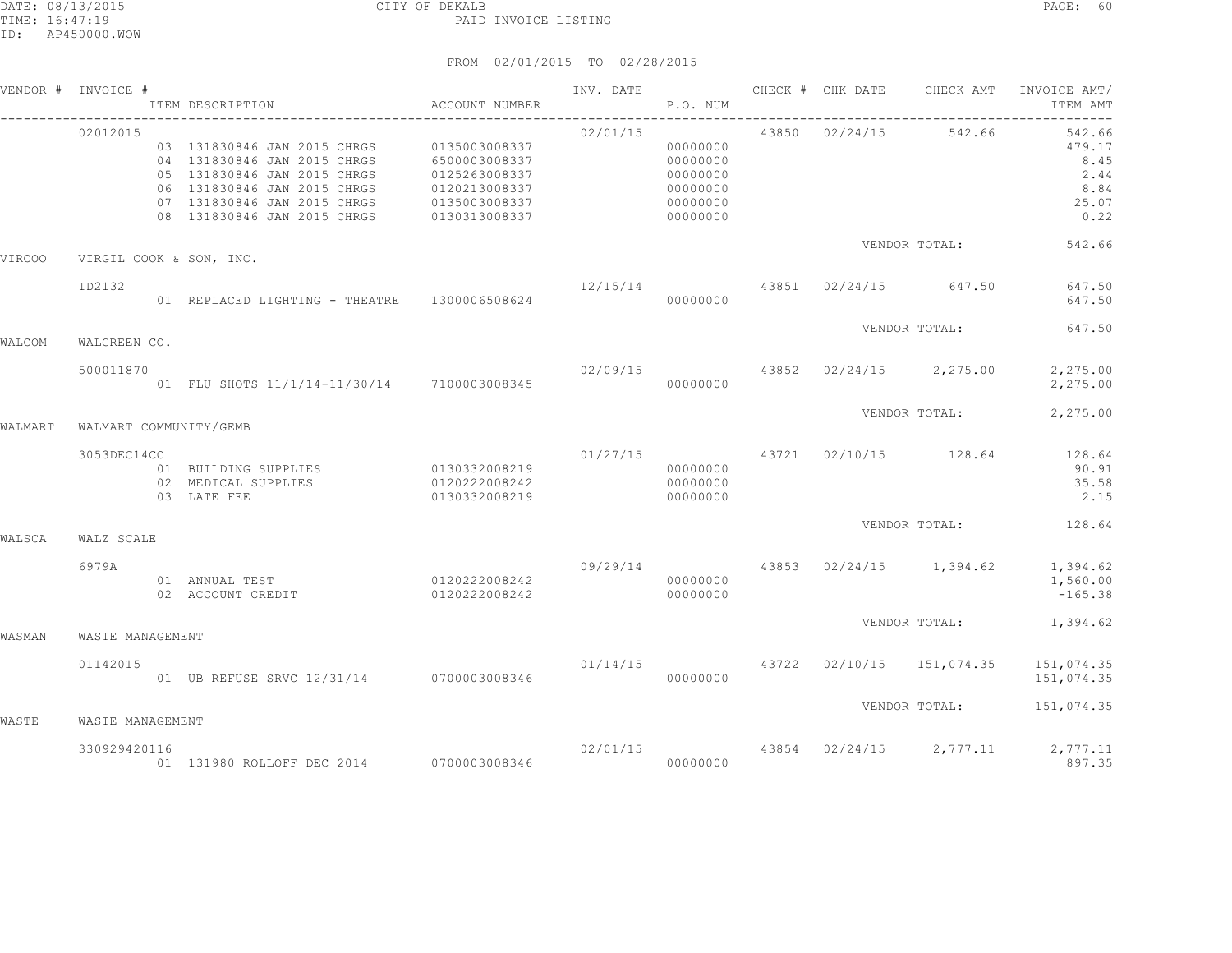CITY OF DEKALB
PAID INVOICE LISTING

FROM 02/01/2015 TO 02/28/2015

| VENDOR # | INVOICE # | ITEM DESCRIPTION | ACCOUNT NUMBER | INV. DATE | P.O. NUM | CHECK # | CHK DATE | CHECK AMT | INVOICE AMT/ ITEM AMT |
|---|---|---|---|---|---|---|---|---|---|
| | 02012015 | | | 02/01/15 | | 43850 | 02/24/15 | 542.66 | 542.66 |
| | | 03 131830846 JAN 2015 CHRGS | 0135003008337 | | 00000000 | | | | 479.17 |
| | | 04 131830846 JAN 2015 CHRGS | 6500003008337 | | 00000000 | | | | 8.45 |
| | | 05 131830846 JAN 2015 CHRGS | 0125263008337 | | 00000000 | | | | 2.44 |
| | | 06 131830846 JAN 2015 CHRGS | 0120213008337 | | 00000000 | | | | 8.84 |
| | | 07 131830846 JAN 2015 CHRGS | 0135003008337 | | 00000000 | | | | 25.07 |
| | | 08 131830846 JAN 2015 CHRGS | 0130313008337 | | 00000000 | | | | 0.22 |
| | | | | | | | VENDOR TOTAL: | | 542.66 |
| VIRCOO | VIRGIL COOK & SON, INC. | | | | | | | | |
| | ID2132 | | | 12/15/14 | | 43851 | 02/24/15 | 647.50 | 647.50 |
| | | 01 REPLACED LIGHTING - THEATRE | 1300006508624 | | 00000000 | | | | 647.50 |
| | | | | | | | VENDOR TOTAL: | | 647.50 |
| WALCOM | WALGREEN CO. | | | | | | | | |
| | 500011870 | | | 02/09/15 | | 43852 | 02/24/15 | 2,275.00 | 2,275.00 |
| | | 01 FLU SHOTS 11/1/14-11/30/14 | 7100003008345 | | 00000000 | | | | 2,275.00 |
| | | | | | | | VENDOR TOTAL: | | 2,275.00 |
| WALMART | WALMART COMMUNITY/GEMB | | | | | | | | |
| | 3053DEC14CC | | | 01/27/15 | | 43721 | 02/10/15 | 128.64 | 128.64 |
| | | 01 BUILDING SUPPLIES | 0130332008219 | | 00000000 | | | | 90.91 |
| | | 02 MEDICAL SUPPLIES | 0120222008242 | | 00000000 | | | | 35.58 |
| | | 03 LATE FEE | 0130332008219 | | 00000000 | | | | 2.15 |
| | | | | | | | VENDOR TOTAL: | | 128.64 |
| WALSCA | WALZ SCALE | | | | | | | | |
| | 6979A | | | 09/29/14 | | 43853 | 02/24/15 | 1,394.62 | 1,394.62 |
| | | 01 ANNUAL TEST | 0120222008242 | | 00000000 | | | | 1,560.00 |
| | | 02 ACCOUNT CREDIT | 0120222008242 | | 00000000 | | | | -165.38 |
| | | | | | | | VENDOR TOTAL: | | 1,394.62 |
| WASMAN | WASTE MANAGEMENT | | | | | | | | |
| | 01142015 | | | 01/14/15 | | 43722 | 02/10/15 | 151,074.35 | 151,074.35 |
| | | 01 UB REFUSE SRVC 12/31/14 | 0700003008346 | | 00000000 | | | | 151,074.35 |
| | | | | | | | VENDOR TOTAL: | | 151,074.35 |
| WASTE | WASTE MANAGEMENT | | | | | | | | |
| | 330929420116 | | | 02/01/15 | | 43854 | 02/24/15 | 2,777.11 | 2,777.11 |
| | | 01 131980 ROLLOFF DEC 2014 | 0700003008346 | | 00000000 | | | | 897.35 |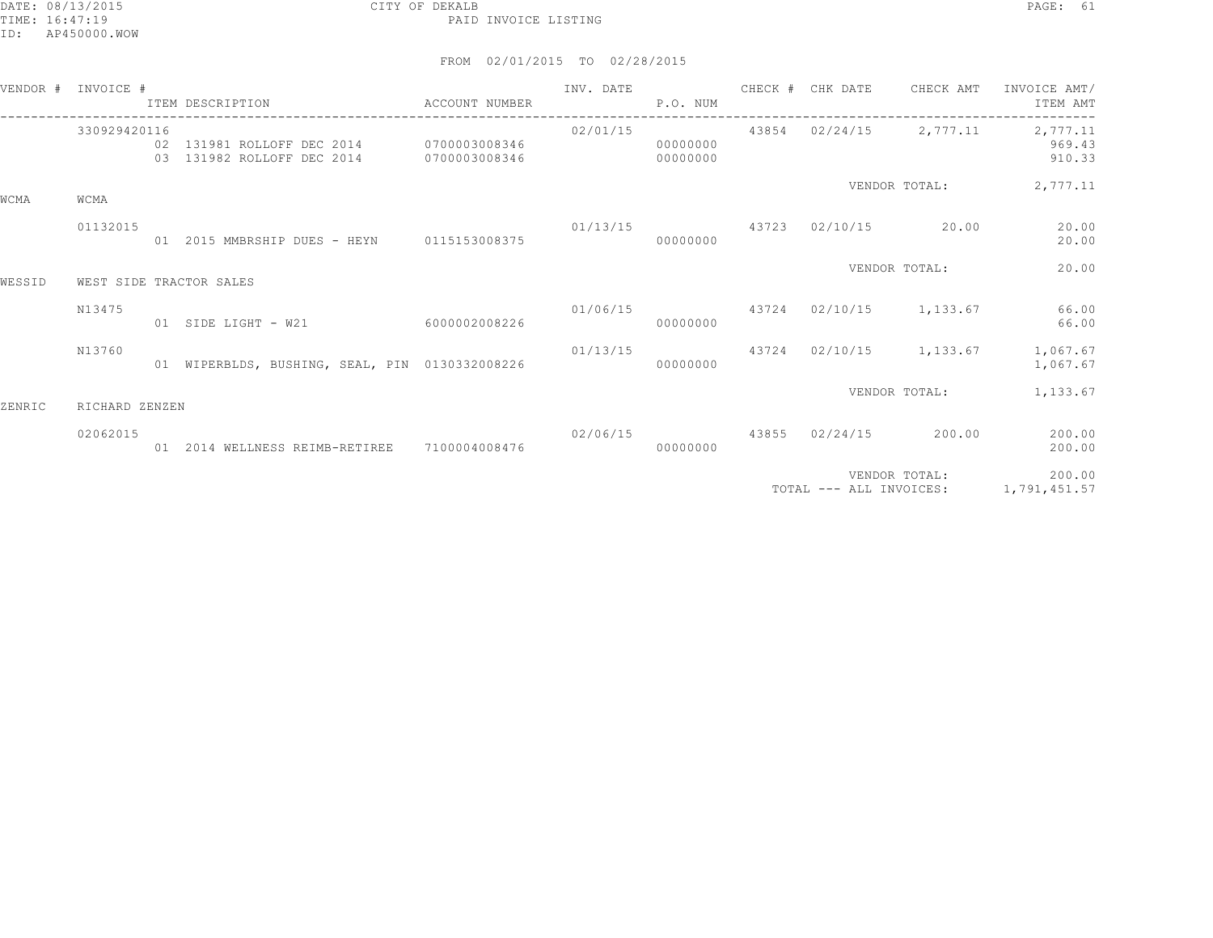CITY OF DEKALB
PAID INVOICE LISTING

DATE: 08/13/2015
TIME: 16:47:19
ID: AP450000.WOW

FROM 02/01/2015 TO 02/28/2015

| VENDOR # | INVOICE # / ITEM DESCRIPTION | ACCOUNT NUMBER | INV. DATE | P.O. NUM | CHECK # | CHK DATE | CHECK AMT | INVOICE AMT/ ITEM AMT |
|---|---|---|---|---|---|---|---|---|
| | 330929420116 | | 02/01/15 | | 43854 | 02/24/15 | 2,777.11 | 2,777.11 |
| | 02 131981 ROLLOFF DEC 2014 | 0700003008346 | | 00000000 | | | | 969.43 |
| | 03 131982 ROLLOFF DEC 2014 | 0700003008346 | | 00000000 | | | | 910.33 |
| | | | | | | | VENDOR TOTAL: | 2,777.11 |
| WCMA | WCMA | | | | | | | |
| | 01132015 | | 01/13/15 | | 43723 | 02/10/15 | 20.00 | 20.00 |
| | 01 2015 MMBRSHIP DUES - HEYN | 0115153008375 | | 00000000 | | | | 20.00 |
| | | | | | | | VENDOR TOTAL: | 20.00 |
| WESSID | WEST SIDE TRACTOR SALES | | | | | | | |
| | N13475 | | 01/06/15 | | 43724 | 02/10/15 | 1,133.67 | 66.00 |
| | 01 SIDE LIGHT - W21 | 6000002008226 | | 00000000 | | | | 66.00 |
| | N13760 | | 01/13/15 | | 43724 | 02/10/15 | 1,133.67 | 1,067.67 |
| | 01 WIPERBLDS, BUSHING, SEAL, PIN | 0130332008226 | | 00000000 | | | | 1,067.67 |
| | | | | | | | VENDOR TOTAL: | 1,133.67 |
| ZENRIC | RICHARD ZENZEN | | | | | | | |
| | 02062015 | | 02/06/15 | | 43855 | 02/24/15 | 200.00 | 200.00 |
| | 01 2014 WELLNESS REIMB-RETIREE | 7100004008476 | | 00000000 | | | | 200.00 |
| | | | | | | | VENDOR TOTAL: | 200.00 |
| | | | | | | | TOTAL --- ALL INVOICES: | 1,791,451.57 |